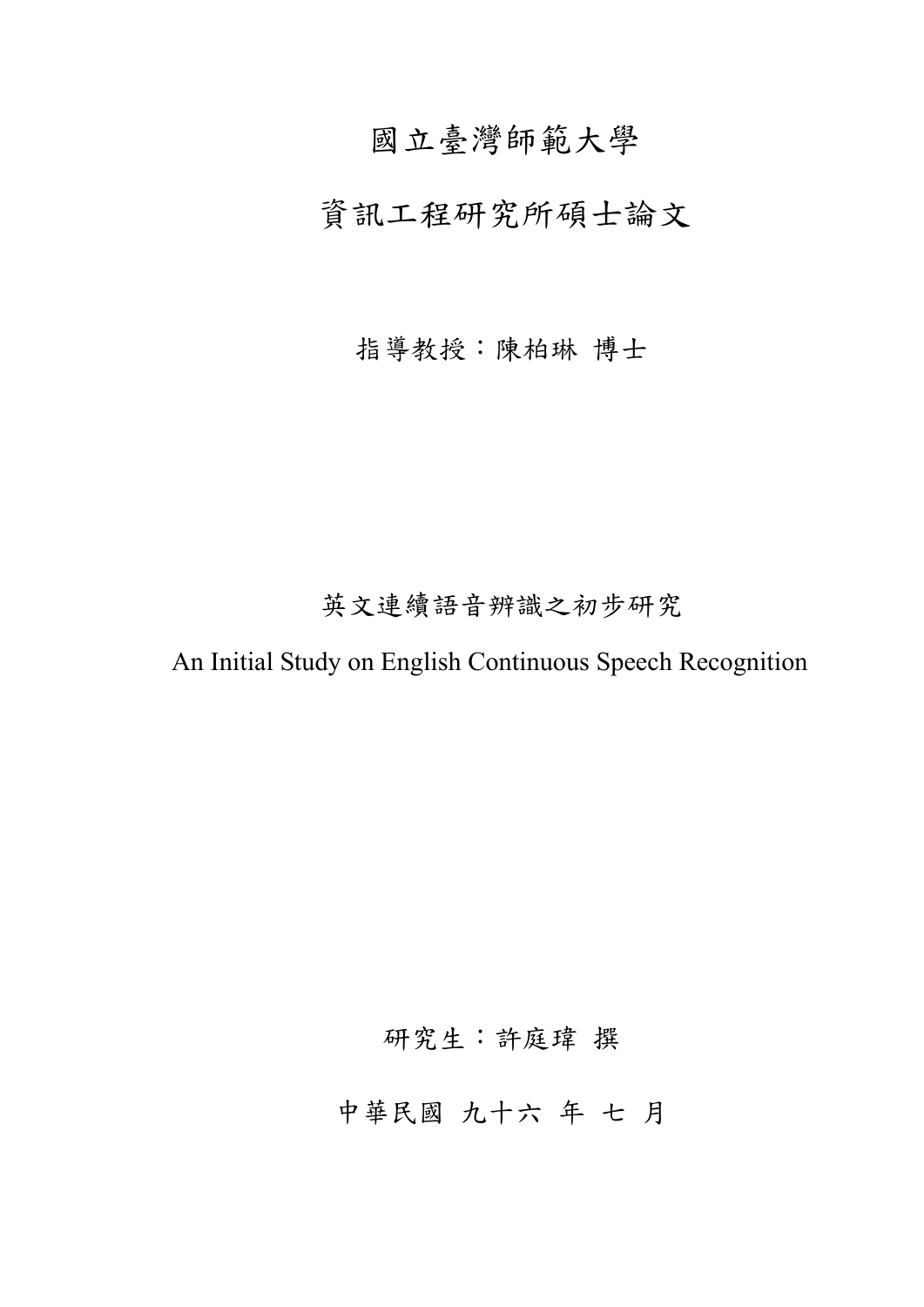# 國立臺灣師範大學

# 資訊工程研究所碩士論文

指導教授：陳柏琳 博士

## 英文連續語音辨識之初步研究

## An Initial Study on English Continuous Speech Recognition

研究生：許庭瑋 撰

中華民國 九十六 年 七 月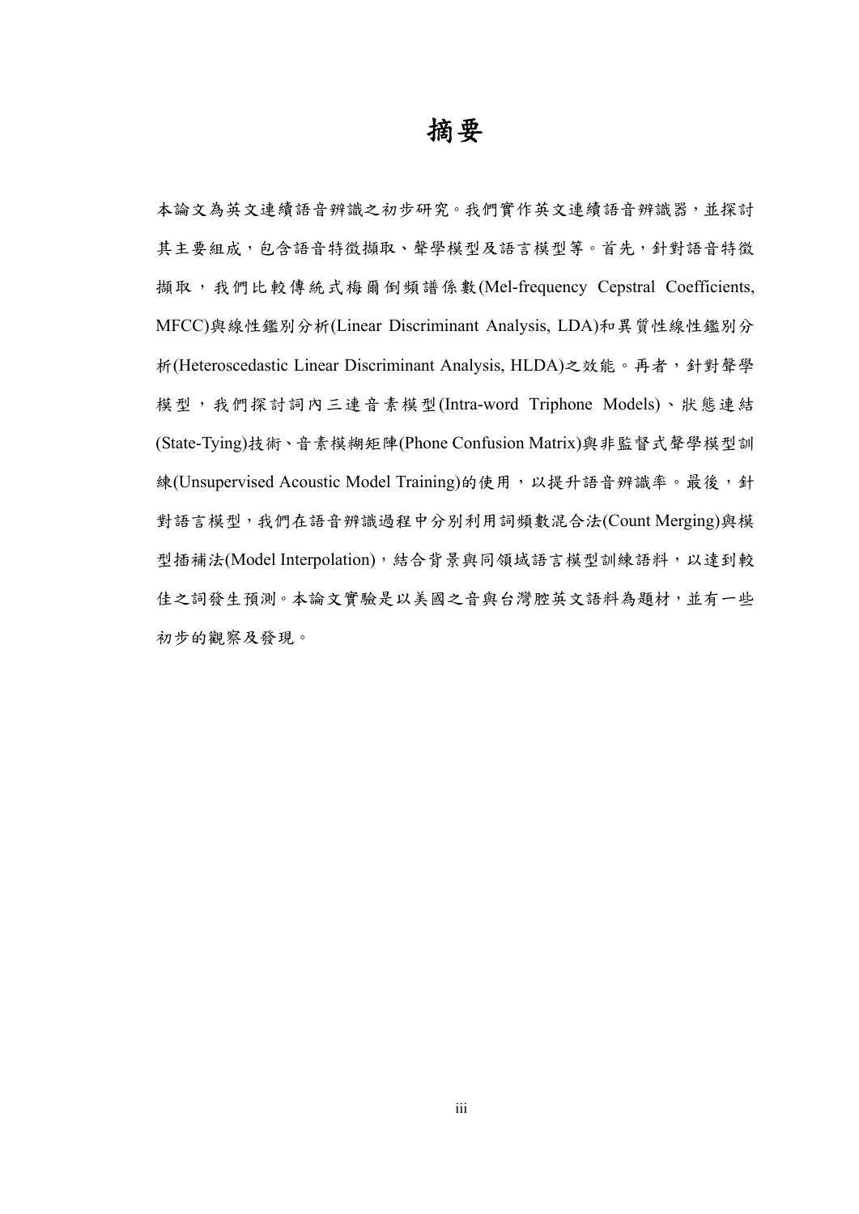# 摘要

本論文為英文連續語音辨識之初步研究。我們實作英文連續語音辨識器，並探討其主要組成，包含語音特徵擷取、聲學模型及語言模型等。首先，針對語音特徵擷取，我們比較傳統式梅爾倒頻譜係數(Mel-frequency Cepstral Coefficients, MFCC)與線性鑑別分析(Linear Discriminant Analysis, LDA)和異質性線性鑑別分析(Heteroscedastic Linear Discriminant Analysis, HLDA)之效能。再者，針對聲學模型，我們探討詞內三連音素模型(Intra-word Triphone Models)、狀態連結(State-Tying)技術、音素模糊矩陣(Phone Confusion Matrix)與非監督式聲學模型訓練(Unsupervised Acoustic Model Training)的使用，以提升語音辨識率。最後，針對語言模型，我們在語音辨識過程中分別利用詞頻數混合法(Count Merging)與模型插補法(Model Interpolation)，結合背景與同領域語言模型訓練語料，以達到較佳之詞發生預測。本論文實驗是以美國之音與台灣腔英文語料為題材，並有一些初步的觀察及發現。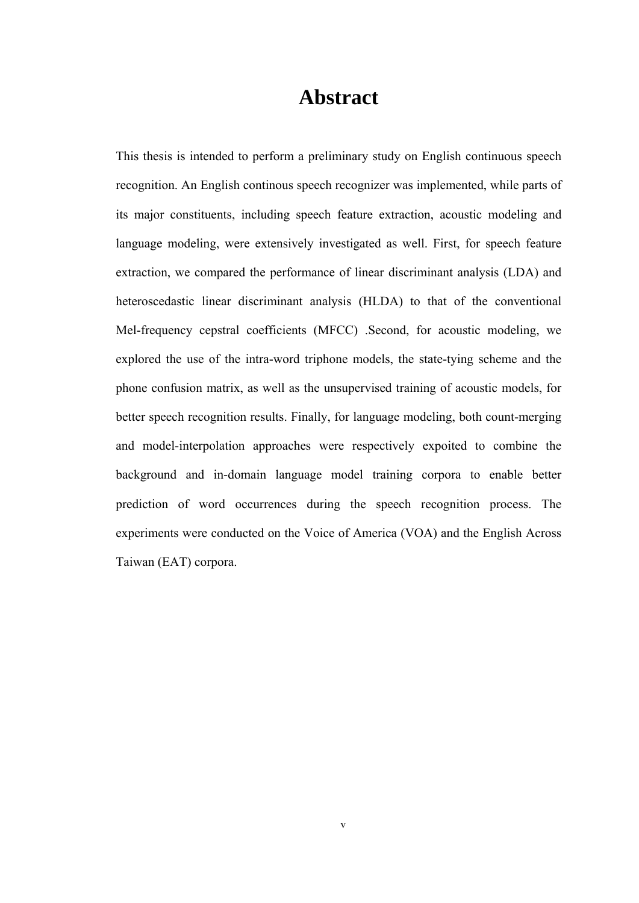# Abstract

This thesis is intended to perform a preliminary study on English continuous speech recognition. An English continous speech recognizer was implemented, while parts of its major constituents, including speech feature extraction, acoustic modeling and language modeling, were extensively investigated as well. First, for speech feature extraction, we compared the performance of linear discriminant analysis (LDA) and heteroscedastic linear discriminant analysis (HLDA) to that of the conventional Mel-frequency cepstral coefficients (MFCC) .Second, for acoustic modeling, we explored the use of the intra-word triphone models, the state-tying scheme and the phone confusion matrix, as well as the unsupervised training of acoustic models, for better speech recognition results. Finally, for language modeling, both count-merging and model-interpolation approaches were respectively expoited to combine the background and in-domain language model training corpora to enable better prediction of word occurrences during the speech recognition process. The experiments were conducted on the Voice of America (VOA) and the English Across Taiwan (EAT) corpora.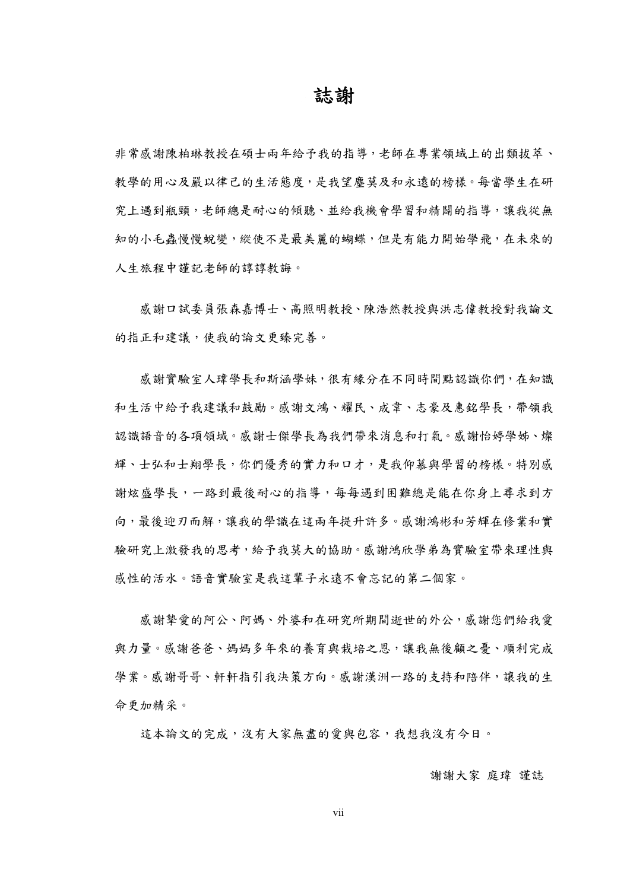# 誌謝

非常感謝陳柏琳教授在碩士兩年給予我的指導，老師在專業領域上的出類拔萃、教學的用心及嚴以律己的生活態度，是我望塵莫及和永遠的榜樣。每當學生在研究上遇到瓶頸，老師總是耐心的傾聽、並給我機會學習和精闢的指導，讓我從無知的小毛蟲慢慢蛻變，縱使不是最美麗的蝴蝶，但是有能力開始學飛，在未來的人生旅程中謹記老師的諄諄教誨。

感謝口試委員張森嘉博士、高照明教授、陳浩然教授與洪志偉教授對我論文的指正和建議，使我的論文更臻完善。

感謝實驗室人瑋學長和斯涵學妹，很有緣分在不同時間點認識你們，在知識和生活中給予我建議和鼓勵。感謝文鴻、耀民、成韋、志豪及惠銘學長，帶領我認識語音的各項領域。感謝士傑學長為我們帶來消息和打氣。感謝怡婷學姊、燦輝、士弘和士翔學長，你們優秀的實力和口才，是我仰慕與學習的榜樣。特別感謝炫盛學長，一路到最後耐心的指導，每每遇到困難總是能在你身上尋求到方向，最後迎刃而解，讓我的學識在這兩年提升許多。感謝鴻彬和芳輝在修業和實驗研究上激發我的思考，給予我莫大的協助。感謝鴻欣學弟為實驗室帶來理性與感性的活水。語音實驗室是我這輩子永遠不會忘記的第二個家。

感謝摯愛的阿公、阿媽、外婆和在研究所期間逝世的外公，感謝您們給我愛與力量。感謝爸爸、媽媽多年來的養育與栽培之恩，讓我無後顧之憂、順利完成學業。感謝哥哥、軒軒指引我決策方向。感謝漢洲一路的支持和陪伴，讓我的生命更加精采。

這本論文的完成，沒有大家無盡的愛與包容，我想我沒有今日。

謝謝大家 庭瑋 謹誌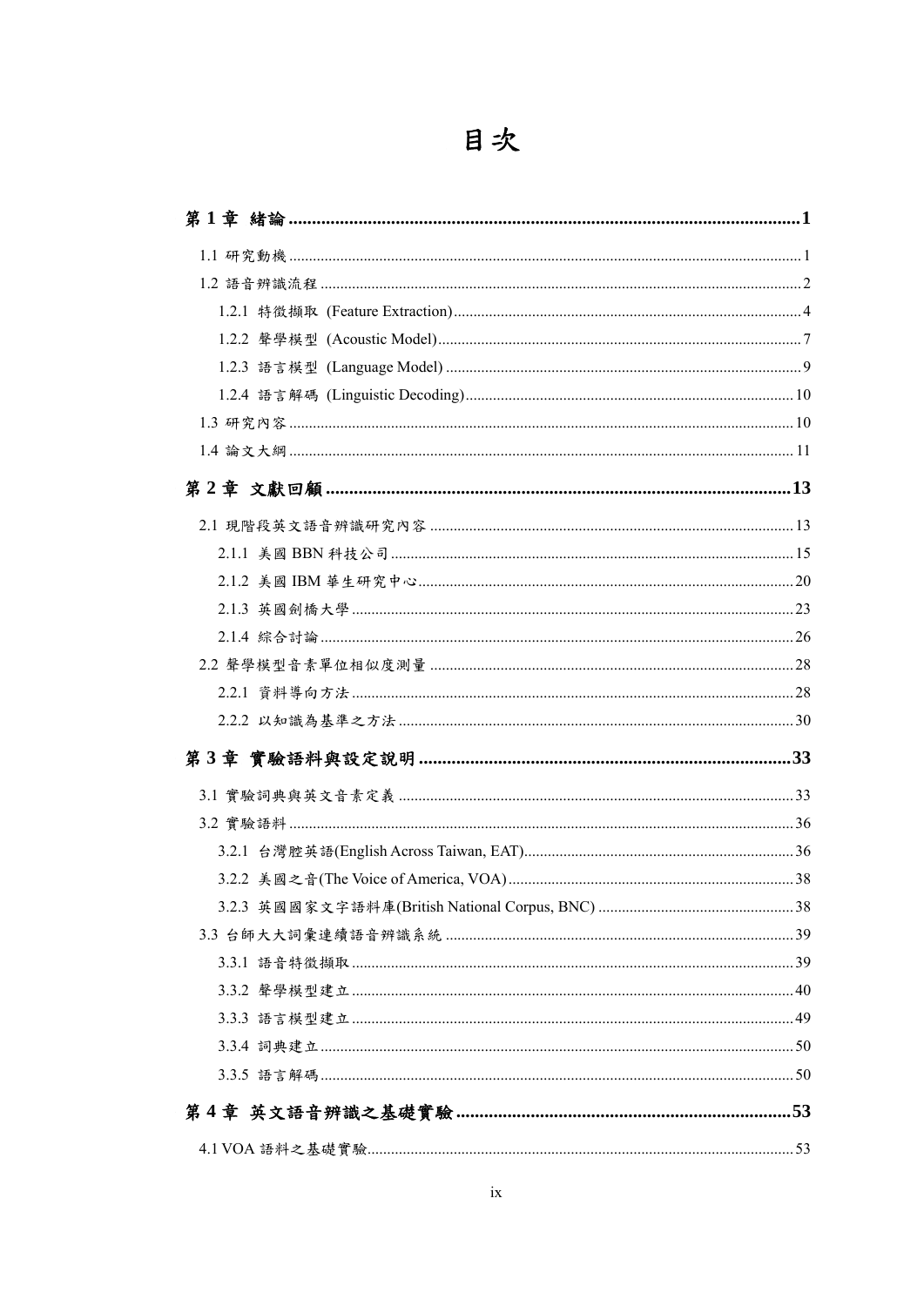# 目次

**第 1 章 緒論 ........................................................................................................ 1**

1.1 研究動機 ........................................................................................................ 1

1.2 語音辨識流程 ................................................................................................ 2

1.2.1 特徵擷取 (Feature Extraction) ............................................................... 4

1.2.2 聲學模型 (Acoustic Model) ................................................................... 7

1.2.3 語言模型 (Language Model) ................................................................. 9

1.2.4 語言解碼 (Linguistic Decoding) ........................................................... 10

1.3 研究內容 ........................................................................................................ 10

1.4 論文大綱 ........................................................................................................ 11

**第 2 章 文獻回顧 ............................................................................................... 13**

2.1 現階段英文語音辨識研究內容 .................................................................... 13

2.1.1 美國 BBN 科技公司 .............................................................................. 15

2.1.2 美國 IBM 華生研究中心 ....................................................................... 20

2.1.3 英國劍橋大學 ........................................................................................ 23

2.1.4 綜合討論 ................................................................................................ 26

2.2 聲學模型音素單位相似度測量 .................................................................... 28

2.2.1 資料導向方法 ........................................................................................ 28

2.2.2 以知識為基準之方法 ............................................................................ 30

**第 3 章 實驗語料與設定說明 ............................................................................ 33**

3.1 實驗詞典與英文音素定義 ............................................................................ 33

3.2 實驗語料 ........................................................................................................ 36

3.2.1 台灣腔英語(English Across Taiwan, EAT) ............................................ 36

3.2.2 美國之音(The Voice of America, VOA) ................................................ 38

3.2.3 英國國家文字語料庫(British National Corpus, BNC) .......................... 38

3.3 台師大大詞彙連續語音辨識系統 ................................................................ 39

3.3.1 語音特徵擷取 ........................................................................................ 39

3.3.2 聲學模型建立 ........................................................................................ 40

3.3.3 語言模型建立 ........................................................................................ 49

3.3.4 詞典建立 ................................................................................................ 50

3.3.5 語言解碼 ................................................................................................ 50

**第 4 章 英文語音辨識之基礎實驗 .................................................................... 53**

4.1 VOA 語料之基礎實驗 .................................................................................... 53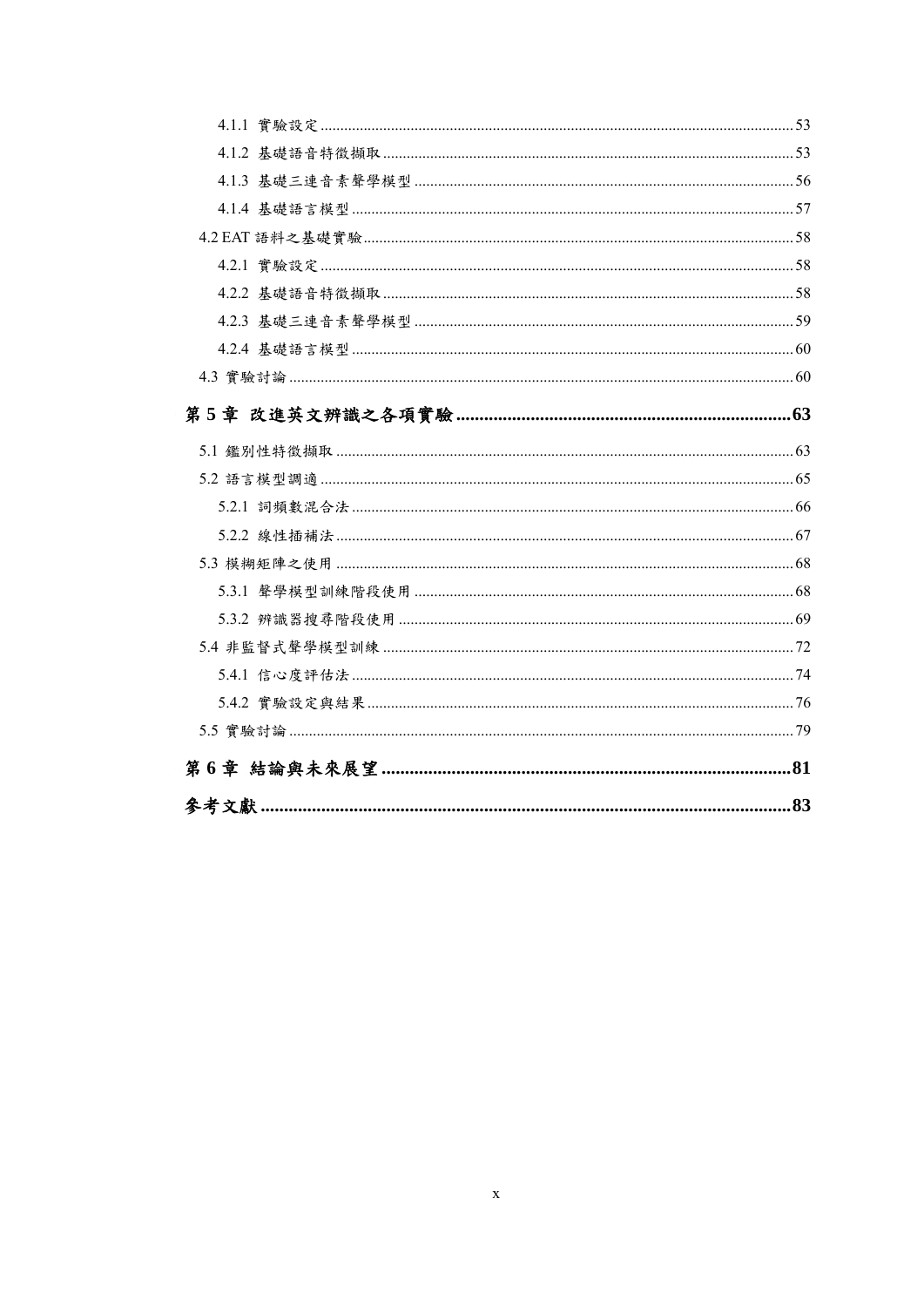4.1.1 實驗設定 ........................................................................ 53

4.1.2 基礎語音特徵擷取 ........................................................................ 53

4.1.3 基礎三連音素聲學模型 ........................................................................ 56

4.1.4 基礎語言模型 ........................................................................ 57

4.2 EAT 語料之基礎實驗 ........................................................................ 58

4.2.1 實驗設定 ........................................................................ 58

4.2.2 基礎語音特徵擷取 ........................................................................ 58

4.2.3 基礎三連音素聲學模型 ........................................................................ 59

4.2.4 基礎語言模型 ........................................................................ 60

4.3 實驗討論 ........................................................................ 60

**第 5 章 改進英文辨識之各項實驗 ........................................................................ 63**

5.1 鑑別性特徵擷取 ........................................................................ 63

5.2 語言模型調適 ........................................................................ 65

5.2.1 詞頻數混合法 ........................................................................ 66

5.2.2 線性插補法 ........................................................................ 67

5.3 模糊矩陣之使用 ........................................................................ 68

5.3.1 聲學模型訓練階段使用 ........................................................................ 68

5.3.2 辨識器搜尋階段使用 ........................................................................ 69

5.4 非監督式聲學模型訓練 ........................................................................ 72

5.4.1 信心度評估法 ........................................................................ 74

5.4.2 實驗設定與結果 ........................................................................ 76

5.5 實驗討論 ........................................................................ 79

**第 6 章 結論與未來展望 ........................................................................ 81**

**參考文獻 ........................................................................ 83**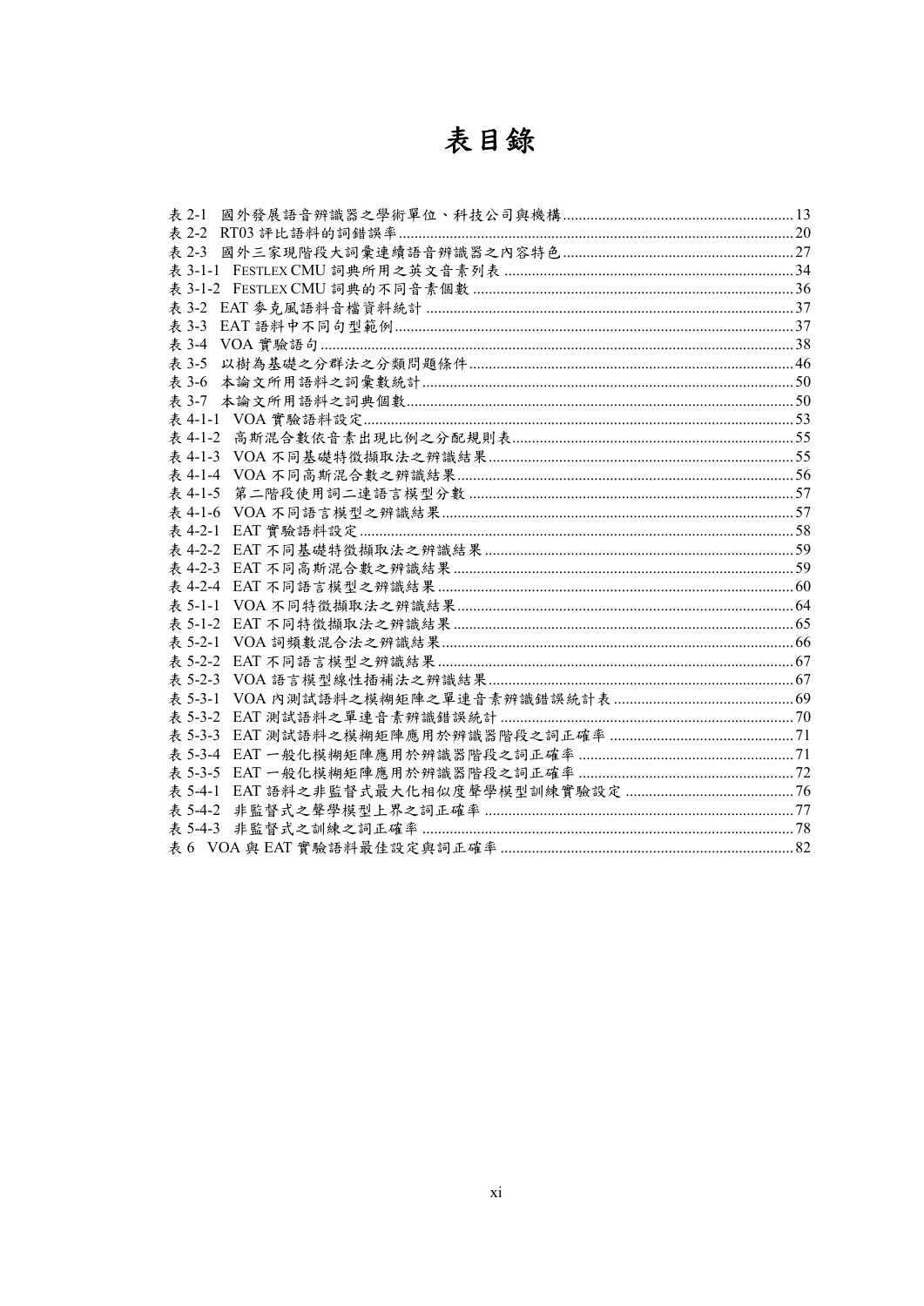# 表目錄

表 2-1　國外發展語音辨識器之學術單位、科技公司與機構 ........ 13
表 2-2　RT03 評比語料的詞錯誤率 ........ 20
表 2-3　國外三家現階段大詞彙連續語音辨識器之內容特色 ........ 27
表 3-1-1　FESTLEX CMU 詞典所用之英文音素列表 ........ 34
表 3-1-2　FESTLEX CMU 詞典的不同音素個數 ........ 36
表 3-2　EAT 麥克風語料音檔資料統計 ........ 37
表 3-3　EAT 語料中不同句型範例 ........ 37
表 3-4　VOA 實驗語句 ........ 38
表 3-5　以樹為基礎之分群法之分類問題條件 ........ 46
表 3-6　本論文所用語料之詞彙數統計 ........ 50
表 3-7　本論文所用語料之詞典個數 ........ 50
表 4-1-1　VOA 實驗語料設定 ........ 53
表 4-1-2　高斯混合數依音素出現比例之分配規則表 ........ 55
表 4-1-3　VOA 不同基礎特徵擷取法之辨識結果 ........ 55
表 4-1-4　VOA 不同高斯混合數之辨識結果 ........ 56
表 4-1-5　第二階段使用詞二連語言模型分數 ........ 57
表 4-1-6　VOA 不同語言模型之辨識結果 ........ 57
表 4-2-1　EAT 實驗語料設定 ........ 58
表 4-2-2　EAT 不同基礎特徵擷取法之辨識結果 ........ 59
表 4-2-3　EAT 不同高斯混合數之辨識結果 ........ 59
表 4-2-4　EAT 不同語言模型之辨識結果 ........ 60
表 5-1-1　VOA 不同特徵擷取法之辨識結果 ........ 64
表 5-1-2　EAT 不同特徵擷取法之辨識結果 ........ 65
表 5-2-1　VOA 詞頻數混合法之辨識結果 ........ 66
表 5-2-2　EAT 不同語言模型之辨識結果 ........ 67
表 5-2-3　VOA 語言模型線性插補法之辨識結果 ........ 67
表 5-3-1　VOA 內測試語料之模糊矩陣之單連音素辨識錯誤統計表 ........ 69
表 5-3-2　EAT 測試語料之單連音素辨識錯誤統計 ........ 70
表 5-3-3　EAT 測試語料之模糊矩陣應用於辨識器階段之詞正確率 ........ 71
表 5-3-4　EAT 一般化模糊矩陣應用於辨識器階段之詞正確率 ........ 71
表 5-3-5　EAT 一般化模糊矩陣應用於辨識器階段之詞正確率 ........ 72
表 5-4-1　EAT 語料之非監督式最大化相似度聲學模型訓練實驗設定 ........ 76
表 5-4-2　非監督式之聲學模型上界之詞正確率 ........ 77
表 5-4-3　非監督式之訓練之詞正確率 ........ 78
表 6　VOA 與 EAT 實驗語料最佳設定與詞正確率 ........ 82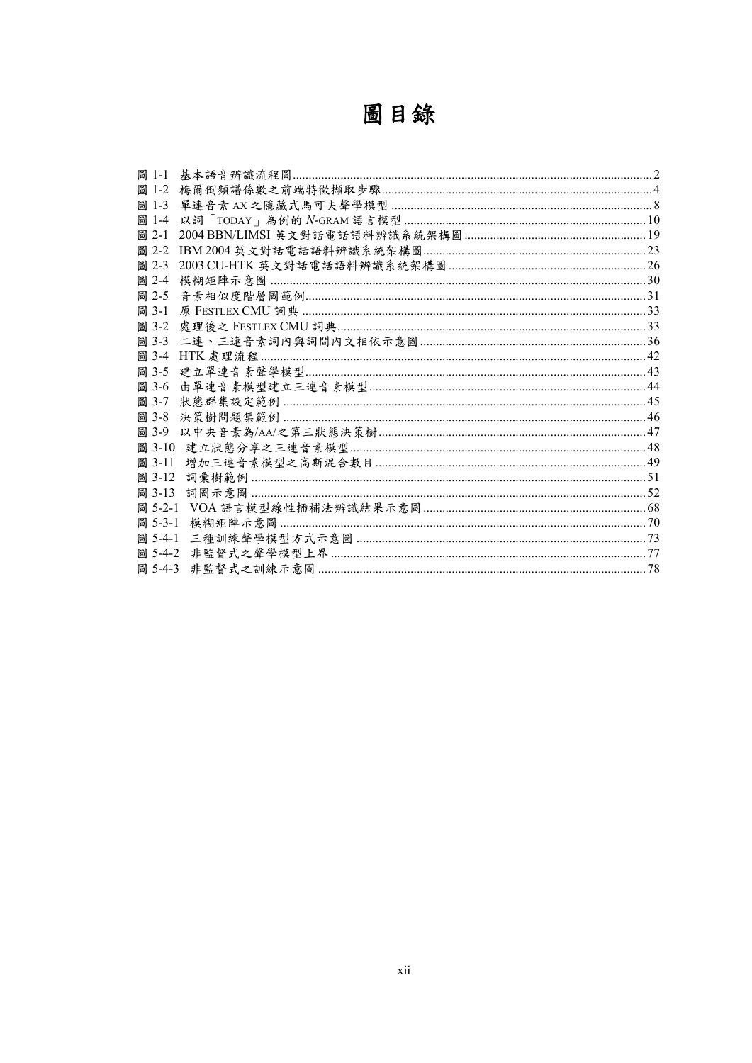# 圖目錄

圖 1-1 基本語音辨識流程圖 ........ 2
圖 1-2 梅爾倒頻譜係數之前端特徵擷取步驟 ........ 4
圖 1-3 單連音素 AX 之隱藏式馬可夫聲學模型 ........ 8
圖 1-4 以詞「TODAY」為例的 *N*-GRAM 語言模型 ........ 10
圖 2-1 2004 BBN/LIMSI 英文對話電話語料辨識系統架構圖 ........ 19
圖 2-2 IBM 2004 英文對話電話語料辨識系統架構圖 ........ 23
圖 2-3 2003 CU-HTK 英文對話電話語料辨識系統架構圖 ........ 26
圖 2-4 模糊矩陣示意圖 ........ 30
圖 2-5 音素相似度階層圖範例 ........ 31
圖 3-1 原 FESTLEX CMU 詞典 ........ 33
圖 3-2 處理後之 FESTLEX CMU 詞典 ........ 33
圖 3-3 二連、三連音素詞內與詞間內文相依示意圖 ........ 36
圖 3-4 HTK 處理流程 ........ 42
圖 3-5 建立單連音素聲學模型 ........ 43
圖 3-6 由單連音素模型建立三連音素模型 ........ 44
圖 3-7 狀態群集設定範例 ........ 45
圖 3-8 決策樹問題集範例 ........ 46
圖 3-9 以中央音素為/AA/之第三狀態決策樹 ........ 47
圖 3-10 建立狀態分享之三連音素模型 ........ 48
圖 3-11 增加三連音素模型之高斯混合數目 ........ 49
圖 3-12 詞彙樹範例 ........ 51
圖 3-13 詞圖示意圖 ........ 52
圖 5-2-1 VOA 語言模型線性插補法辨識結果示意圖 ........ 68
圖 5-3-1 模糊矩陣示意圖 ........ 70
圖 5-4-1 三種訓練聲學模型方式示意圖 ........ 73
圖 5-4-2 非監督式之聲學模型上界 ........ 77
圖 5-4-3 非監督式之訓練示意圖 ........ 78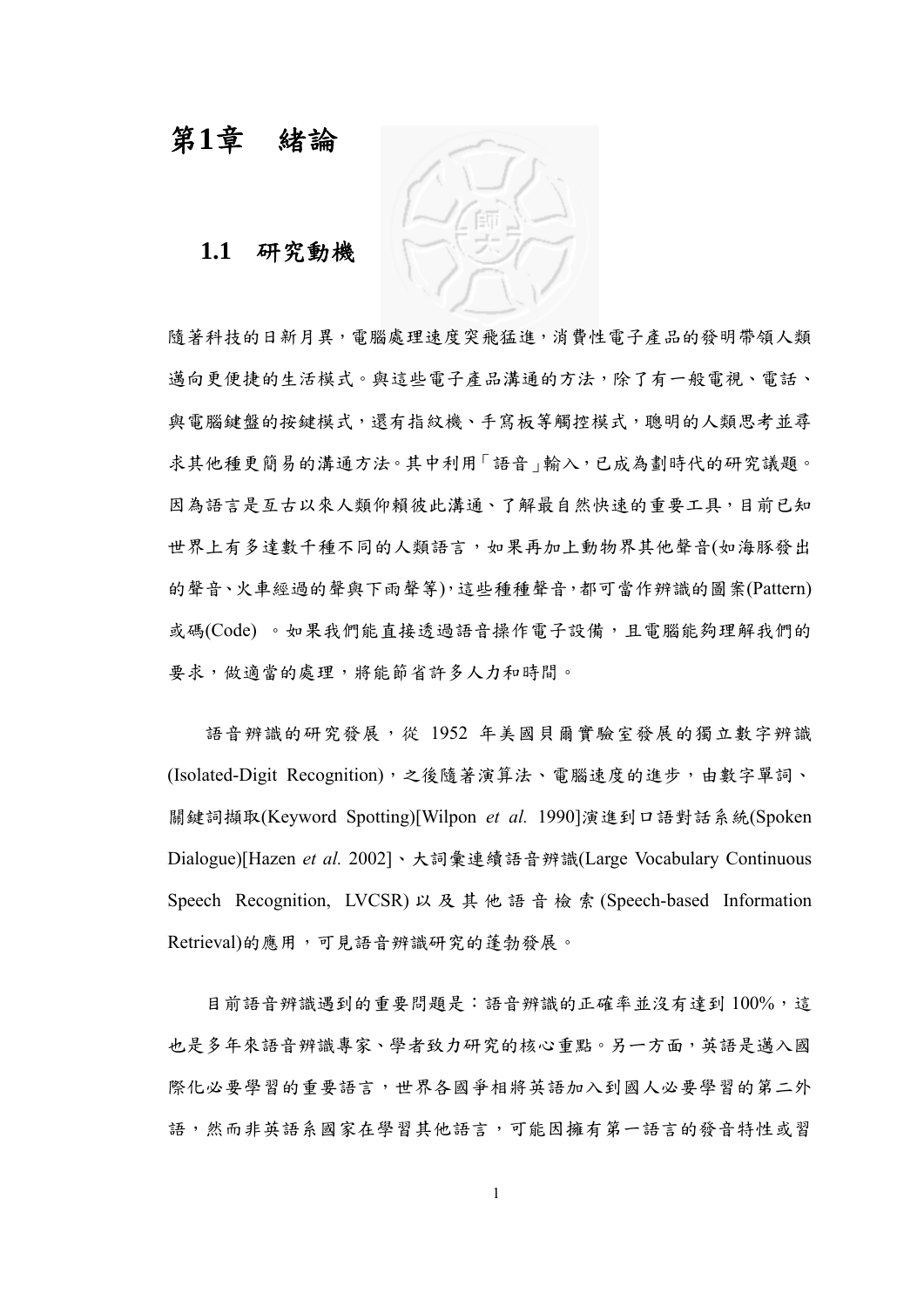# 第1章　緒論

## 1.1　研究動機

隨著科技的日新月異，電腦處理速度突飛猛進，消費性電子產品的發明帶領人類邁向更便捷的生活模式。與這些電子產品溝通的方法，除了有一般電視、電話、與電腦鍵盤的按鍵模式，還有指紋機、手寫板等觸控模式，聰明的人類思考並尋求其他種更簡易的溝通方法。其中利用「語音」輸入，已成為劃時代的研究議題。因為語言是亙古以來人類仰賴彼此溝通、了解最自然快速的重要工具，目前已知世界上有多達數千種不同的人類語言，如果再加上動物界其他聲音(如海豚發出的聲音、火車經過的聲與下雨聲等)，這些種種聲音，都可當作辨識的圖案(Pattern)或碼(Code) 。如果我們能直接透過語音操作電子設備，且電腦能夠理解我們的要求，做適當的處理，將能節省許多人力和時間。

語音辨識的研究發展，從 1952 年美國貝爾實驗室發展的獨立數字辨識(Isolated-Digit Recognition)，之後隨著演算法、電腦速度的進步，由數字單詞、關鍵詞擷取(Keyword Spotting)[Wilpon *et al.* 1990]演進到口語對話系統(Spoken Dialogue)[Hazen *et al.* 2002]、大詞彙連續語音辨識(Large Vocabulary Continuous Speech Recognition, LVCSR)以及其他語音檢索(Speech-based Information Retrieval)的應用，可見語音辨識研究的蓬勃發展。

目前語音辨識遇到的重要問題是：語音辨識的正確率並沒有達到 100%，這也是多年來語音辨識專家、學者致力研究的核心重點。另一方面，英語是邁入國際化必要學習的重要語言，世界各國爭相將英語加入到國人必要學習的第二外語，然而非英語系國家在學習其他語言，可能因擁有第一語言的發音特性或習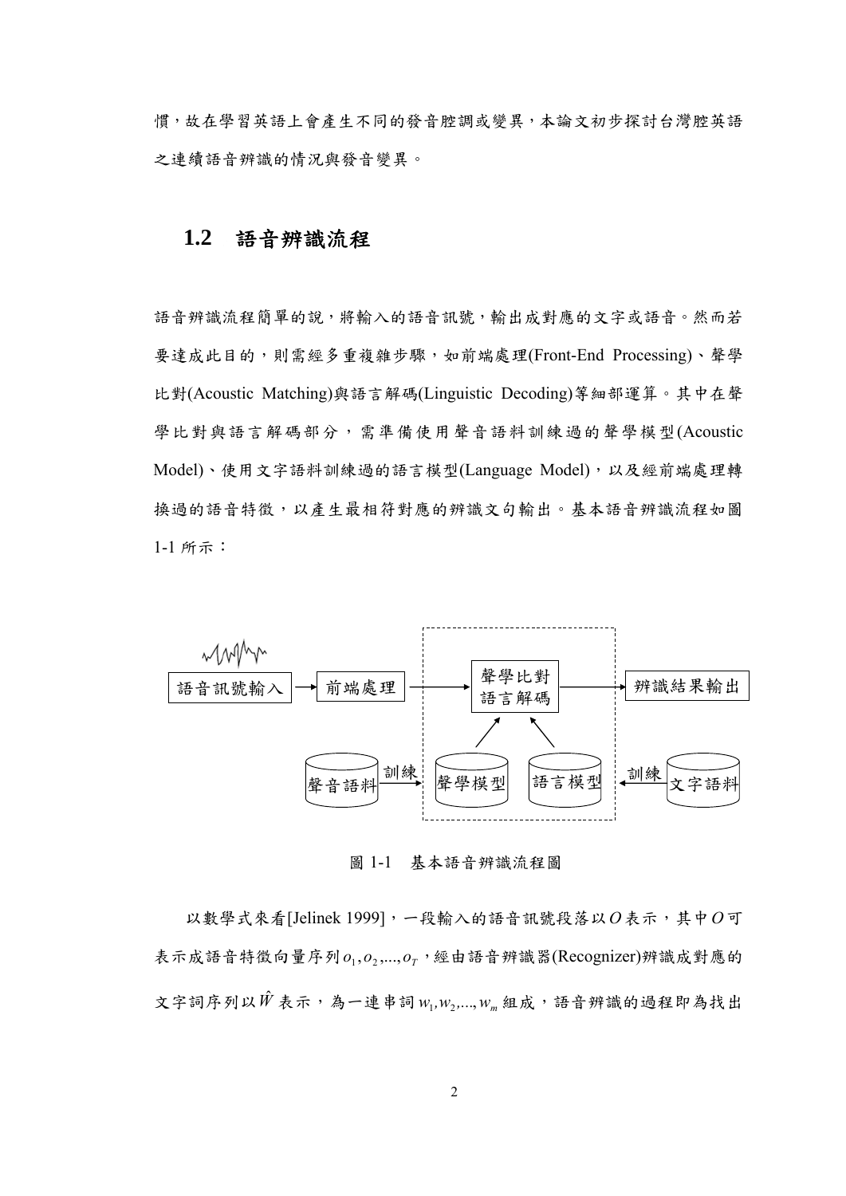慣，故在學習英語上會產生不同的發音腔調或變異，本論文初步探討台灣腔英語之連續語音辨識的情況與發音變異。

## 1.2 語音辨識流程

語音辨識流程簡單的說，將輸入的語音訊號，輸出成對應的文字或語音。然而若要達成此目的，則需經多重複雜步驟，如前端處理(Front-End Processing)、聲學比對(Acoustic Matching)與語言解碼(Linguistic Decoding)等細部運算。其中在聲學比對與語言解碼部分，需準備使用聲音語料訓練過的聲學模型(Acoustic Model)、使用文字語料訓練過的語言模型(Language Model)，以及經前端處理轉換過的語音特徵，以產生最相符對應的辨識文句輸出。基本語音辨識流程如圖 1-1 所示：

語音訊號輸入 → 前端處理 → 聲學比對 語言解碼 → 辨識結果輸出

聲音語料 —訓練→ 聲學模型；文字語料 —訓練→ 語言模型

圖 1-1　基本語音辨識流程圖

以數學式來看[Jelinek 1999]，一段輸入的語音訊號段落以 $O$ 表示，其中 $O$ 可表示成語音特徵向量序列 $o_1, o_2, ..., o_T$，經由語音辨識器(Recognizer)辨識成對應的文字詞序列以 $\hat{W}$ 表示，為一連串詞 $w_1, w_2, ..., w_m$ 組成，語音辨識的過程即為找出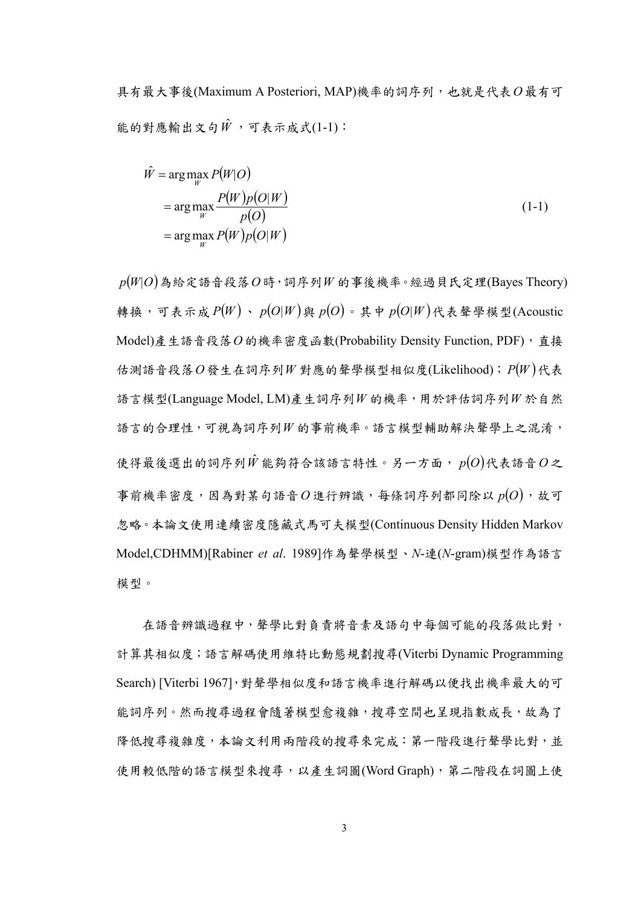具有最大事後(Maximum A Posteriori, MAP)機率的詞序列，也就是代表$O$最有可能的對應輸出文句$\hat{W}$，可表示成式(1-1)：

$$
\begin{aligned}
\hat{W} &= \arg\max_{W} P(W|O) \\
&= \arg\max_{W} \frac{P(W)p(O|W)}{p(O)} \\
&= \arg\max_{W} P(W)p(O|W)
\end{aligned}
\tag{1-1}
$$

$p(W|O)$為給定語音段落$O$時，詞序列$W$的事後機率。經過貝氏定理(Bayes Theory)轉換，可表示成$P(W)$、$p(O|W)$與$p(O)$。其中$p(O|W)$代表聲學模型(Acoustic Model)產生語音段落$O$的機率密度函數(Probability Density Function, PDF)，直接估測語音段落$O$發生在詞序列$W$對應的聲學模型相似度(Likelihood)；$P(W)$代表語言模型(Language Model, LM)產生詞序列$W$的機率，用於評估詞序列$W$於自然語言的合理性，可視為詞序列$W$的事前機率。語言模型輔助解決聲學上之混淆，使得最後選出的詞序列$\hat{W}$能夠符合該語言特性。另一方面，$p(O)$代表語音$O$之事前機率密度，因為對某句語音$O$進行辨識，每條詞序列都同除以$p(O)$，故可忽略。本論文使用連續密度隱藏式馬可夫模型(Continuous Density Hidden Markov Model,CDHMM)[Rabiner *et al*. 1989]作為聲學模型、*N*-連(*N*-gram)模型作為語言模型。

在語音辨識過程中，聲學比對負責將音素及語句中每個可能的段落做比對，計算其相似度；語言解碼使用維特比動態規劃搜尋(Viterbi Dynamic Programming Search) [Viterbi 1967]，對聲學相似度和語言機率進行解碼以便找出機率最大的可能詞序列。然而搜尋過程會隨著模型愈複雜，搜尋空間也呈現指數成長，故為了降低搜尋複雜度，本論文利用兩階段的搜尋來完成：第一階段進行聲學比對，並使用較低階的語言模型來搜尋，以產生詞圖(Word Graph)，第二階段在詞圖上使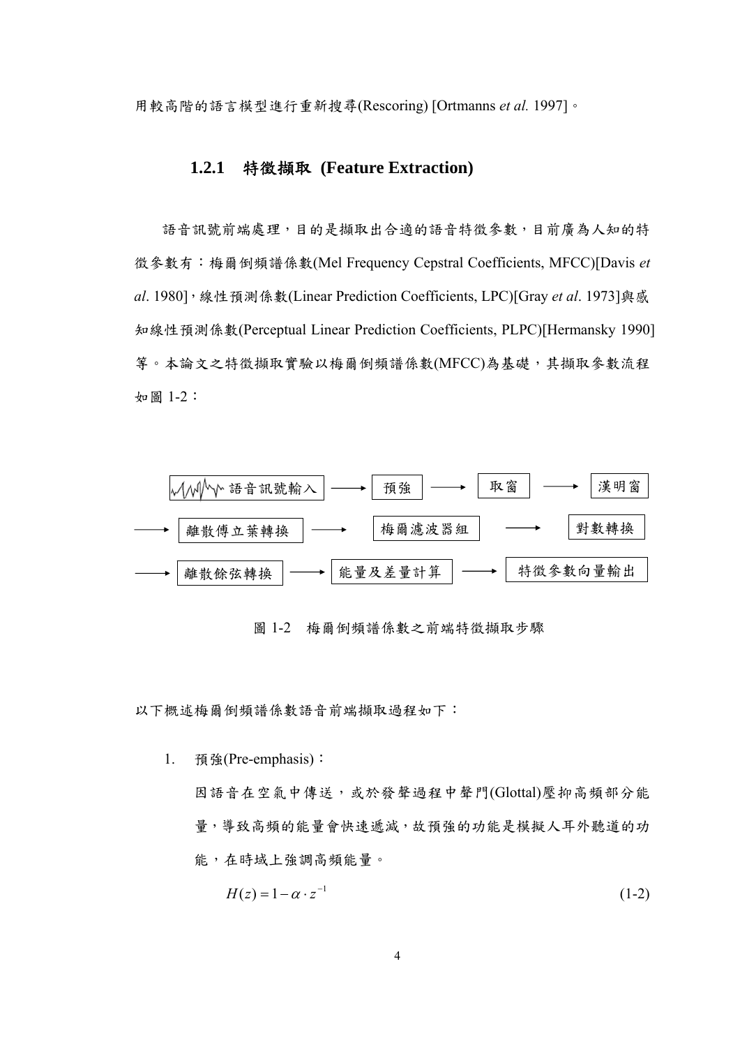用較高階的語言模型進行重新搜尋(Rescoring) [Ortmanns *et al.* 1997]。

### 1.2.1 特徵擷取 (Feature Extraction)

語音訊號前端處理，目的是擷取出合適的語音特徵參數，目前廣為人知的特徵參數有：梅爾倒頻譜係數(Mel Frequency Cepstral Coefficients, MFCC)[Davis *et al*. 1980]，線性預測係數(Linear Prediction Coefficients, LPC)[Gray *et al*. 1973]與感知線性預測係數(Perceptual Linear Prediction Coefficients, PLPC)[Hermansky 1990]等。本論文之特徵擷取實驗以梅爾倒頻譜係數(MFCC)為基礎，其擷取參數流程如圖 1-2：

語音訊號輸入 → 預強 → 取窗 → 漢明窗 → 離散傅立葉轉換 → 梅爾濾波器組 → 對數轉換 → 離散餘弦轉換 → 能量及差量計算 → 特徵參數向量輸出

圖 1-2 梅爾倒頻譜係數之前端特徵擷取步驟

以下概述梅爾倒頻譜係數語音前端擷取過程如下：

1. 預強(Pre-emphasis)：

   因語音在空氣中傳送，或於發聲過程中聲門(Glottal)壓抑高頻部分能量，導致高頻的能量會快速遞減，故預強的功能是模擬人耳外聽道的功能，在時域上強調高頻能量。

$$H(z) = 1 - \alpha \cdot z^{-1} \tag{1-2}$$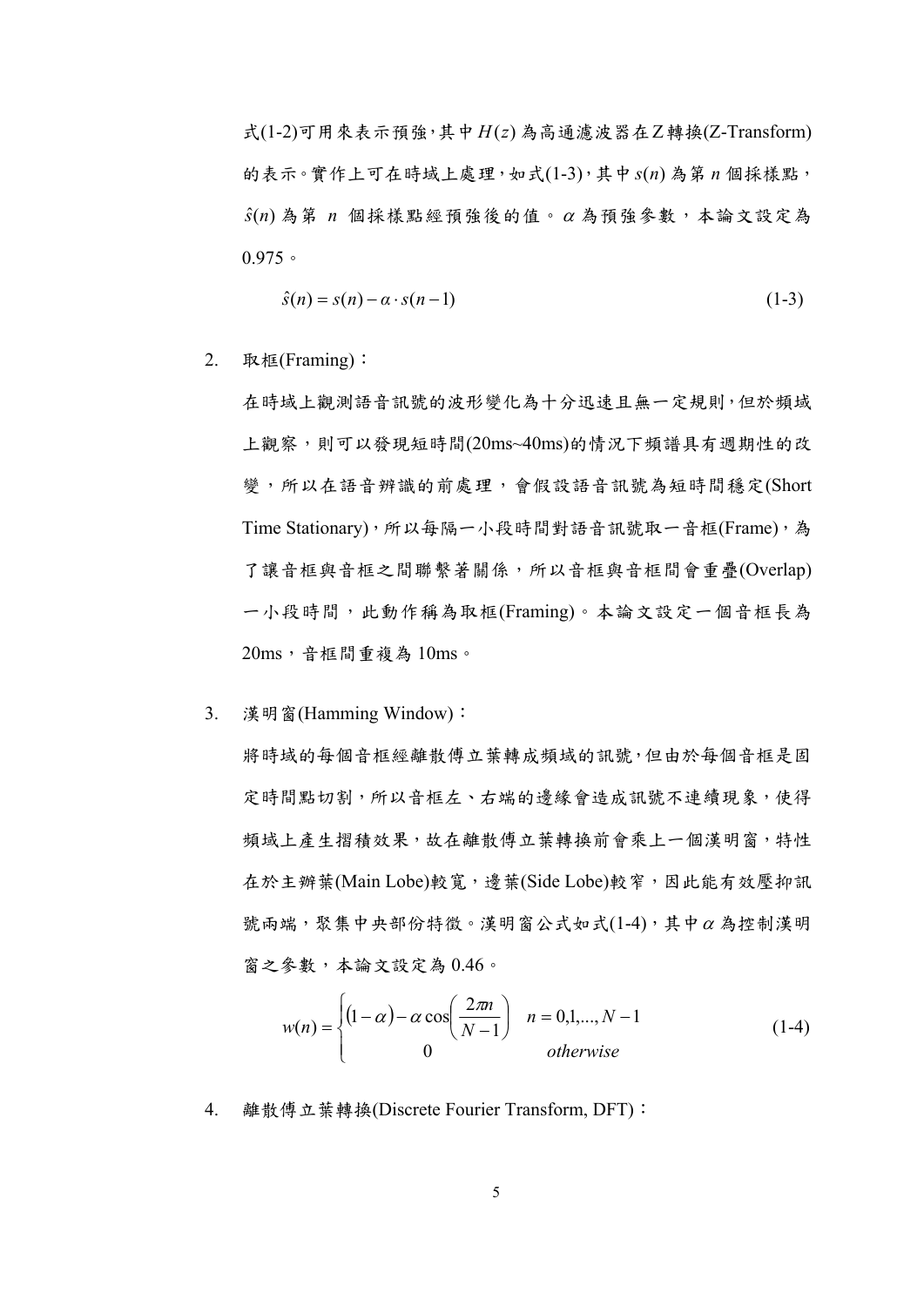式(1-2)可用來表示預強，其中 $H(z)$ 為高通濾波器在Z轉換(Z-Transform)的表示。實作上可在時域上處理，如式(1-3)，其中 $s(n)$ 為第 $n$ 個採樣點，$\hat{s}(n)$ 為第 $n$ 個採樣點經預強後的值。$\alpha$ 為預強參數，本論文設定為0.975。

$$\hat{s}(n) = s(n) - \alpha \cdot s(n-1) \tag{1-3}$$

2. 取框(Framing)：

   在時域上觀測語音訊號的波形變化為十分迅速且無一定規則，但於頻域上觀察，則可以發現短時間(20ms~40ms)的情況下頻譜具有週期性的改變，所以在語音辨識的前處理，會假設語音訊號為短時間穩定(Short Time Stationary)，所以每隔一小段時間對語音訊號取一音框(Frame)，為了讓音框與音框之間聯繫著關係，所以音框與音框間會重疊(Overlap)一小段時間，此動作稱為取框(Framing)。本論文設定一個音框長為20ms，音框間重複為10ms。

3. 漢明窗(Hamming Window)：

   將時域的每個音框經離散傅立葉轉成頻域的訊號，但由於每個音框是固定時間點切割，所以音框左、右端的邊緣會造成訊號不連續現象，使得頻域上產生摺積效果，故在離散傅立葉轉換前會乘上一個漢明窗，特性在於主辦葉(Main Lobe)較寬，邊葉(Side Lobe)較窄，因此能有效壓抑訊號兩端，聚集中央部份特徵。漢明窗公式如式(1-4)，其中 $\alpha$ 為控制漢明窗之參數，本論文設定為 0.46。

$$w(n) = \begin{cases} (1-\alpha) - \alpha \cos\left(\dfrac{2\pi n}{N-1}\right) & n = 0,1,...,N-1 \\ 0 & otherwise \end{cases} \tag{1-4}$$

4. 離散傅立葉轉換(Discrete Fourier Transform, DFT)：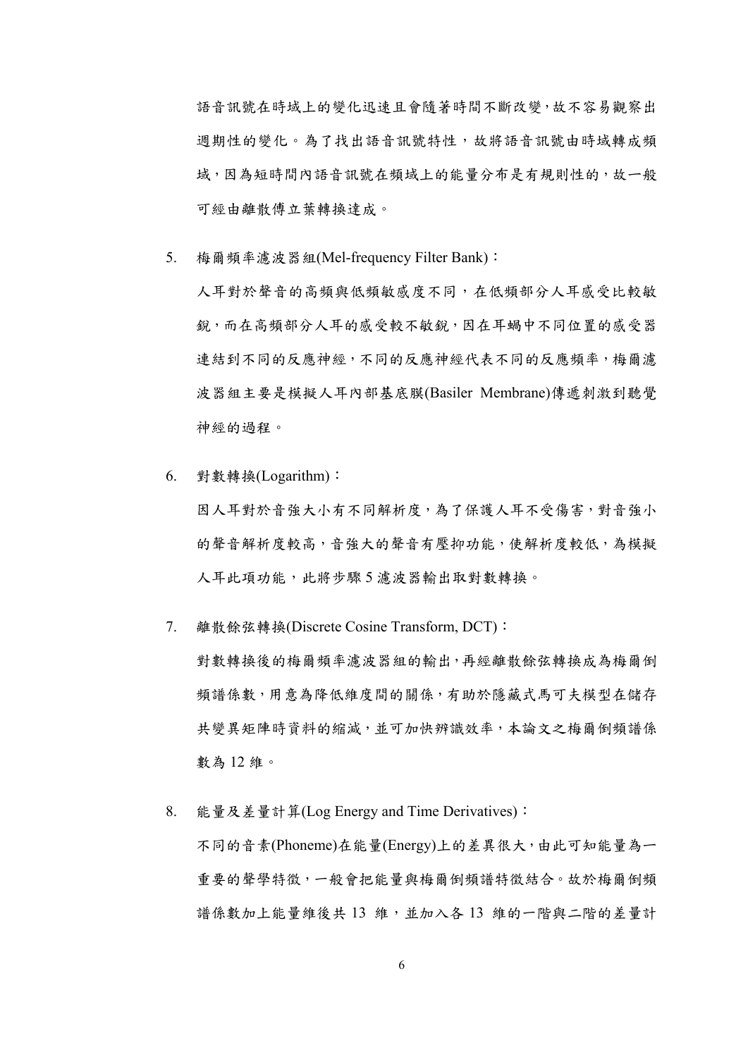語音訊號在時域上的變化迅速且會隨著時間不斷改變，故不容易觀察出週期性的變化。為了找出語音訊號特性，故將語音訊號由時域轉成頻域，因為短時間內語音訊號在頻域上的能量分布是有規則性的，故一般可經由離散傅立葉轉換達成。

5. 梅爾頻率濾波器組(Mel-frequency Filter Bank)：

   人耳對於聲音的高頻與低頻敏感度不同，在低頻部分人耳感受比較敏銳，而在高頻部分人耳的感受較不敏銳，因在耳蝸中不同位置的感受器連結到不同的反應神經，不同的反應神經代表不同的反應頻率，梅爾濾波器組主要是模擬人耳內部基底膜(Basiler Membrane)傳遞刺激到聽覺神經的過程。

6. 對數轉換(Logarithm)：

   因人耳對於音強大小有不同解析度，為了保護人耳不受傷害，對音強小的聲音解析度較高，音強大的聲音有壓抑功能，使解析度較低，為模擬人耳此項功能，此將步驟 5 濾波器輸出取對數轉換。

7. 離散餘弦轉換(Discrete Cosine Transform, DCT)：

   對數轉換後的梅爾頻率濾波器組的輸出，再經離散餘弦轉換成為梅爾倒頻譜係數，用意為降低維度間的關係，有助於隱藏式馬可夫模型在儲存共變異矩陣時資料的縮減，並可加快辨識效率，本論文之梅爾倒頻譜係數為 12 維。

8. 能量及差量計算(Log Energy and Time Derivatives)：

   不同的音素(Phoneme)在能量(Energy)上的差異很大，由此可知能量為一重要的聲學特徵，一般會把能量與梅爾倒頻譜特徵結合。故於梅爾倒頻譜係數加上能量維後共 13 維，並加入各 13 維的一階與二階的差量計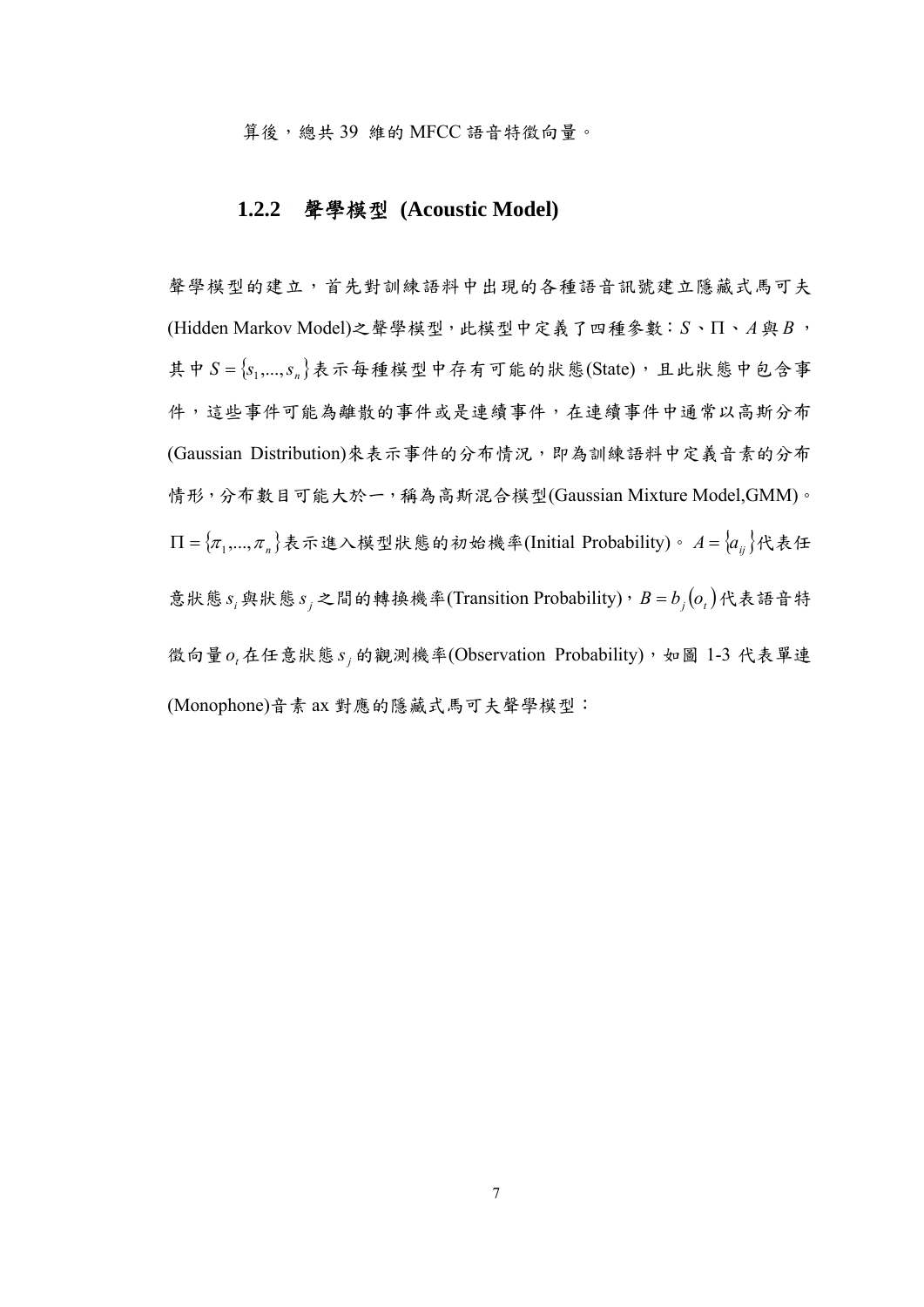算後，總共 39 維的 MFCC 語音特徵向量。

### 1.2.2 聲學模型 (Acoustic Model)

聲學模型的建立，首先對訓練語料中出現的各種語音訊號建立隱藏式馬可夫(Hidden Markov Model)之聲學模型，此模型中定義了四種參數：$S$、$\Pi$、$A$與$B$，其中$S = \{s_1,...,s_n\}$表示每種模型中存有可能的狀態(State)，且此狀態中包含事件，這些事件可能為離散的事件或是連續事件，在連續事件中通常以高斯分布(Gaussian Distribution)來表示事件的分布情況，即為訓練語料中定義音素的分布情形，分布數目可能大於一，稱為高斯混合模型(Gaussian Mixture Model,GMM)。$\Pi = \{\pi_1,...,\pi_n\}$表示進入模型狀態的初始機率(Initial Probability)。$A = \{a_{ij}\}$代表任意狀態$s_i$與狀態$s_j$之間的轉換機率(Transition Probability)，$B = b_j(o_t)$代表語音特徵向量$o_t$在任意狀態$s_j$的觀測機率(Observation Probability)，如圖 1-3 代表單連(Monophone)音素 ax 對應的隱藏式馬可夫聲學模型：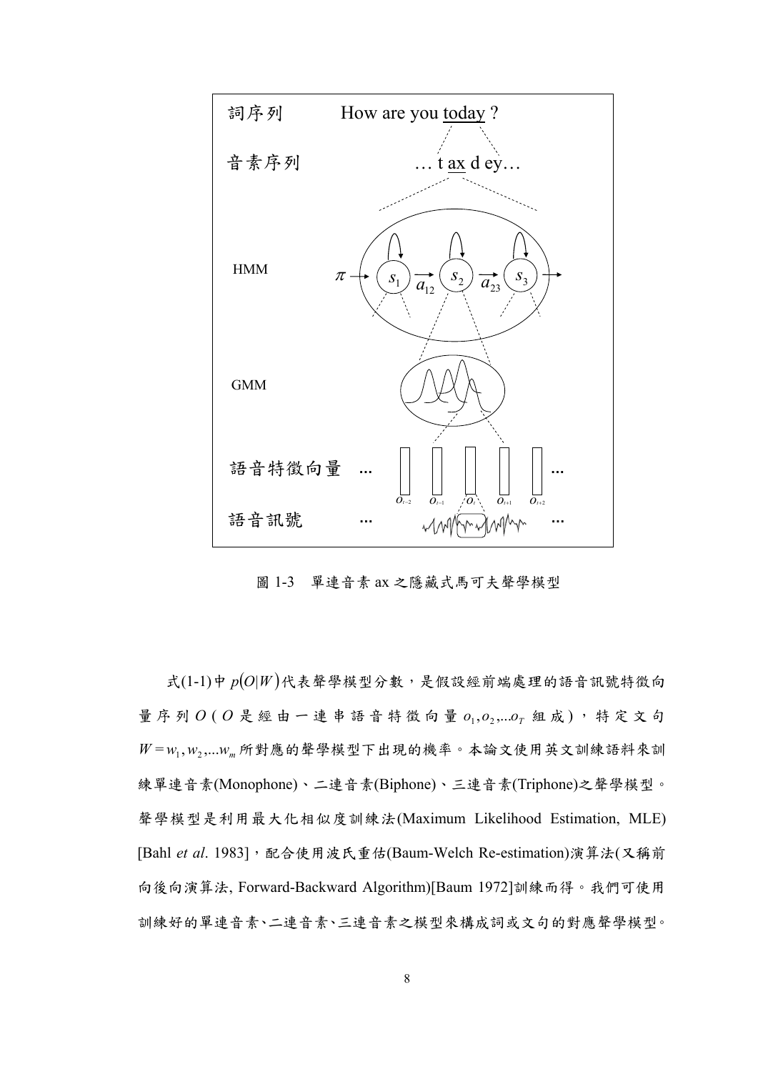圖 1-3　單連音素 ax 之隱藏式馬可夫聲學模型

式(1-1)中 $p(O|W)$ 代表聲學模型分數，是假設經前端處理的語音訊號特徵向量序列 $O$ ( $O$ 是經由一連串語音特徵向量 $o_1, o_2, \ldots o_T$ 組成)，特定文句 $W = w_1, w_2, \ldots w_m$ 所對應的聲學模型下出現的機率。本論文使用英文訓練語料來訓練單連音素(Monophone)、二連音素(Biphone)、三連音素(Triphone)之聲學模型。聲學模型是利用最大化相似度訓練法(Maximum Likelihood Estimation, MLE) [Bahl *et al*. 1983]，配合使用波氏重估(Baum-Welch Re-estimation)演算法(又稱前向後向演算法, Forward-Backward Algorithm)[Baum 1972]訓練而得。我們可使用訓練好的單連音素、二連音素、三連音素之模型來構成詞或文句的對應聲學模型。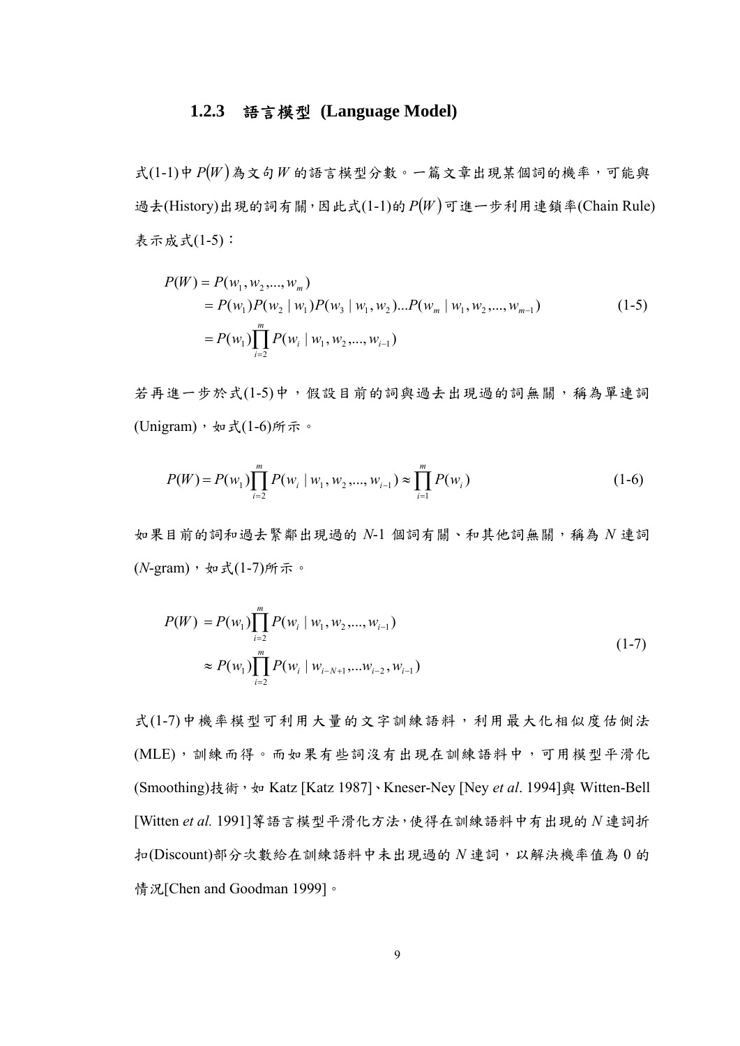### 1.2.3 語言模型 (Language Model)

式(1-1)中 $P(W)$ 為文句 $W$ 的語言模型分數。一篇文章出現某個詞的機率，可能與過去(History)出現的詞有關，因此式(1-1)的 $P(W)$ 可進一步利用連鎖率(Chain Rule)表示成式(1-5)：

$$
\begin{aligned}
P(W) &= P(w_1, w_2, ..., w_m) \\
&= P(w_1)P(w_2 \mid w_1)P(w_3 \mid w_1, w_2)...P(w_m \mid w_1, w_2, ..., w_{m-1}) \\
&= P(w_1)\prod_{i=2}^{m} P(w_i \mid w_1, w_2, ..., w_{i-1})
\end{aligned}
\tag{1-5}
$$

若再進一步於式(1-5)中，假設目前的詞與過去出現過的詞無關，稱為單連詞(Unigram)，如式(1-6)所示。

$$
P(W) = P(w_1)\prod_{i=2}^{m} P(w_i \mid w_1, w_2, ..., w_{i-1}) \approx \prod_{i=1}^{m} P(w_i)
\tag{1-6}
$$

如果目前的詞和過去緊鄰出現過的 $N$-1 個詞有關、和其他詞無關，稱為 $N$ 連詞($N$-gram)，如式(1-7)所示。

$$
\begin{aligned}
P(W) &= P(w_1)\prod_{i=2}^{m} P(w_i \mid w_1, w_2, ..., w_{i-1}) \\
&\approx P(w_1)\prod_{i=2}^{m} P(w_i \mid w_{i-N+1}, ...w_{i-2}, w_{i-1})
\end{aligned}
\tag{1-7}
$$

式(1-7)中機率模型可利用大量的文字訓練語料，利用最大化相似度估側法(MLE)，訓練而得。而如果有些詞沒有出現在訓練語料中，可用模型平滑化(Smoothing)技術，如 Katz [Katz 1987]、Kneser-Ney [Ney *et al*. 1994]與 Witten-Bell [Witten *et al.* 1991]等語言模型平滑化方法，使得在訓練語料中有出現的 $N$ 連詞折扣(Discount)部分次數給在訓練語料中未出現過的 $N$ 連詞，以解決機率值為 0 的情況[Chen and Goodman 1999]。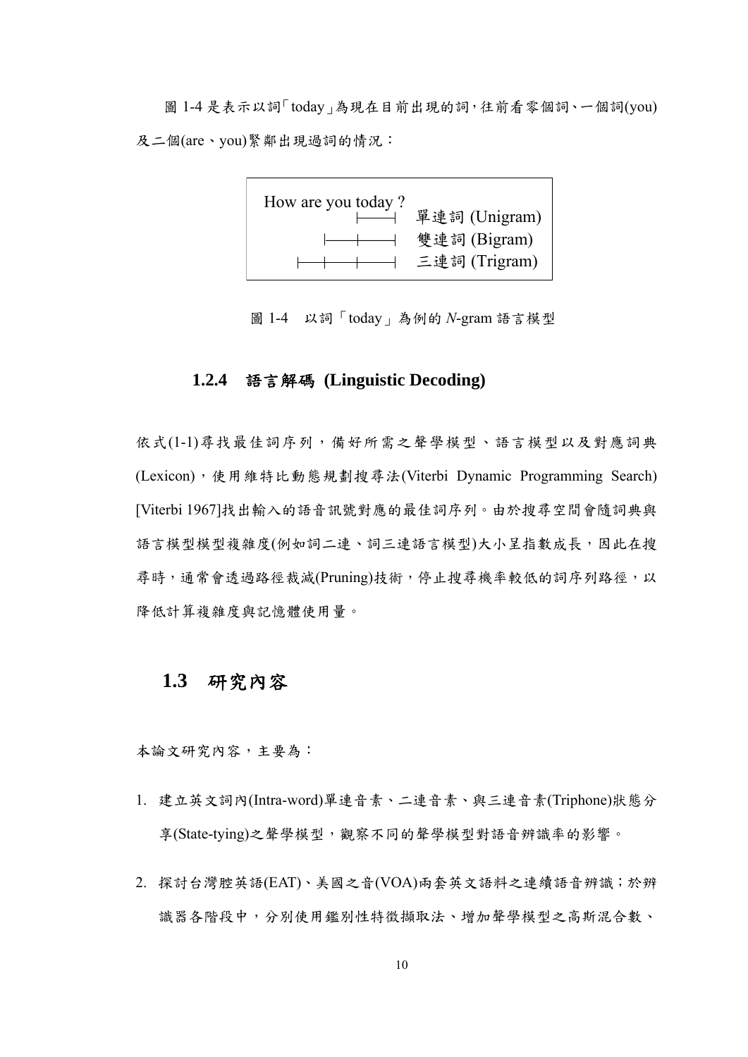圖 1-4 是表示以詞「today」為現在目前出現的詞，往前看零個詞、一個詞(you)及二個(are、you)緊鄰出現過詞的情況：

```
How are you today ?
                 ├──┤  單連詞 (Unigram)
            ├──┼──┤  雙連詞 (Bigram)
        ├──┼──┼──┤  三連詞 (Trigram)
```

圖 1-4　以詞「today」為例的 *N*-gram 語言模型

### 1.2.4　語言解碼 (Linguistic Decoding)

依式(1-1)尋找最佳詞序列，備好所需之聲學模型、語言模型以及對應詞典(Lexicon)，使用維特比動態規劃搜尋法(Viterbi Dynamic Programming Search) [Viterbi 1967]找出輸入的語音訊號對應的最佳詞序列。由於搜尋空間會隨詞典與語言模型模型複雜度(例如詞二連、詞三連語言模型)大小呈指數成長，因此在搜尋時，通常會透過路徑裁減(Pruning)技術，停止搜尋機率較低的詞序列路徑，以降低計算複雜度與記憶體使用量。

## 1.3　研究內容

本論文研究內容，主要為：

1. 建立英文詞內(Intra-word)單連音素、二連音素、與三連音素(Triphone)狀態分享(State-tying)之聲學模型，觀察不同的聲學模型對語音辨識率的影響。
2. 探討台灣腔英語(EAT)、美國之音(VOA)兩套英文語料之連續語音辨識；於辨識器各階段中，分別使用鑑別性特徵擷取法、增加聲學模型之高斯混合數、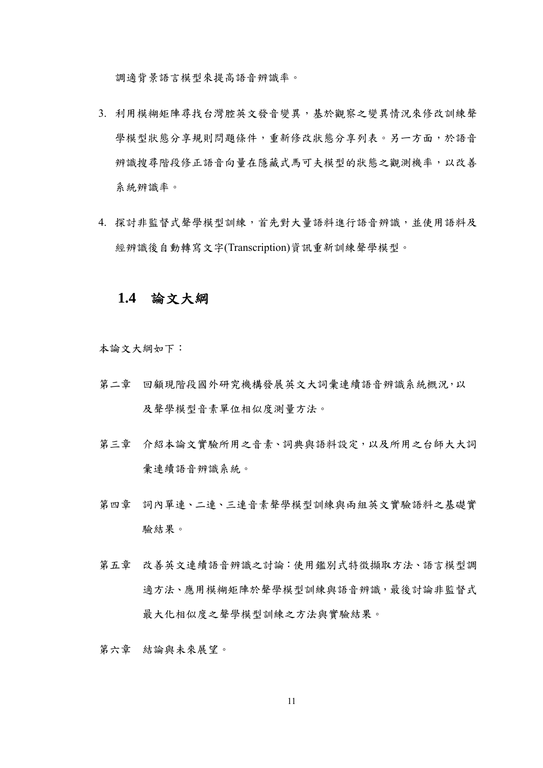調適背景語言模型來提高語音辨識率。

3. 利用模糊矩陣尋找台灣腔英文發音變異，基於觀察之變異情況來修改訓練聲學模型狀態分享規則問題條件，重新修改狀態分享列表。另一方面，於語音辨識搜尋階段修正語音向量在隱藏式馬可夫模型的狀態之觀測機率，以改善系統辨識率。

4. 探討非監督式聲學模型訓練，首先對大量語料進行語音辨識，並使用語料及經辨識後自動轉寫文字(Transcription)資訊重新訓練聲學模型。

## 1.4 論文大綱

本論文大綱如下：

第二章　回顧現階段國外研究機構發展英文大詞彙連續語音辨識系統概況，以及聲學模型音素單位相似度測量方法。

第三章　介紹本論文實驗所用之音素、詞典與語料設定，以及所用之台師大大詞彙連續語音辨識系統。

第四章　詞內單連、二連、三連音素聲學模型訓練與兩組英文實驗語料之基礎實驗結果。

第五章　改善英文連續語音辨識之討論：使用鑑別式特徵擷取方法、語言模型調適方法、應用模糊矩陣於聲學模型訓練與語音辨識，最後討論非監督式最大化相似度之聲學模型訓練之方法與實驗結果。

第六章　結論與未來展望。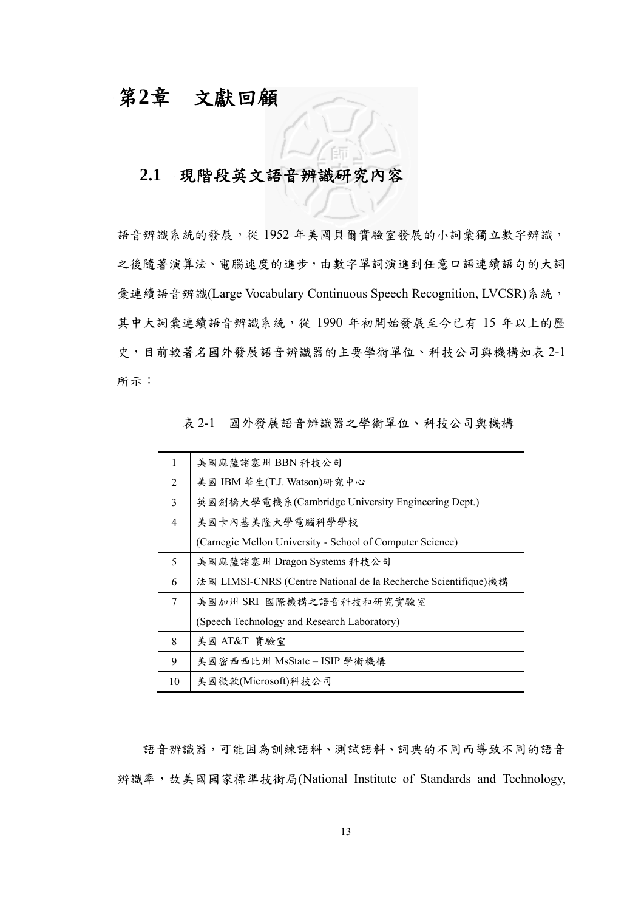# 第2章　文獻回顧

## 2.1　現階段英文語音辨識研究內容

語音辨識系統的發展，從 1952 年美國貝爾實驗室發展的小詞彙獨立數字辨識，之後隨著演算法、電腦速度的進步，由數字單詞演進到任意口語連續語句的大詞彙連續語音辨識(Large Vocabulary Continuous Speech Recognition, LVCSR)系統，其中大詞彙連續語音辨識系統，從 1990 年初開始發展至今已有 15 年以上的歷史，目前較著名國外發展語音辨識器的主要學術單位、科技公司與機構如表 2-1 所示：

表 2-1　國外發展語音辨識器之學術單位、科技公司與機構

| | |
|---|---|
| 1 | 美國麻薩諸塞州 BBN 科技公司 |
| 2 | 美國 IBM 華生(T.J. Watson)研究中心 |
| 3 | 英國劍橋大學電機系(Cambridge University Engineering Dept.) |
| 4 | 美國卡內基美隆大學電腦科學學校<br>(Carnegie Mellon University - School of Computer Science) |
| 5 | 美國麻薩諸塞州 Dragon Systems 科技公司 |
| 6 | 法國 LIMSI-CNRS (Centre National de la Recherche Scientifique)機構 |
| 7 | 美國加州 SRI 國際機構之語音科技和研究實驗室<br>(Speech Technology and Research Laboratory) |
| 8 | 美國 AT&T 實驗室 |
| 9 | 美國密西西比州 MsState – ISIP 學術機構 |
| 10 | 美國微軟(Microsoft)科技公司 |

語音辨識器，可能因為訓練語料、測試語料、詞典的不同而導致不同的語音辨識率，故美國國家標準技術局(National Institute of Standards and Technology,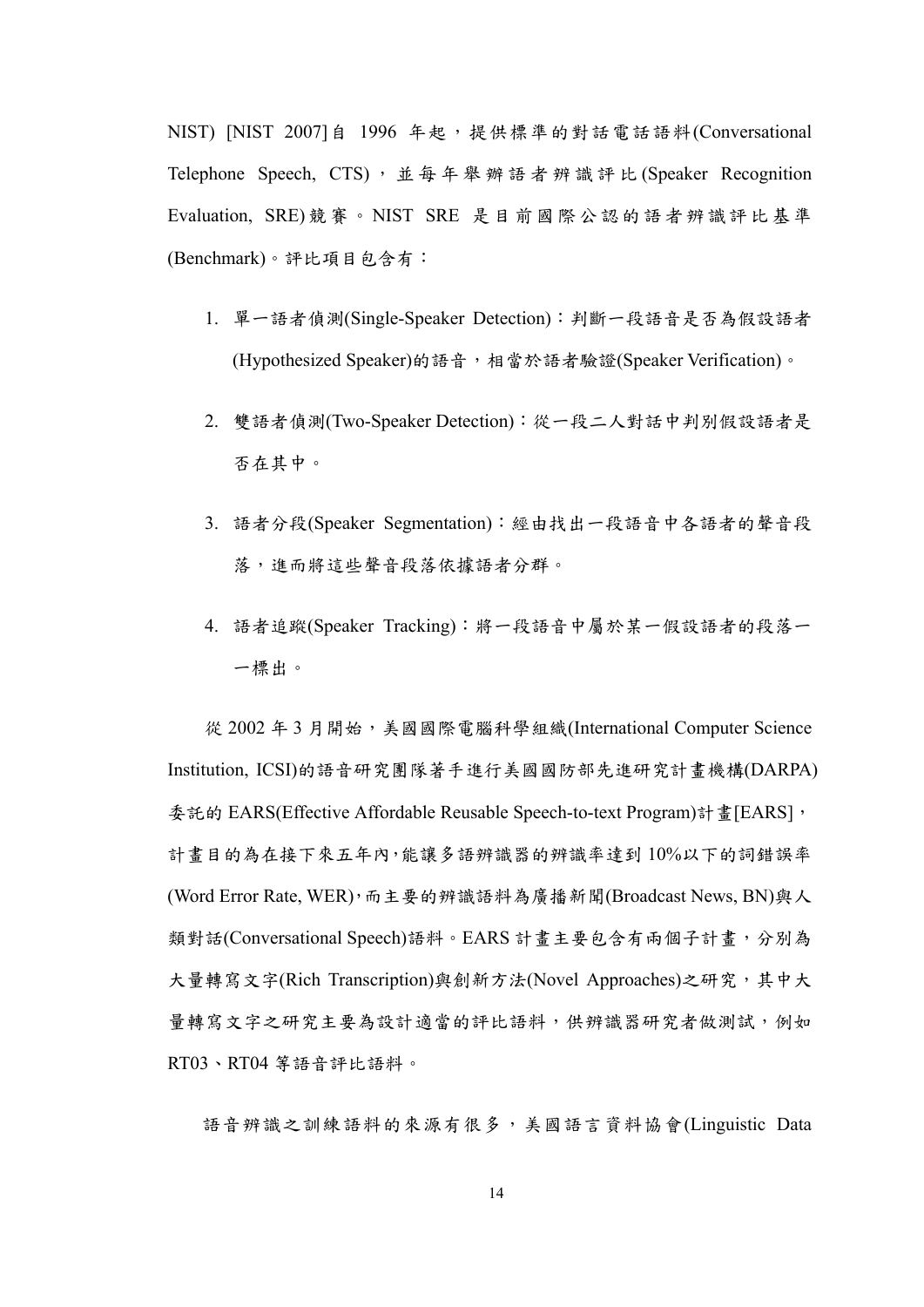NIST) [NIST 2007]自 1996 年起，提供標準的對話電話語料(Conversational Telephone Speech, CTS)，並每年舉辦語者辨識評比(Speaker Recognition Evaluation, SRE)競賽。NIST SRE 是目前國際公認的語者辨識評比基準(Benchmark)。評比項目包含有：

1. 單一語者偵測(Single-Speaker Detection)：判斷一段語音是否為假設語者(Hypothesized Speaker)的語音，相當於語者驗證(Speaker Verification)。
2. 雙語者偵測(Two-Speaker Detection)：從一段二人對話中判別假設語者是否在其中。
3. 語者分段(Speaker Segmentation)：經由找出一段語音中各語者的聲音段落，進而將這些聲音段落依據語者分群。
4. 語者追蹤(Speaker Tracking)：將一段語音中屬於某一假設語者的段落一一標出。

從 2002 年 3 月開始，美國國際電腦科學組織(International Computer Science Institution, ICSI)的語音研究團隊著手進行美國國防部先進研究計畫機構(DARPA)委託的 EARS(Effective Affordable Reusable Speech-to-text Program)計畫[EARS]，計畫目的為在接下來五年內，能讓多語辨識器的辨識率達到 10%以下的詞錯誤率(Word Error Rate, WER)，而主要的辨識語料為廣播新聞(Broadcast News, BN)與人類對話(Conversational Speech)語料。EARS 計畫主要包含有兩個子計畫，分別為大量轉寫文字(Rich Transcription)與創新方法(Novel Approaches)之研究，其中大量轉寫文字之研究主要為設計適當的評比語料，供辨識器研究者做測試，例如 RT03、RT04 等語音評比語料。

語音辨識之訓練語料的來源有很多，美國語言資料協會(Linguistic Data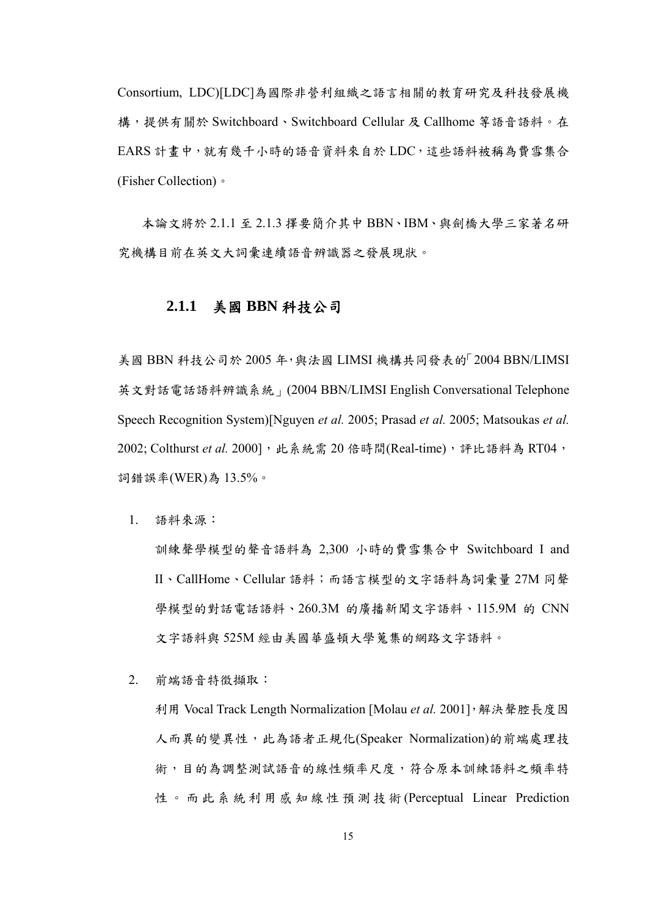Consortium, LDC)[LDC]為國際非營利組織之語言相關的教育研究及科技發展機構，提供有關於 Switchboard、Switchboard Cellular 及 Callhome 等語音語料。在 EARS 計畫中，就有幾千小時的語音資料來自於 LDC，這些語料被稱為費雪集合 (Fisher Collection)。

本論文將於 2.1.1 至 2.1.3 擇要簡介其中 BBN、IBM、與劍橋大學三家著名研究機構目前在英文大詞彙連續語音辨識器之發展現狀。

### 2.1.1 美國 BBN 科技公司

美國 BBN 科技公司於 2005 年，與法國 LIMSI 機構共同發表的「2004 BBN/LIMSI 英文對話電話語料辨識系統」(2004 BBN/LIMSI English Conversational Telephone Speech Recognition System)[Nguyen *et al.* 2005; Prasad *et al.* 2005; Matsoukas *et al.* 2002; Colthurst *et al.* 2000]，此系統需 20 倍時間(Real-time)，評比語料為 RT04，詞錯誤率(WER)為 13.5%。

1. 語料來源：

   訓練聲學模型的聲音語料為 2,300 小時的費雪集合中 Switchboard I and II、CallHome、Cellular 語料；而語言模型的文字語料為詞彙量 27M 同聲學模型的對話電話語料、260.3M 的廣播新聞文字語料、115.9M 的 CNN 文字語料與 525M 經由美國華盛頓大學蒐集的網路文字語料。

2. 前端語音特徵擷取：

   利用 Vocal Track Length Normalization [Molau *et al.* 2001]，解決聲腔長度因人而異的變異性，此為語者正規化(Speaker Normalization)的前端處理技術，目的為調整測試語音的線性頻率尺度，符合原本訓練語料之頻率特性。而此系統利用感知線性預測技術(Perceptual Linear Prediction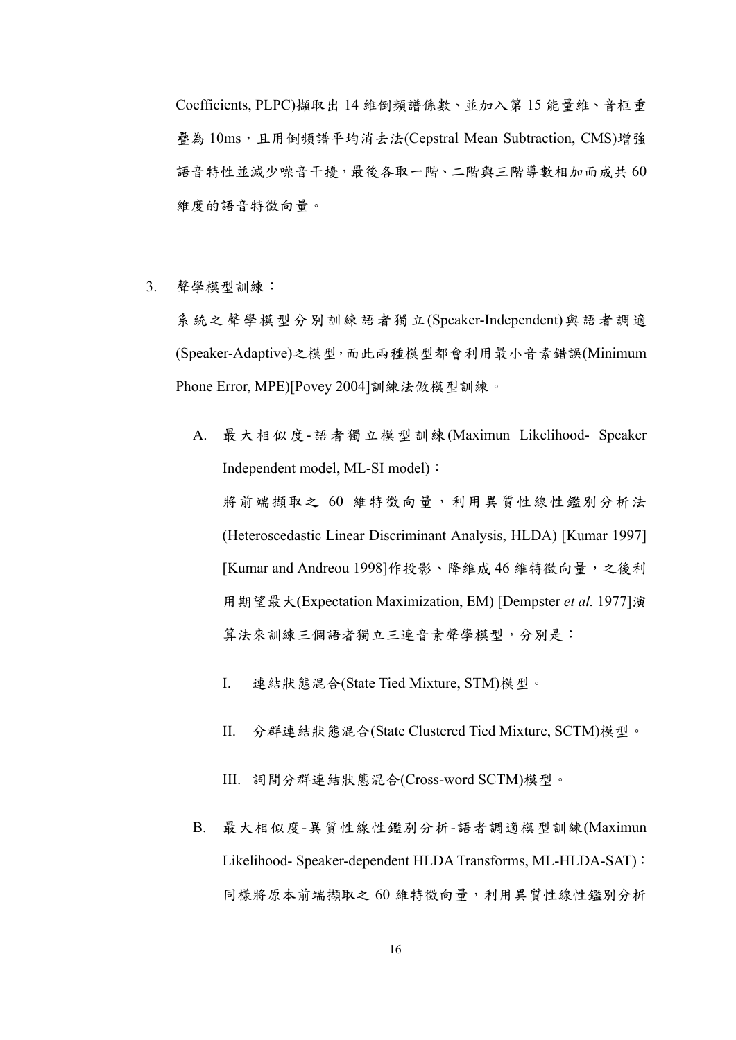Coefficients, PLPC)擷取出 14 維倒頻譜係數、並加入第 15 能量維、音框重疊為 10ms，且用倒頻譜平均消去法(Cepstral Mean Subtraction, CMS)增強語音特性並減少噪音干擾，最後各取一階、二階與三階導數相加而成共 60 維度的語音特徵向量。

3. 聲學模型訓練：

   系統之聲學模型分別訓練語者獨立(Speaker-Independent)與語者調適(Speaker-Adaptive)之模型，而此兩種模型都會利用最小音素錯誤(Minimum Phone Error, MPE)[Povey 2004]訓練法做模型訓練。

   A. 最大相似度-語者獨立模型訓練(Maximun Likelihood- Speaker Independent model, ML-SI model)：

      將前端擷取之 60 維特徵向量，利用異質性線性鑑別分析法(Heteroscedastic Linear Discriminant Analysis, HLDA) [Kumar 1997] [Kumar and Andreou 1998]作投影、降維成 46 維特徵向量，之後利用期望最大(Expectation Maximization, EM) [Dempster *et al.* 1977]演算法來訓練三個語者獨立三連音素聲學模型，分別是：

      I. 連結狀態混合(State Tied Mixture, STM)模型。

      II. 分群連結狀態混合(State Clustered Tied Mixture, SCTM)模型。

      III. 詞間分群連結狀態混合(Cross-word SCTM)模型。

   B. 最大相似度-異質性線性鑑別分析-語者調適模型訓練(Maximun Likelihood- Speaker-dependent HLDA Transforms, ML-HLDA-SAT)：

      同樣將原本前端擷取之 60 維特徵向量，利用異質性線性鑑別分析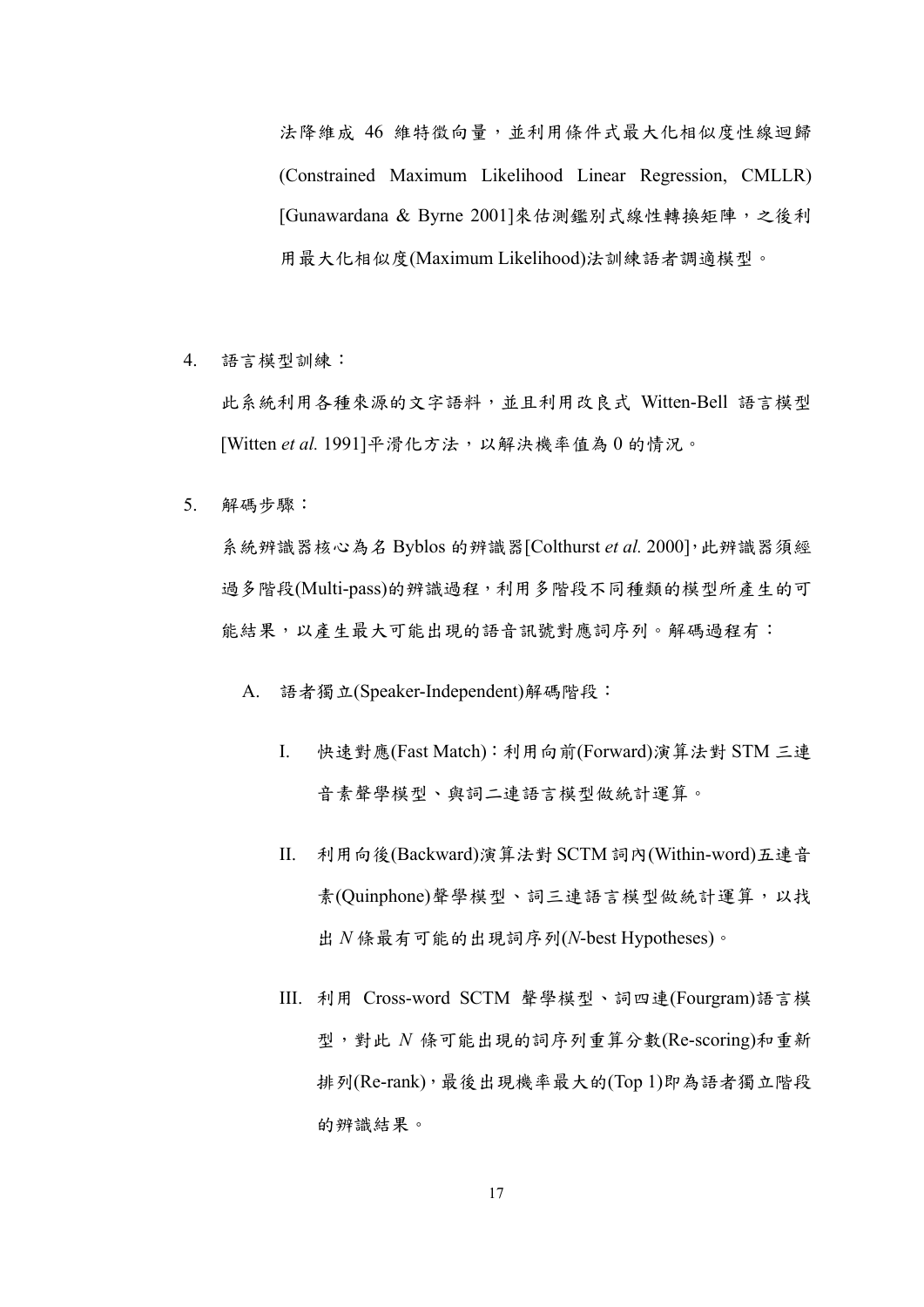法降維成 46 維特徵向量，並利用條件式最大化相似度性線迴歸(Constrained Maximum Likelihood Linear Regression, CMLLR) [Gunawardana & Byrne 2001]來估測鑑別式線性轉換矩陣，之後利用最大化相似度(Maximum Likelihood)法訓練語者調適模型。

4. 語言模型訓練：

   此系統利用各種來源的文字語料，並且利用改良式 Witten-Bell 語言模型 [Witten *et al.* 1991]平滑化方法，以解決機率值為 0 的情況。

5. 解碼步驟：

   系統辨識器核心為名 Byblos 的辨識器[Colthurst *et al.* 2000]，此辨識器須經過多階段(Multi-pass)的辨識過程，利用多階段不同種類的模型所產生的可能結果，以產生最大可能出現的語音訊號對應詞序列。解碼過程有：

   A. 語者獨立(Speaker-Independent)解碼階段：

      I. 快速對應(Fast Match)：利用向前(Forward)演算法對 STM 三連音素聲學模型、與詞二連語言模型做統計運算。

      II. 利用向後(Backward)演算法對 SCTM 詞內(Within-word)五連音素(Quinphone)聲學模型、詞三連語言模型做統計運算，以找出 $N$ 條最有可能的出現詞序列($N$-best Hypotheses)。

      III. 利用 Cross-word SCTM 聲學模型、詞四連(Fourgram)語言模型，對此 $N$ 條可能出現的詞序列重算分數(Re-scoring)和重新排列(Re-rank)，最後出現機率最大的(Top 1)即為語者獨立階段的辨識結果。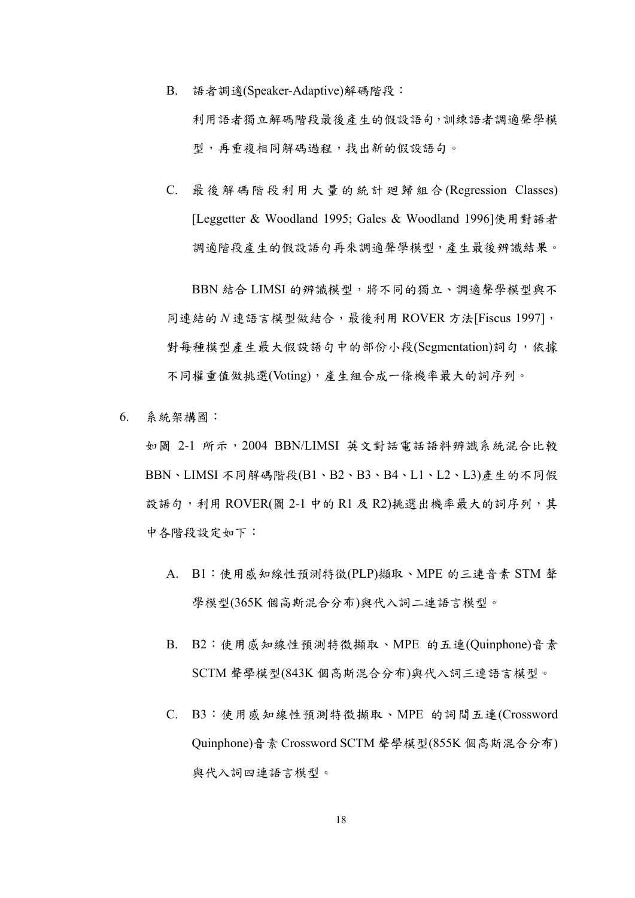B. 語者調適(Speaker-Adaptive)解碼階段：

   利用語者獨立解碼階段最後產生的假設語句，訓練語者調適聲學模型，再重複相同解碼過程，找出新的假設語句。

C. 最後解碼階段利用大量的統計廻歸組合(Regression Classes) [Leggetter & Woodland 1995; Gales & Woodland 1996]使用對語者調適階段產生的假設語句再來調適聲學模型，產生最後辨識結果。

BBN 結合 LIMSI 的辨識模型，將不同的獨立、調適聲學模型與不同連結的 $N$ 連語言模型做結合，最後利用 ROVER 方法[Fiscus 1997]，對每種模型產生最大假設語句中的部份小段(Segmentation)詞句，依據不同權重值做挑選(Voting)，產生組合成一條機率最大的詞序列。

6. 系統架構圖：

如圖 2-1 所示，2004 BBN/LIMSI 英文對話電話語料辨識系統混合比較 BBN、LIMSI 不同解碼階段(B1、B2、B3、B4、L1、L2、L3)產生的不同假設語句，利用 ROVER(圖 2-1 中的 R1 及 R2)挑選出機率最大的詞序列，其中各階段設定如下：

A. B1：使用感知線性預測特徵(PLP)擷取、MPE 的三連音素 STM 聲學模型(365K 個高斯混合分布)與代入詞二連語言模型。

B. B2：使用感知線性預測特徵擷取、MPE 的五連(Quinphone)音素 SCTM 聲學模型(843K 個高斯混合分布)與代入詞三連語言模型。

C. B3：使用感知線性預測特徵擷取、MPE 的詞間五連(Crossword Quinphone)音素 Crossword SCTM 聲學模型(855K 個高斯混合分布)與代入詞四連語言模型。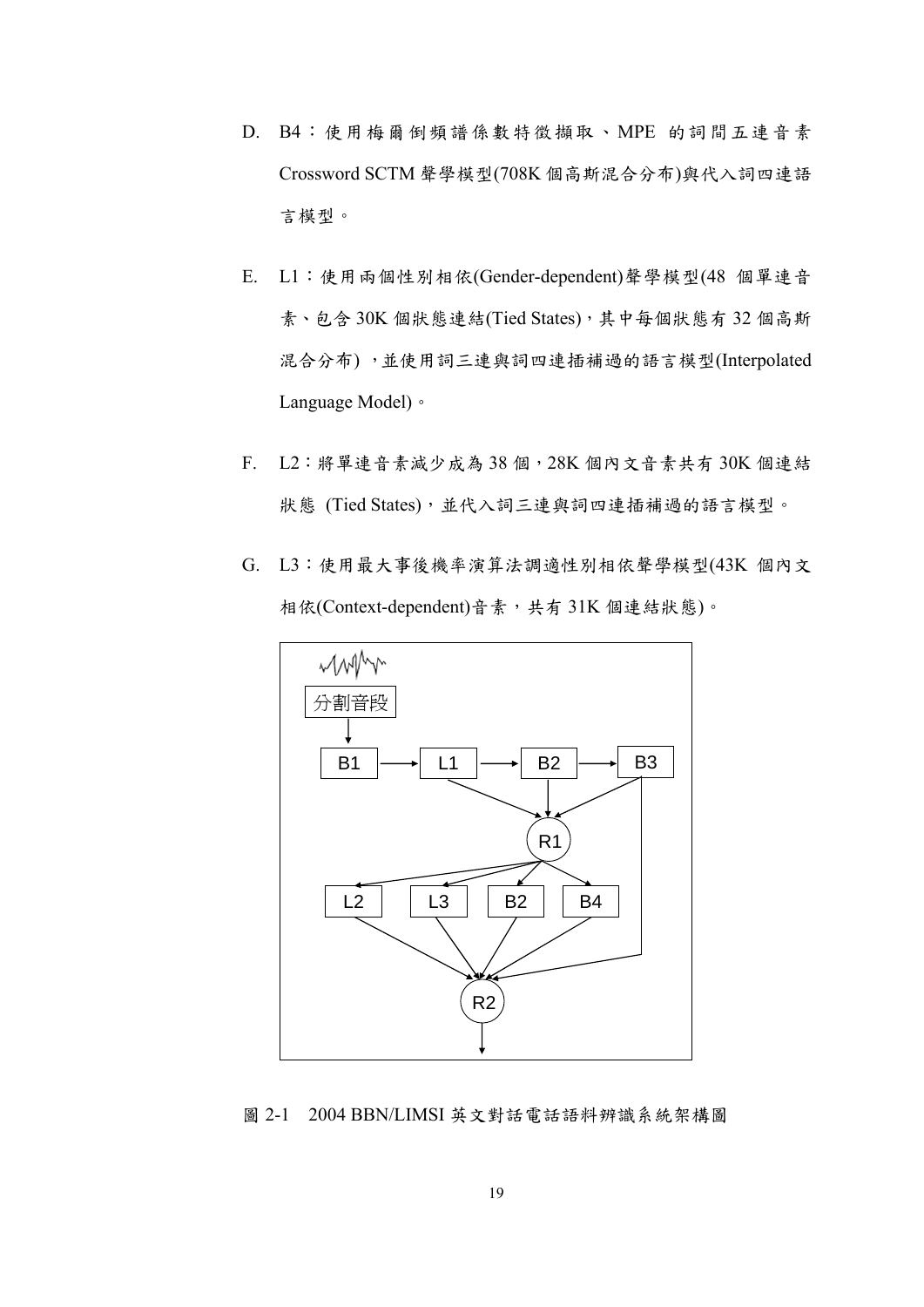D. B4：使用梅爾倒頻譜係數特徵擷取、MPE 的詞間五連音素 Crossword SCTM 聲學模型(708K 個高斯混合分布)與代入詞四連語言模型。

E. L1：使用兩個性別相依(Gender-dependent)聲學模型(48 個單連音素、包含 30K 個狀態連結(Tied States)，其中每個狀態有 32 個高斯混合分布) ，並使用詞三連與詞四連插補過的語言模型(Interpolated Language Model)。

F. L2：將單連音素減少成為 38 個，28K 個內文音素共有 30K 個連結狀態 (Tied States)，並代入詞三連與詞四連插補過的語言模型。

G. L3：使用最大事後機率演算法調適性別相依聲學模型(43K 個內文相依(Context-dependent)音素，共有 31K 個連結狀態)。

分割音段

B1 → L1 → B2 → B3

R1

L2　L3　B2　B4

R2

圖 2-1　2004 BBN/LIMSI 英文對話電話語料辨識系統架構圖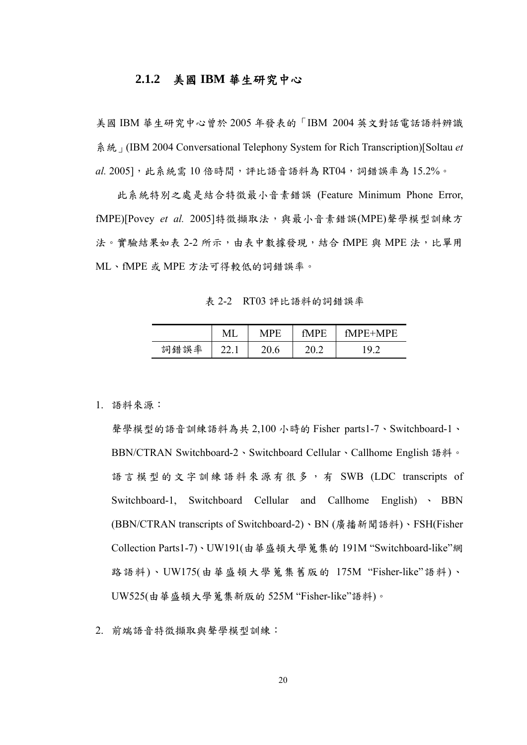### 2.1.2 美國 IBM 華生研究中心

美國 IBM 華生研究中心曾於 2005 年發表的「IBM 2004 英文對話電話語料辨識系統」(IBM 2004 Conversational Telephony System for Rich Transcription)[Soltau *et al.* 2005]，此系統需 10 倍時間，評比語音語料為 RT04，詞錯誤率為 15.2%。

此系統特別之處是結合特徵最小音素錯誤 (Feature Minimum Phone Error, fMPE)[Povey *et al.* 2005]特徵擷取法，與最小音素錯誤(MPE)聲學模型訓練方法。實驗結果如表 2-2 所示，由表中數據發現，結合 fMPE 與 MPE 法，比單用 ML、fMPE 或 MPE 方法可得較低的詞錯誤率。

表 2-2 RT03 評比語料的詞錯誤率

| | ML | MPE | fMPE | fMPE+MPE |
|---|---|---|---|---|
| 詞錯誤率 | 22.1 | 20.6 | 20.2 | 19.2 |

1. 語料來源：

   聲學模型的語音訓練語料為共 2,100 小時的 Fisher parts1-7、Switchboard-1、BBN/CTRAN Switchboard-2、Switchboard Cellular、Callhome English 語料。語言模型的文字訓練語料來源有很多，有 SWB (LDC transcripts of Switchboard-1, Switchboard Cellular and Callhome English)、BBN (BBN/CTRAN transcripts of Switchboard-2)、BN (廣播新聞語料)、FSH(Fisher Collection Parts1-7)、UW191(由華盛頓大學蒐集的 191M "Switchboard-like"網路語料)、UW175(由華盛頓大學蒐集舊版的 175M "Fisher-like"語料)、UW525(由華盛頓大學蒐集新版的 525M "Fisher-like"語料)。

2. 前端語音特徵擷取與聲學模型訓練：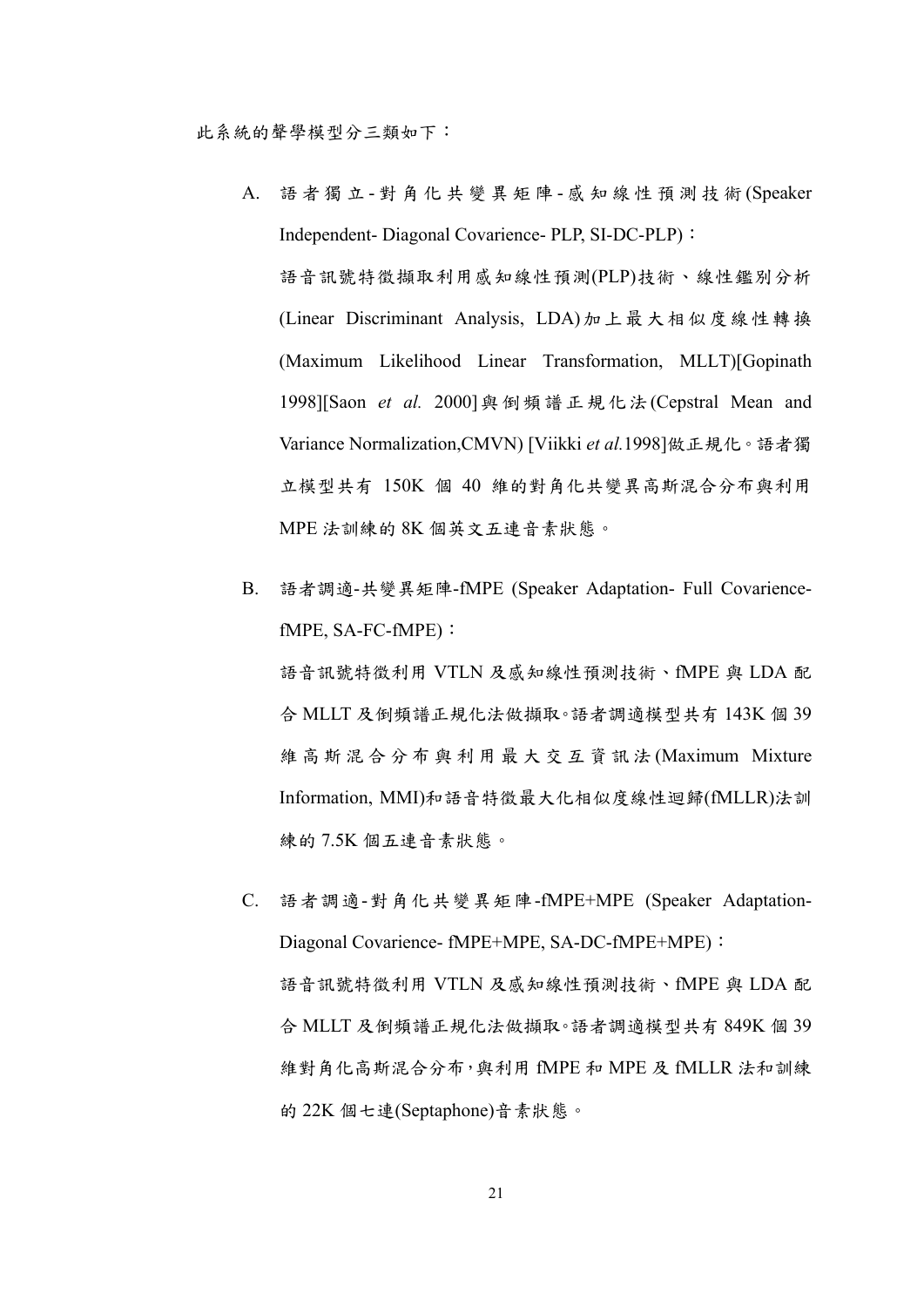此系統的聲學模型分三類如下：

A. 語者獨立-對角化共變異矩陣-感知線性預測技術(Speaker Independent- Diagonal Covarience- PLP, SI-DC-PLP)：

   語音訊號特徵擷取利用感知線性預測(PLP)技術、線性鑑別分析(Linear Discriminant Analysis, LDA)加上最大相似度線性轉換(Maximum Likelihood Linear Transformation, MLLT)[Gopinath 1998][Saon *et al.* 2000]與倒頻譜正規化法(Cepstral Mean and Variance Normalization,CMVN) [Viikki *et al.*1998]做正規化。語者獨立模型共有 150K 個 40 維的對角化共變異高斯混合分布與利用 MPE 法訓練的 8K 個英文五連音素狀態。

B. 語者調適-共變異矩陣-fMPE (Speaker Adaptation- Full Covarience- fMPE, SA-FC-fMPE)：

   語音訊號特徵利用 VTLN 及感知線性預測技術、fMPE 與 LDA 配合 MLLT 及倒頻譜正規化法做擷取。語者調適模型共有 143K 個 39 維高斯混合分布與利用最大交互資訊法(Maximum Mixture Information, MMI)和語音特徵最大化相似度線性迴歸(fMLLR)法訓練的 7.5K 個五連音素狀態。

C. 語者調適-對角化共變異矩陣-fMPE+MPE (Speaker Adaptation- Diagonal Covarience- fMPE+MPE, SA-DC-fMPE+MPE)：

   語音訊號特徵利用 VTLN 及感知線性預測技術、fMPE 與 LDA 配合 MLLT 及倒頻譜正規化法做擷取。語者調適模型共有 849K 個 39 維對角化高斯混合分布，與利用 fMPE 和 MPE 及 fMLLR 法和訓練的 22K 個七連(Septaphone)音素狀態。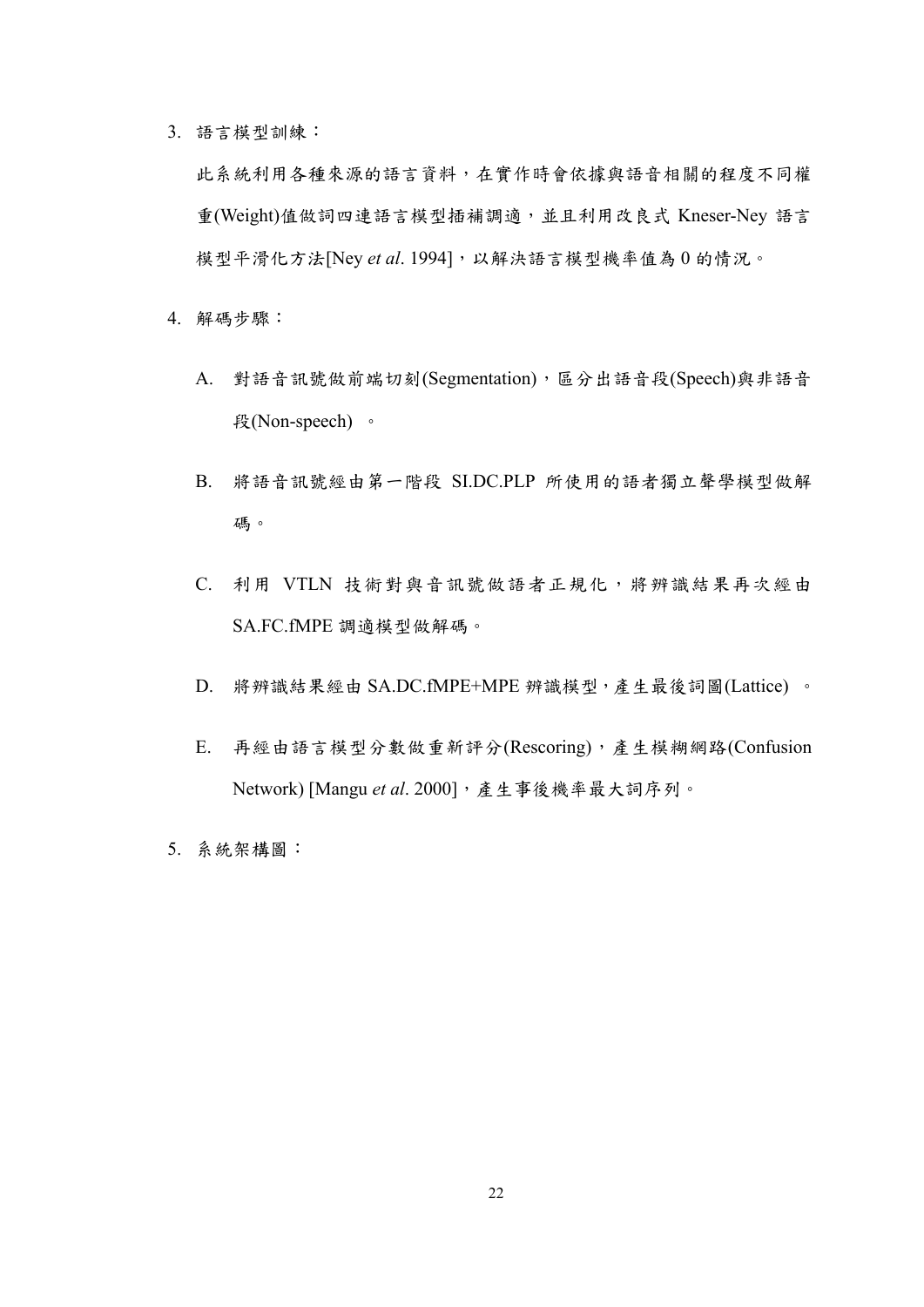3. 語言模型訓練：

   此系統利用各種來源的語言資料，在實作時會依據與語音相關的程度不同權重(Weight)值做詞四連語言模型插補調適，並且利用改良式 Kneser-Ney 語言模型平滑化方法[Ney *et al*. 1994]，以解決語言模型機率值為 0 的情況。

4. 解碼步驟：

   A. 對語音訊號做前端切刻(Segmentation)，區分出語音段(Speech)與非語音段(Non-speech) 。

   B. 將語音訊號經由第一階段 SI.DC.PLP 所使用的語者獨立聲學模型做解碼。

   C. 利用 VTLN 技術對與音訊號做語者正規化，將辨識結果再次經由 SA.FC.fMPE 調適模型做解碼。

   D. 將辨識結果經由 SA.DC.fMPE+MPE 辨識模型，產生最後詞圖(Lattice) 。

   E. 再經由語言模型分數做重新評分(Rescoring)，產生模糊網路(Confusion Network) [Mangu *et al*. 2000]，產生事後機率最大詞序列。

5. 系統架構圖：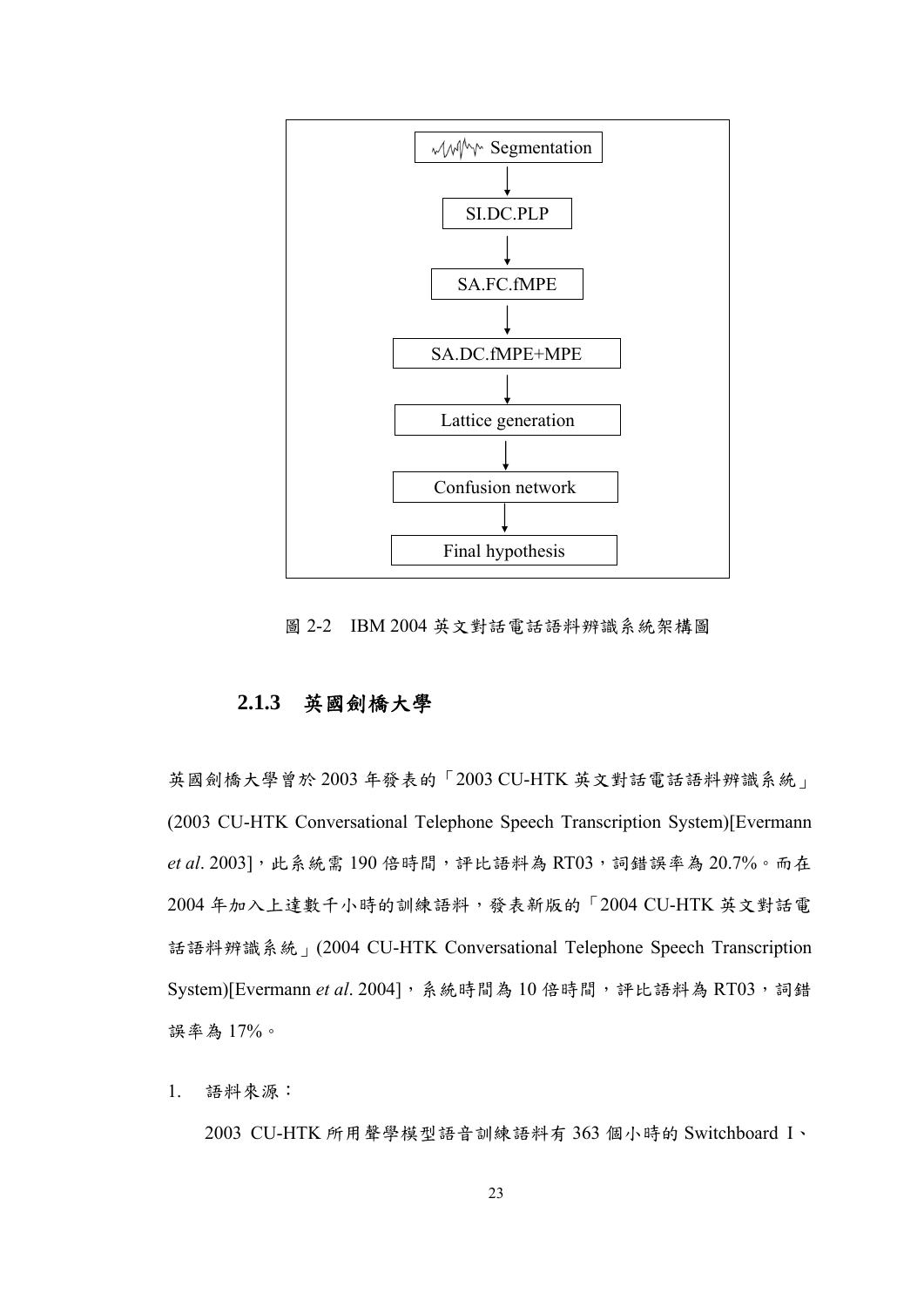Segmentation → SI.DC.PLP → SA.FC.fMPE → SA.DC.fMPE+MPE → Lattice generation → Confusion network → Final hypothesis

圖 2-2　IBM 2004 英文對話電話語料辨識系統架構圖

### 2.1.3　英國劍橋大學

英國劍橋大學曾於 2003 年發表的「2003 CU-HTK 英文對話電話語料辨識系統」(2003 CU-HTK Conversational Telephone Speech Transcription System)[Evermann *et al*. 2003]，此系統需 190 倍時間，評比語料為 RT03，詞錯誤率為 20.7%。而在 2004 年加入上達數千小時的訓練語料，發表新版的「2004 CU-HTK 英文對話電話語料辨識系統」(2004 CU-HTK Conversational Telephone Speech Transcription System)[Evermann *et al*. 2004]，系統時間為 10 倍時間，評比語料為 RT03，詞錯誤率為 17%。

1.　語料來源：

2003 CU-HTK 所用聲學模型語音訓練語料有 363 個小時的 Switchboard I、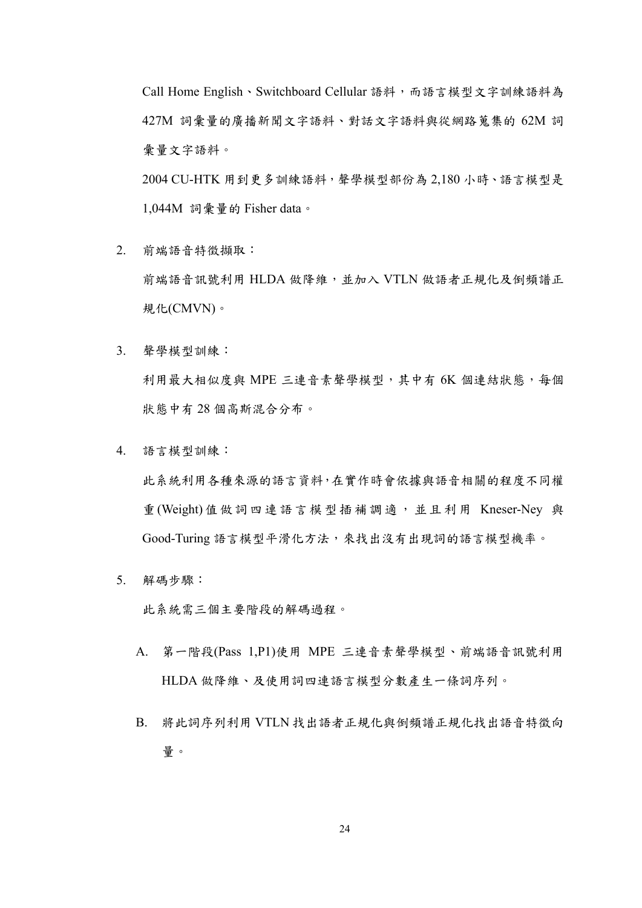Call Home English、Switchboard Cellular 語料，而語言模型文字訓練語料為 427M 詞彙量的廣播新聞文字語料、對話文字語料與從網路蒐集的 62M 詞彙量文字語料。

2004 CU-HTK 用到更多訓練語料，聲學模型部份為 2,180 小時、語言模型是 1,044M 詞彙量的 Fisher data。

2. 前端語音特徵擷取：

   前端語音訊號利用 HLDA 做降維，並加入 VTLN 做語者正規化及倒頻譜正規化(CMVN)。

3. 聲學模型訓練：

   利用最大相似度與 MPE 三連音素聲學模型，其中有 6K 個連結狀態，每個狀態中有 28 個高斯混合分布。

4. 語言模型訓練：

   此系統利用各種來源的語言資料，在實作時會依據與語音相關的程度不同權重(Weight)值做詞四連語言模型插補調適，並且利用 Kneser-Ney 與 Good-Turing 語言模型平滑化方法，來找出沒有出現詞的語言模型機率。

5. 解碼步驟：

   此系統需三個主要階段的解碼過程。

   A. 第一階段(Pass 1,P1)使用 MPE 三連音素聲學模型、前端語音訊號利用 HLDA 做降維、及使用詞四連語言模型分數產生一條詞序列。

   B. 將此詞序列利用 VTLN 找出語者正規化與倒頻譜正規化找出語音特徵向量。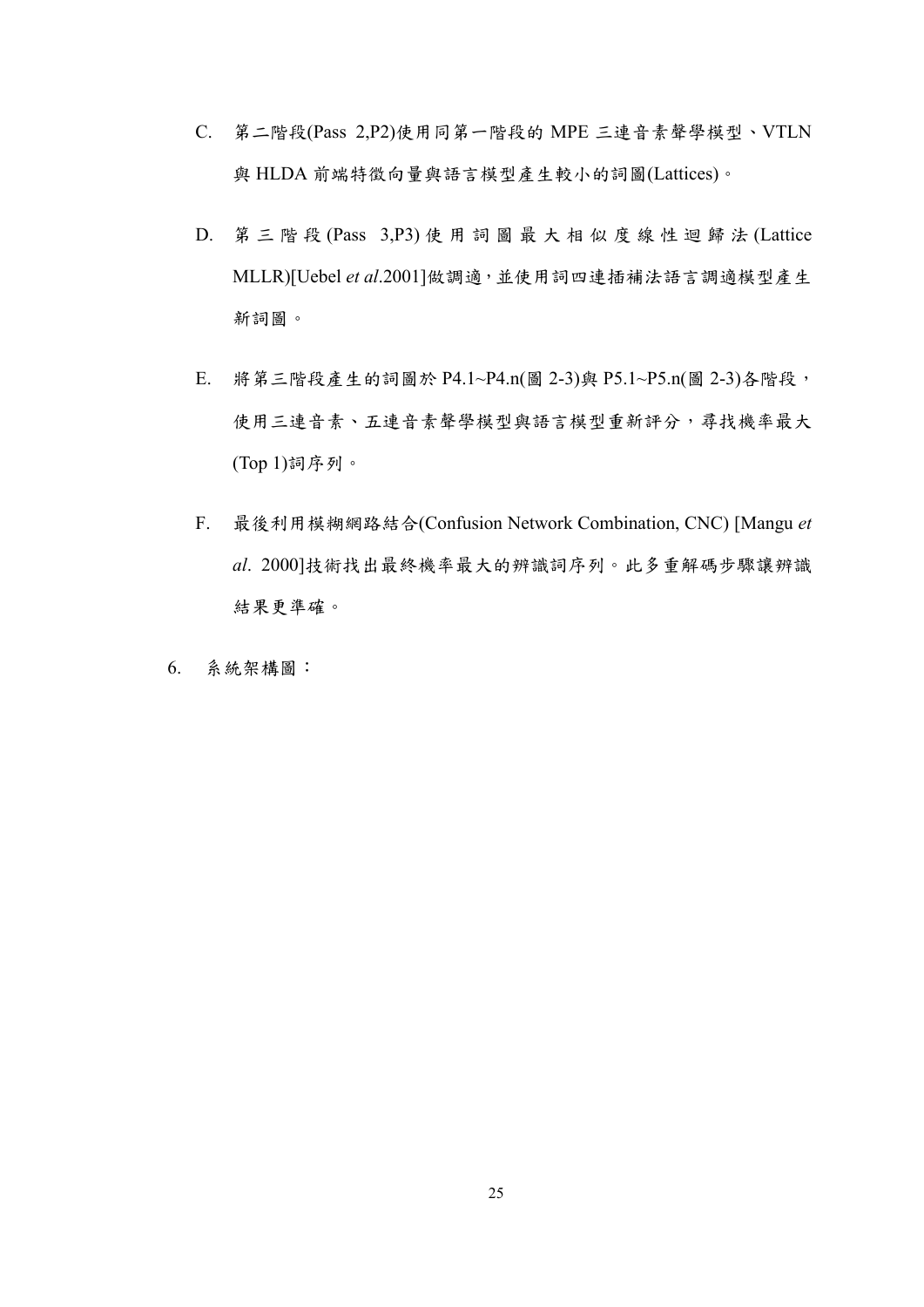C. 第二階段(Pass 2,P2)使用同第一階段的 MPE 三連音素聲學模型、VTLN 與 HLDA 前端特徵向量與語言模型產生較小的詞圖(Lattices)。

D. 第三階段(Pass 3,P3)使用詞圖最大相似度線性迴歸法(Lattice MLLR)[Uebel *et al*.2001]做調適，並使用詞四連插補法語言調適模型產生新詞圖。

E. 將第三階段產生的詞圖於 P4.1~P4.n(圖 2-3)與 P5.1~P5.n(圖 2-3)各階段，使用三連音素、五連音素聲學模型與語言模型重新評分，尋找機率最大(Top 1)詞序列。

F. 最後利用模糊網路結合(Confusion Network Combination, CNC) [Mangu *et al*. 2000]技術找出最終機率最大的辨識詞序列。此多重解碼步驟讓辨識結果更準確。

6. 系統架構圖：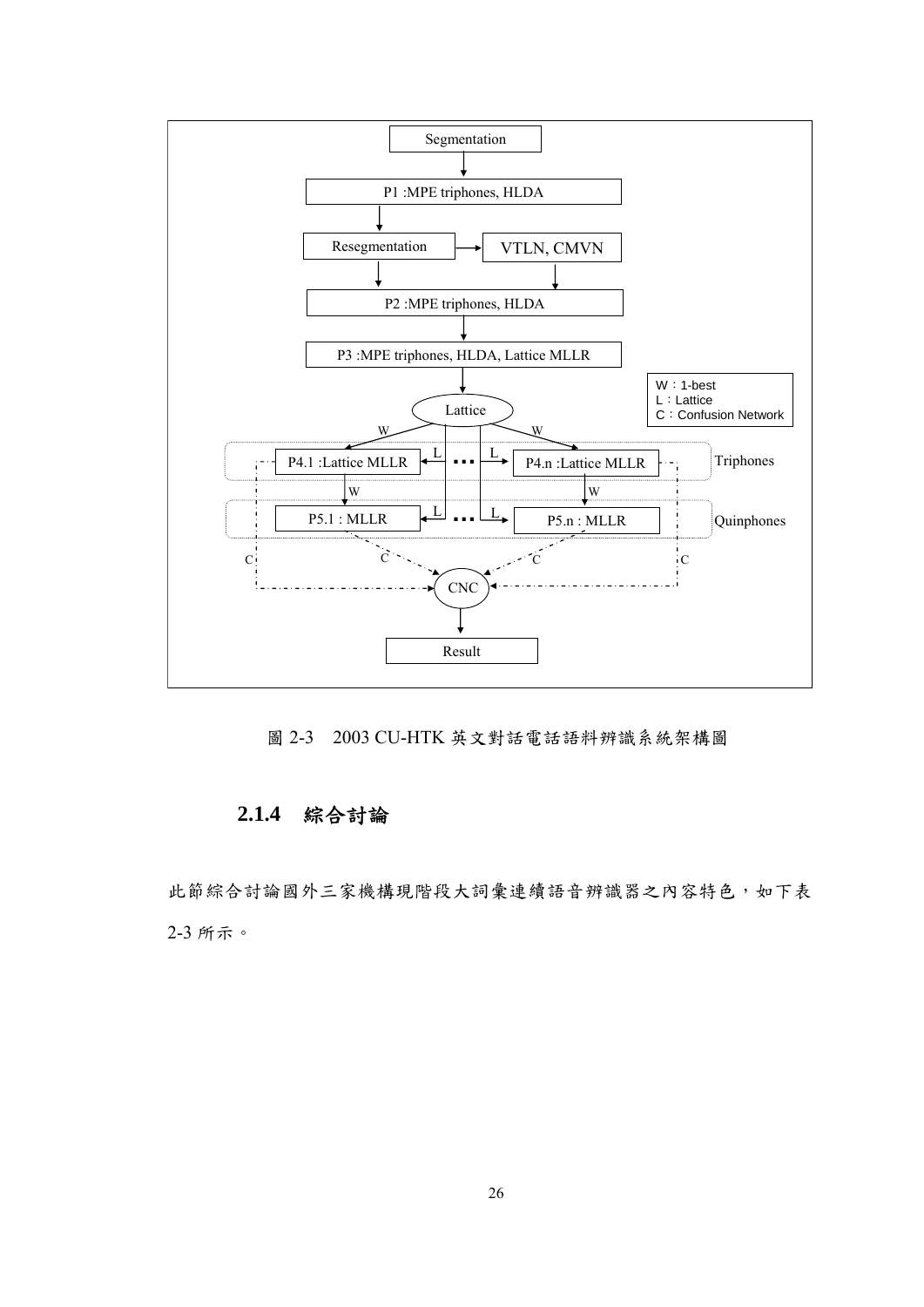圖 2-3　2003 CU-HTK 英文對話電話語料辨識系統架構圖

### 2.1.4　綜合討論

此節綜合討論國外三家機構現階段大詞彙連續語音辨識器之內容特色，如下表 2-3 所示。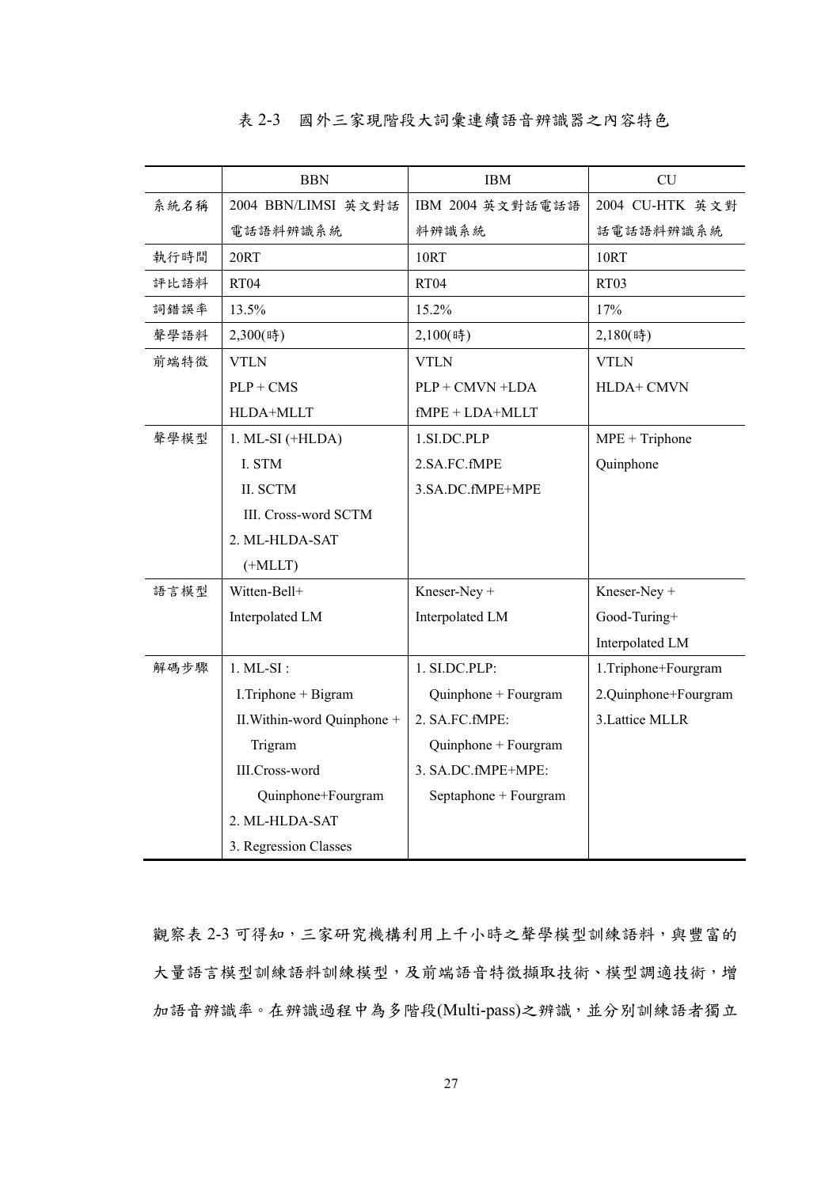表 2-3　國外三家現階段大詞彙連續語音辨識器之內容特色

| | BBN | IBM | CU |
|---|---|---|---|
| 系統名稱 | 2004 BBN/LIMSI 英文對話電話語料辨識系統 | IBM 2004 英文對話電話語料辨識系統 | 2004 CU-HTK 英文對話電話語料辨識系統 |
| 執行時間 | 20RT | 10RT | 10RT |
| 評比語料 | RT04 | RT04 | RT03 |
| 詞錯誤率 | 13.5% | 15.2% | 17% |
| 聲學語料 | 2,300(時) | 2,100(時) | 2,180(時) |
| 前端特徵 | VTLN<br>PLP + CMS<br>HLDA+MLLT | VTLN<br>PLP + CMVN +LDA<br>fMPE + LDA+MLLT | VTLN<br>HLDA+ CMVN |
| 聲學模型 | 1. ML-SI (+HLDA)<br>I. STM<br>II. SCTM<br>III. Cross-word SCTM<br>2. ML-HLDA-SAT<br>(+MLLT) | 1.SI.DC.PLP<br>2.SA.FC.fMPE<br>3.SA.DC.fMPE+MPE | MPE + Triphone<br>Quinphone |
| 語言模型 | Witten-Bell+<br>Interpolated LM | Kneser-Ney +<br>Interpolated LM | Kneser-Ney +<br>Good-Turing+<br>Interpolated LM |
| 解碼步驟 | 1. ML-SI :<br>I.Triphone + Bigram<br>II.Within-word Quinphone + Trigram<br>III.Cross-word Quinphone+Fourgram<br>2. ML-HLDA-SAT<br>3. Regression Classes | 1. SI.DC.PLP:<br>Quinphone + Fourgram<br>2. SA.FC.fMPE:<br>Quinphone + Fourgram<br>3. SA.DC.fMPE+MPE:<br>Septaphone + Fourgram | 1.Triphone+Fourgram<br>2.Quinphone+Fourgram<br>3.Lattice MLLR |

觀察表 2-3 可得知，三家研究機構利用上千小時之聲學模型訓練語料，與豐富的大量語言模型訓練語料訓練模型，及前端語音特徵擷取技術、模型調適技術，增加語音辨識率。在辨識過程中為多階段(Multi-pass)之辨識，並分別訓練語者獨立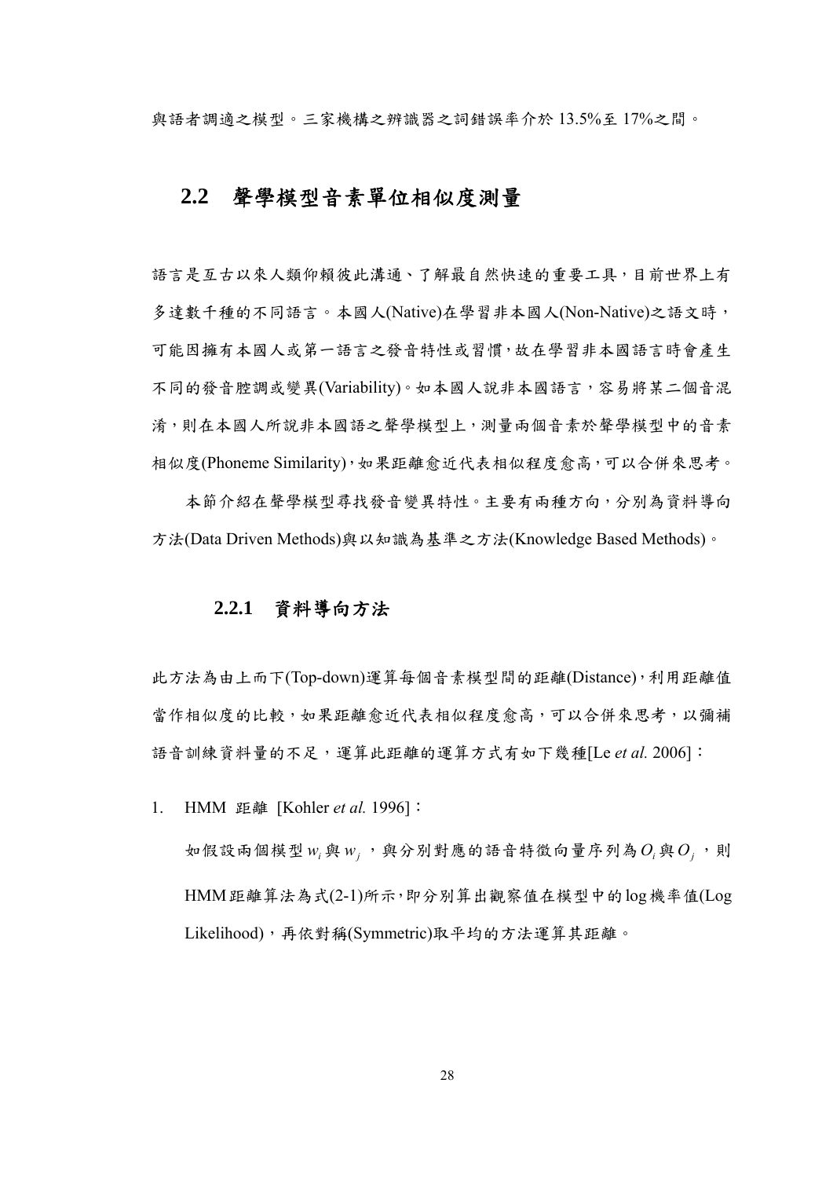與語者調適之模型。三家機構之辨識器之詞錯誤率介於 13.5%至 17%之間。

## 2.2 聲學模型音素單位相似度測量

語言是亙古以來人類仰賴彼此溝通、了解最自然快速的重要工具，目前世界上有多達數千種的不同語言。本國人(Native)在學習非本國人(Non-Native)之語文時，可能因擁有本國人或第一語言之發音特性或習慣，故在學習非本國語言時會產生不同的發音腔調或變異(Variability)。如本國人說非本國語言，容易將某二個音混淆，則在本國人所說非本國語之聲學模型上，測量兩個音素於聲學模型中的音素相似度(Phoneme Similarity)，如果距離愈近代表相似程度愈高，可以合併來思考。

本節介紹在聲學模型尋找發音變異特性。主要有兩種方向，分別為資料導向方法(Data Driven Methods)與以知識為基準之方法(Knowledge Based Methods)。

### 2.2.1 資料導向方法

此方法為由上而下(Top-down)運算每個音素模型間的距離(Distance)，利用距離值當作相似度的比較，如果距離愈近代表相似程度愈高，可以合併來思考，以彌補語音訓練資料量的不足，運算此距離的運算方式有如下幾種[Le *et al.* 2006]：

1. HMM 距離 [Kohler *et al.* 1996]：

   如假設兩個模型 $w_i$ 與 $w_j$ ，與分別對應的語音特徵向量序列為 $O_i$ 與 $O_j$ ，則 HMM 距離算法為式(2-1)所示，即分別算出觀察值在模型中的 log 機率值(Log Likelihood)，再依對稱(Symmetric)取平均的方法運算其距離。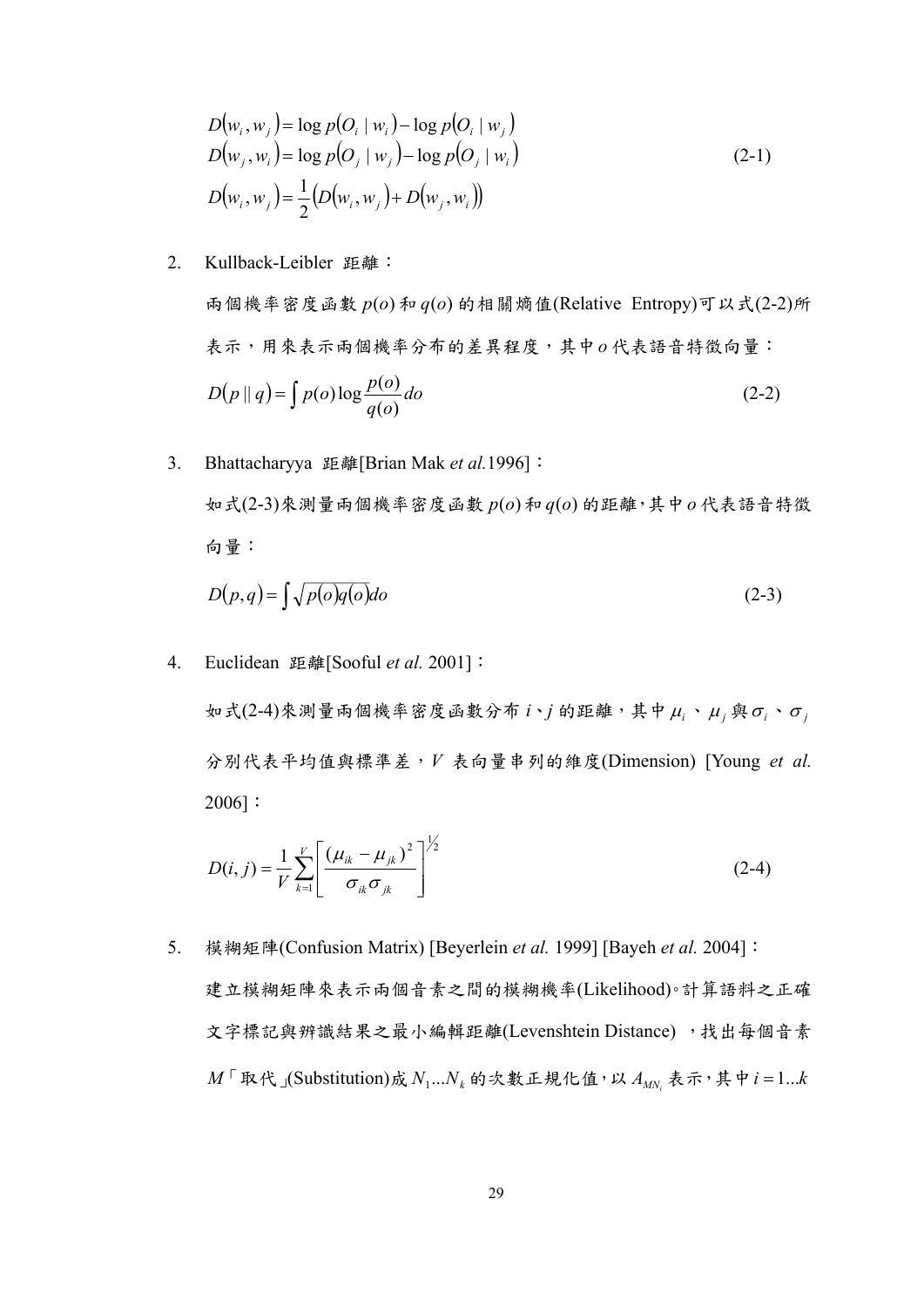$$
\begin{aligned}
D(w_i, w_j) &= \log p(O_i \mid w_i) - \log p(O_i \mid w_j) \\
D(w_j, w_i) &= \log p(O_j \mid w_j) - \log p(O_j \mid w_i) \\
D(w_i, w_j) &= \frac{1}{2}\left(D(w_i, w_j) + D(w_j, w_i)\right)
\end{aligned}
\tag{2-1}
$$

2. Kullback-Leibler 距離：

   兩個機率密度函數 $p(o)$ 和 $q(o)$ 的相關熵值(Relative Entropy)可以式(2-2)所表示，用來表示兩個機率分布的差異程度，其中 $o$ 代表語音特徵向量：

$$
D(p \parallel q) = \int p(o) \log \frac{p(o)}{q(o)} do \tag{2-2}
$$

3. Bhattacharyya 距離[Brian Mak *et al.*1996]：

   如式(2-3)來測量兩個機率密度函數 $p(o)$ 和 $q(o)$ 的距離，其中 $o$ 代表語音特徵向量：

$$
D(p, q) = \int \sqrt{p(o)q(o)}\, do \tag{2-3}
$$

4. Euclidean 距離[Sooful *et al.* 2001]：

   如式(2-4)來測量兩個機率密度函數分布 $i$、$j$ 的距離，其中 $\mu_i$、$\mu_j$ 與 $\sigma_i$、$\sigma_j$ 分別代表平均值與標準差，$V$ 表向量串列的維度(Dimension) [Young *et al.* 2006]：

$$
D(i, j) = \frac{1}{V} \sum_{k=1}^{V} \left[ \frac{(\mu_{ik} - \mu_{jk})^2}{\sigma_{ik}\sigma_{jk}} \right]^{1/2} \tag{2-4}
$$

5. 模糊矩陣(Confusion Matrix) [Beyerlein *et al.* 1999] [Bayeh *et al.* 2004]：

   建立模糊矩陣來表示兩個音素之間的模糊機率(Likelihood)。計算語料之正確文字標記與辨識結果之最小編輯距離(Levenshtein Distance) ，找出每個音素 $M$「取代」(Substitution)成 $N_1 \ldots N_k$ 的次數正規化值，以 $A_{MN_i}$ 表示，其中 $i = 1 \ldots k$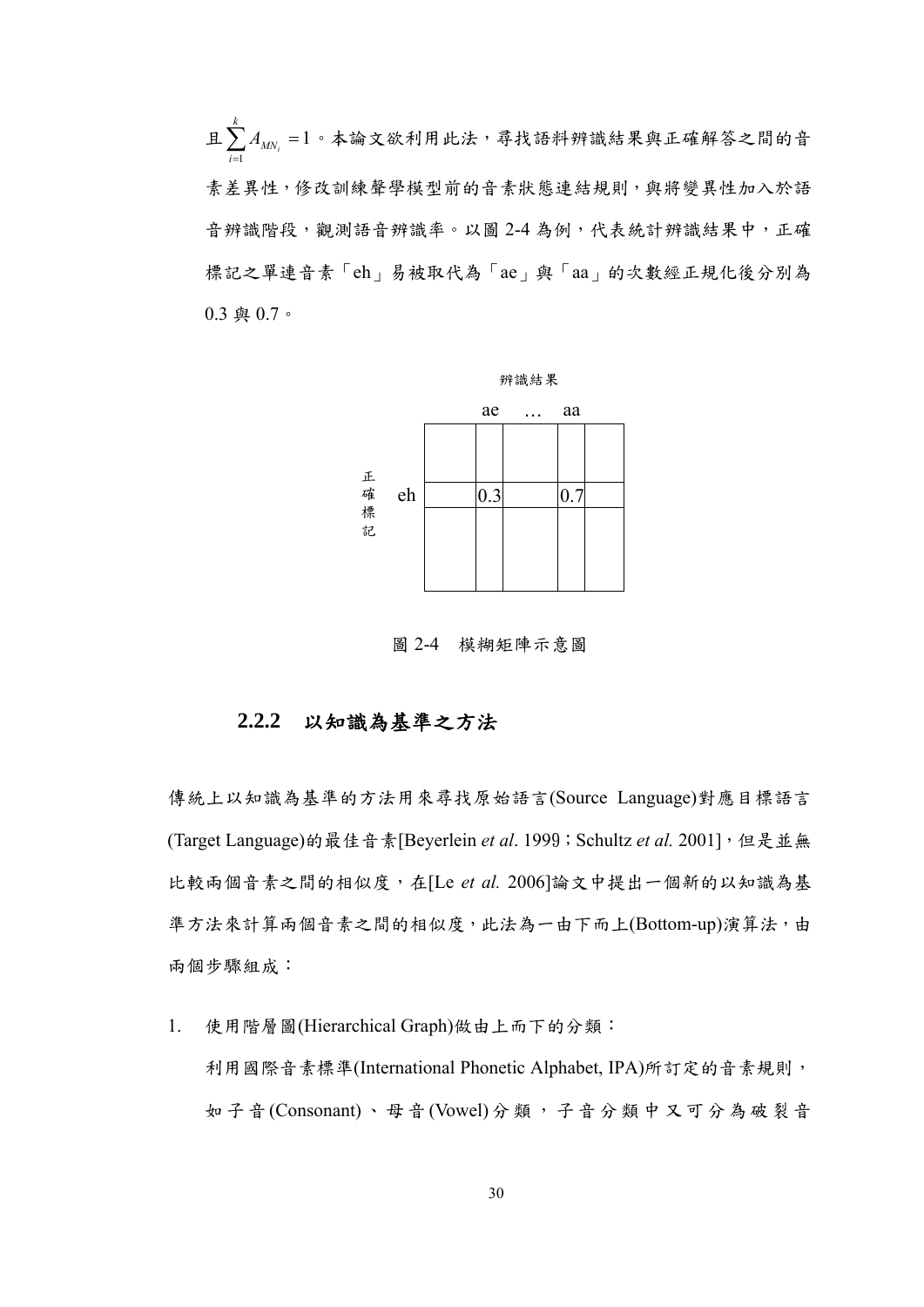且 $\sum_{i=1}^{k} A_{MN_i} = 1$。本論文欲利用此法，尋找語料辨識結果與正確解答之間的音素差異性，修改訓練聲學模型前的音素狀態連結規則，與將變異性加入於語音辨識階段，觀測語音辨識率。以圖 2-4 為例，代表統計辨識結果中，正確標記之單連音素「eh」易被取代為「ae」與「aa」的次數經正規化後分別為 0.3 與 0.7。

辨識結果

| 正確標記 | | ae | … | aa | |
|---|---|---|---|---|---|
| | | | | | |
| eh | | 0.3 | | 0.7 | |
| | | | | | |

圖 2-4　模糊矩陣示意圖

### 2.2.2　以知識為基準之方法

傳統上以知識為基準的方法用來尋找原始語言(Source Language)對應目標語言(Target Language)的最佳音素[Beyerlein *et al*. 1999；Schultz *et al.* 2001]，但是並無比較兩個音素之間的相似度，在[Le *et al.* 2006]論文中提出一個新的以知識為基準方法來計算兩個音素之間的相似度，此法為一由下而上(Bottom-up)演算法，由兩個步驟組成：

1. 使用階層圖(Hierarchical Graph)做由上而下的分類：
   利用國際音素標準(International Phonetic Alphabet, IPA)所訂定的音素規則，如子音(Consonant)、母音(Vowel)分類，子音分類中又可分為破裂音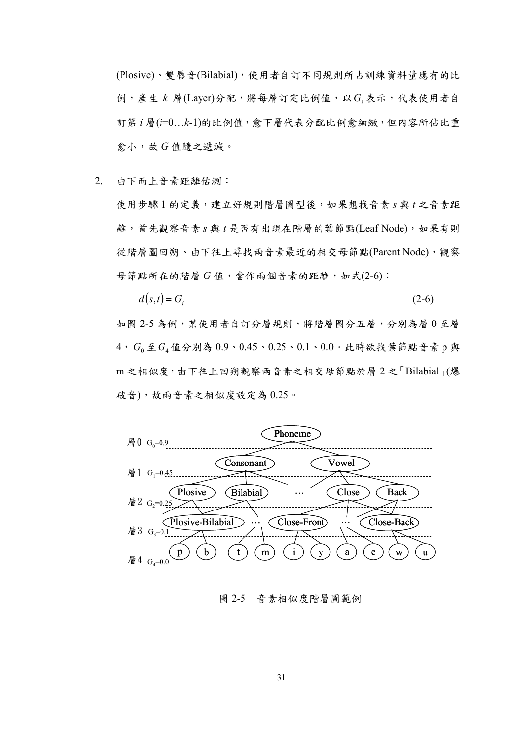(Plosive)、雙唇音(Bilabial)，使用者自訂不同規則所占訓練資料量應有的比例，產生 $k$ 層(Layer)分配，將每層訂定比例值，以 $G_i$ 表示，代表使用者自訂第 $i$ 層($i$=0…$k$-1)的比例值，愈下層代表分配比例愈細緻，但內容所佔比重愈小，故 $G$ 值隨之遞減。

2. 由下而上音素距離估測：

   使用步驟 1 的定義，建立好規則階層圖型後，如果想找音素 $s$ 與 $t$ 之音素距離，首先觀察音素 $s$ 與 $t$ 是否有出現在階層的葉節點(Leaf Node)，如果有則從階層圖回朔、由下往上尋找兩音素最近的相交母節點(Parent Node)，觀察母節點所在的階層 $G$ 值，當作兩個音素的距離，如式(2-6)：

$$d(s,t) = G_i \tag{2-6}$$

   如圖 2-5 為例，某使用者自訂分層規則，將階層圖分五層，分別為層 0 至層 4，$G_0$ 至 $G_4$ 值分別為 0.9、0.45、0.25、0.1、0.0。此時欲找葉節點音素 p 與 m 之相似度，由下往上回朔觀察兩音素之相交母節點於層 2 之「Bilabial」(爆破音)，故兩音素之相似度設定為 0.25。

圖 2-5 音素相似度階層圖範例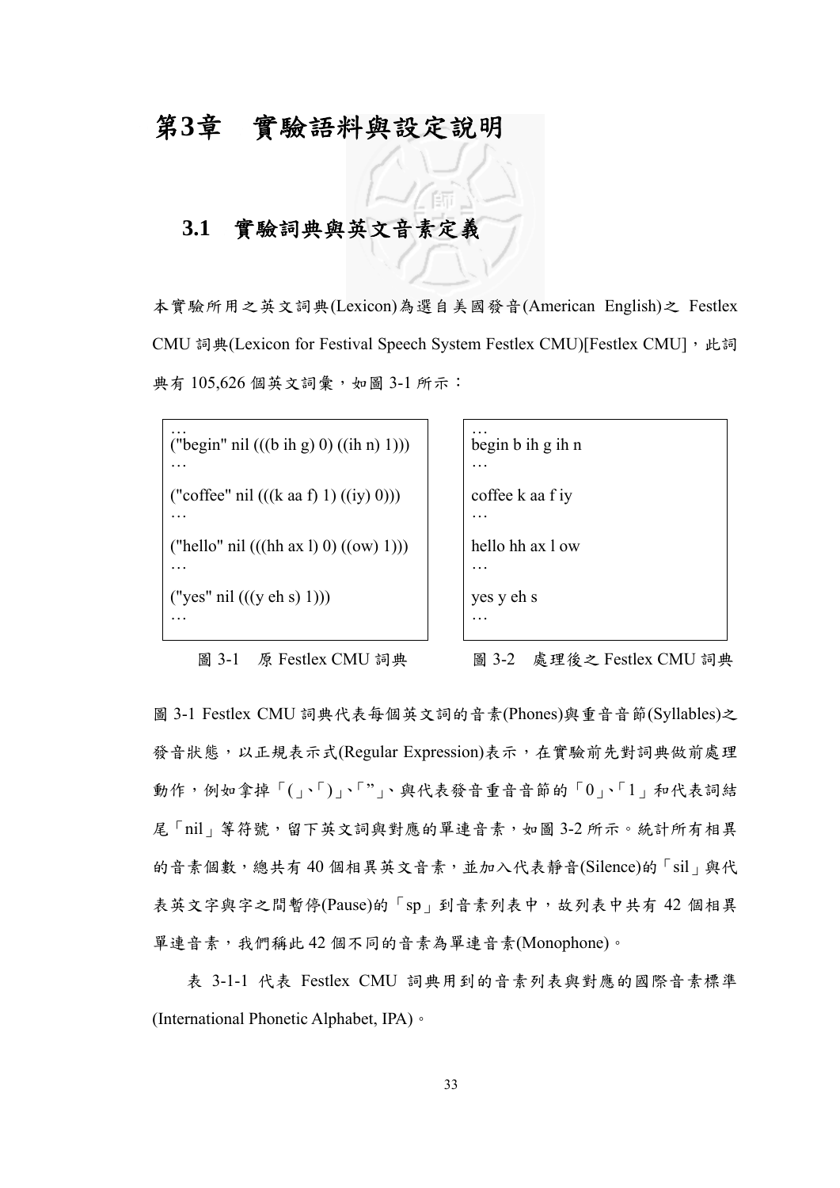# 第3章　實驗語料與設定說明

## 3.1　實驗詞典與英文音素定義

本實驗所用之英文詞典(Lexicon)為選自美國發音(American English)之 Festlex CMU 詞典(Lexicon for Festival Speech System Festlex CMU)[Festlex CMU]，此詞典有 105,626 個英文詞彙，如圖 3-1 所示：

```
…
("begin" nil (((b ih g) 0) ((ih n) 1)))
…
("coffee" nil (((k aa f) 1) ((iy) 0)))
…
("hello" nil (((hh ax l) 0) ((ow) 1)))
…
("yes" nil (((y eh s) 1)))
…
```

圖 3-1　原 Festlex CMU 詞典

```
…
begin b ih g ih n
…
coffee k aa f iy
…
hello hh ax l ow
…
yes y eh s
…
```

圖 3-2　處理後之 Festlex CMU 詞典

圖 3-1 Festlex CMU 詞典代表每個英文詞的音素(Phones)與重音音節(Syllables)之發音狀態，以正規表示式(Regular Expression)表示，在實驗前先對詞典做前處理動作，例如拿掉「(」、「)」、「"」、與代表發音重音音節的「0」、「1」和代表詞結尾「nil」等符號，留下英文詞與對應的單連音素，如圖 3-2 所示。統計所有相異的音素個數，總共有 40 個相異英文音素，並加入代表靜音(Silence)的「sil」與代表英文字與字之間暫停(Pause)的「sp」到音素列表中，故列表中共有 42 個相異單連音素，我們稱此 42 個不同的音素為單連音素(Monophone)。

表 3-1-1 代表 Festlex CMU 詞典用到的音素列表與對應的國際音素標準(International Phonetic Alphabet, IPA)。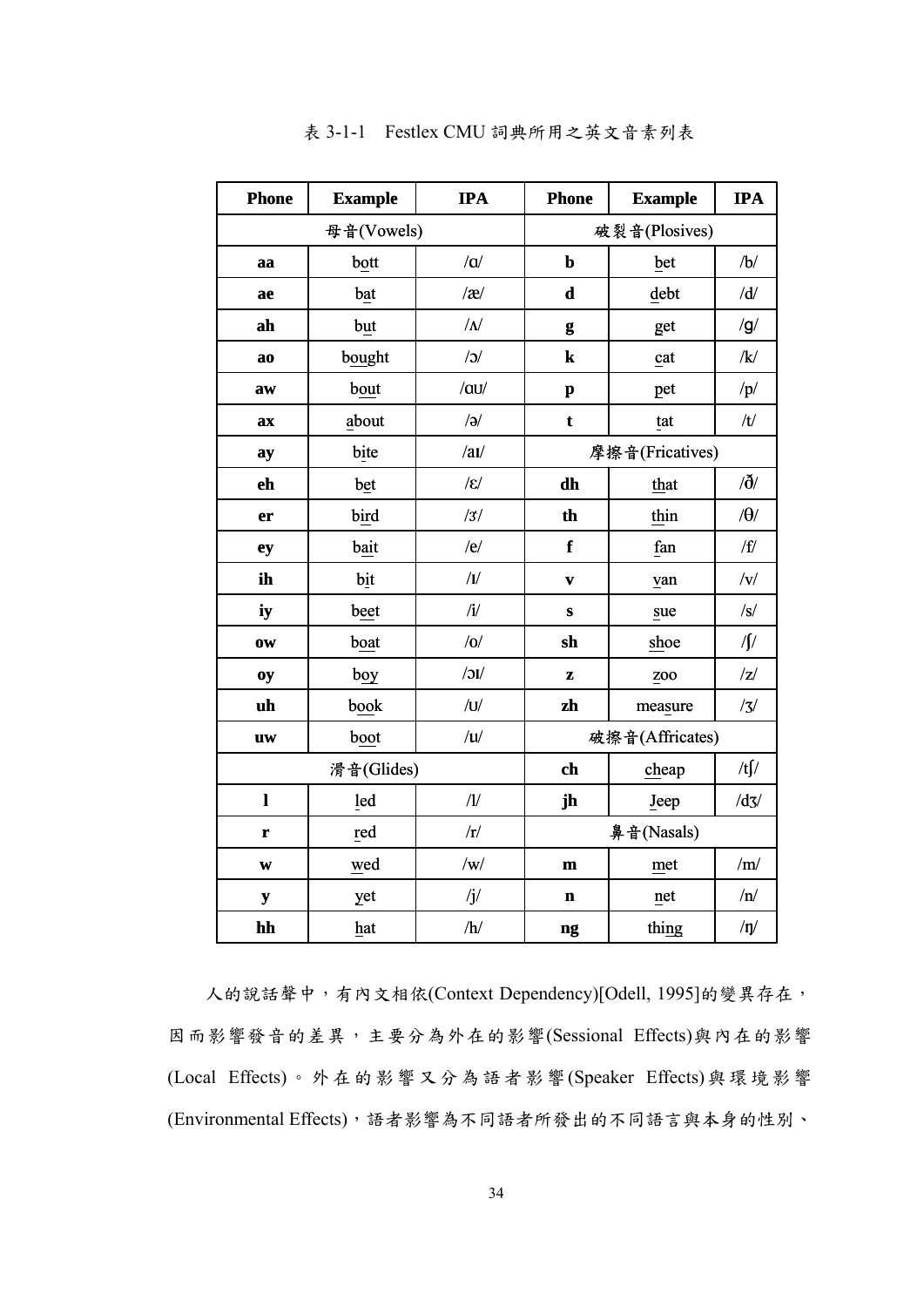表 3-1-1　Festlex CMU 詞典所用之英文音素列表

| Phone | Example | IPA | Phone | Example | IPA |
|---|---|---|---|---|---|
| 母音(Vowels) | | | 破裂音(Plosives) | | |
| **aa** | bott | /ɑ/ | **b** | bet | /b/ |
| **ae** | bat | /æ/ | **d** | debt | /d/ |
| **ah** | but | /ʌ/ | **g** | get | /g/ |
| **ao** | bought | /ɔ/ | **k** | cat | /k/ |
| **aw** | bout | /ɑʊ/ | **p** | pet | /p/ |
| **ax** | about | /ə/ | **t** | tat | /t/ |
| **ay** | bite | /aɪ/ | 摩擦音(Fricatives) | | |
| **eh** | bet | /ɛ/ | **dh** | that | /ð/ |
| **er** | bird | /ɜ/ | **th** | thin | /θ/ |
| **ey** | bait | /e/ | **f** | fan | /f/ |
| **ih** | bit | /ɪ/ | **v** | van | /v/ |
| **iy** | beet | /i/ | **s** | sue | /s/ |
| **ow** | boat | /o/ | **sh** | shoe | /ʃ/ |
| **oy** | boy | /ɔɪ/ | **z** | zoo | /z/ |
| **uh** | book | /ʊ/ | **zh** | measure | /ʒ/ |
| **uw** | boot | /u/ | 破擦音(Affricates) | | |
| 滑音(Glides) | | | **ch** | cheap | /tʃ/ |
| **l** | led | /l/ | **jh** | Jeep | /dʒ/ |
| **r** | red | /r/ | 鼻音(Nasals) | | |
| **w** | wed | /w/ | **m** | met | /m/ |
| **y** | yet | /j/ | **n** | net | /n/ |
| **hh** | hat | /h/ | **ng** | thing | /ŋ/ |

人的說話聲中，有內文相依(Context Dependency)[Odell, 1995]的變異存在，因而影響發音的差異，主要分為外在的影響(Sessional Effects)與內在的影響(Local Effects)。外在的影響又分為語者影響(Speaker Effects)與環境影響(Environmental Effects)，語者影響為不同語者所發出的不同語言與本身的性別、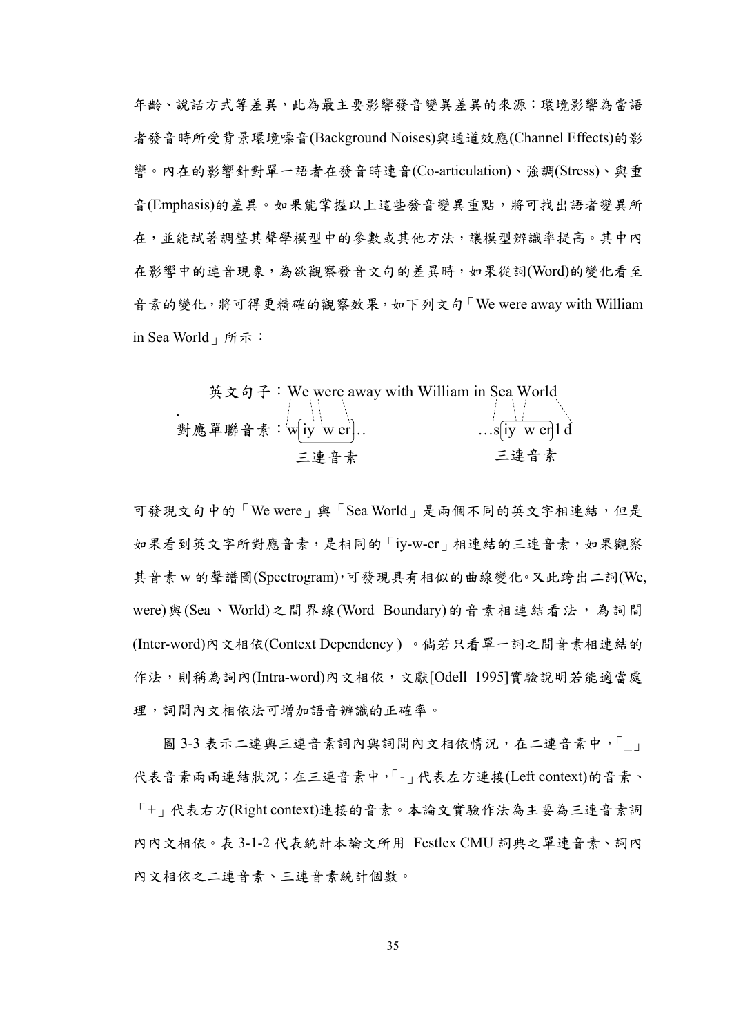年齡、說話方式等差異，此為最主要影響發音變異差異的來源；環境影響為當語者發音時所受背景環境噪音(Background Noises)與通道效應(Channel Effects)的影響。內在的影響針對單一語者在發音時連音(Co-articulation)、強調(Stress)、與重音(Emphasis)的差異。如果能掌握以上這些發音變異重點，將可找出語者變異所在，並能試著調整其聲學模型中的參數或其他方法，讓模型辨識率提高。其中內在影響中的連音現象，為欲觀察發音文句的差異時，如果從詞(Word)的變化看至音素的變化，將可得更精確的觀察效果，如下列文句「We were away with William in Sea World」所示：

英文句子：We were away with William in Sea World

對應單聯音素：w iy w er ..　　　　…s iy w er l d

　　　　　　　三連音素　　　　　　　　三連音素

可發現文句中的「We were」與「Sea World」是兩個不同的英文字相連結，但是如果看到英文字所對應音素，是相同的「iy-w-er」相連結的三連音素，如果觀察其音素 w 的聲譜圖(Spectrogram)，可發現具有相似的曲線變化。又此跨出二詞(We, were)與(Sea、World)之間界線(Word Boundary)的音素相連結看法，為詞間(Inter-word)內文相依(Context Dependency )。倘若只看單一詞之間音素相連結的作法，則稱為詞內(Intra-word)內文相依，文獻[Odell 1995]實驗說明若能適當處理，詞間內文相依法可增加語音辨識的正確率。

圖 3-3 表示二連與三連音素詞內與詞間內文相依情況，在二連音素中，「_」代表音素兩兩連結狀況；在三連音素中，「-」代表左方連接(Left context)的音素、「+」代表右方(Right context)連接的音素。本論文實驗作法為主要為三連音素詞內內文相依。表 3-1-2 代表統計本論文所用 Festlex CMU 詞典之單連音素、詞內內文相依之二連音素、三連音素統計個數。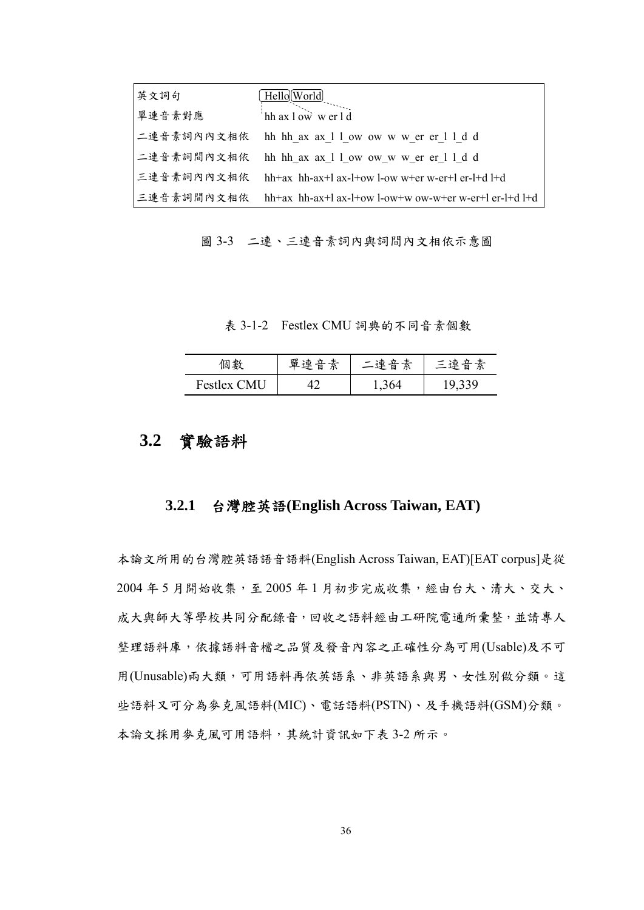| 英文詞句 | Hello World |
| --- | --- |
| 單連音素對應 | hh ax l ow w er l d |
| 二連音素詞內內文相依 | hh hh_ax ax_l l_ow ow w w_er er_l l_d d |
| 二連音素詞間內文相依 | hh hh_ax ax_l l_ow ow_w w_er er_l l_d d |
| 三連音素詞內內文相依 | hh+ax hh-ax+l ax-l+ow l-ow w+er w-er+l er-l+d l+d |
| 三連音素詞間內文相依 | hh+ax hh-ax+l ax-l+ow l-ow+w ow-w+er w-er+l er-l+d l+d |

圖 3-3 二連、三連音素詞內與詞間內文相依示意圖

表 3-1-2 Festlex CMU 詞典的不同音素個數

| 個數 | 單連音素 | 二連音素 | 三連音素 |
| --- | --- | --- | --- |
| Festlex CMU | 42 | 1,364 | 19,339 |

## 3.2 實驗語料

### 3.2.1 台灣腔英語(English Across Taiwan, EAT)

本論文所用的台灣腔英語語音語料(English Across Taiwan, EAT)[EAT corpus]是從 2004 年 5 月開始收集，至 2005 年 1 月初步完成收集，經由台大、清大、交大、成大與師大等學校共同分配錄音，回收之語料經由工研院電通所彙整，並請專人整理語料庫，依據語料音檔之品質及發音內容之正確性分為可用(Usable)及不可用(Unusable)兩大類，可用語料再依英語系、非英語系與男、女性別做分類。這些語料又可分為麥克風語料(MIC)、電話語料(PSTN)、及手機語料(GSM)分類。本論文採用麥克風可用語料，其統計資訊如下表 3-2 所示。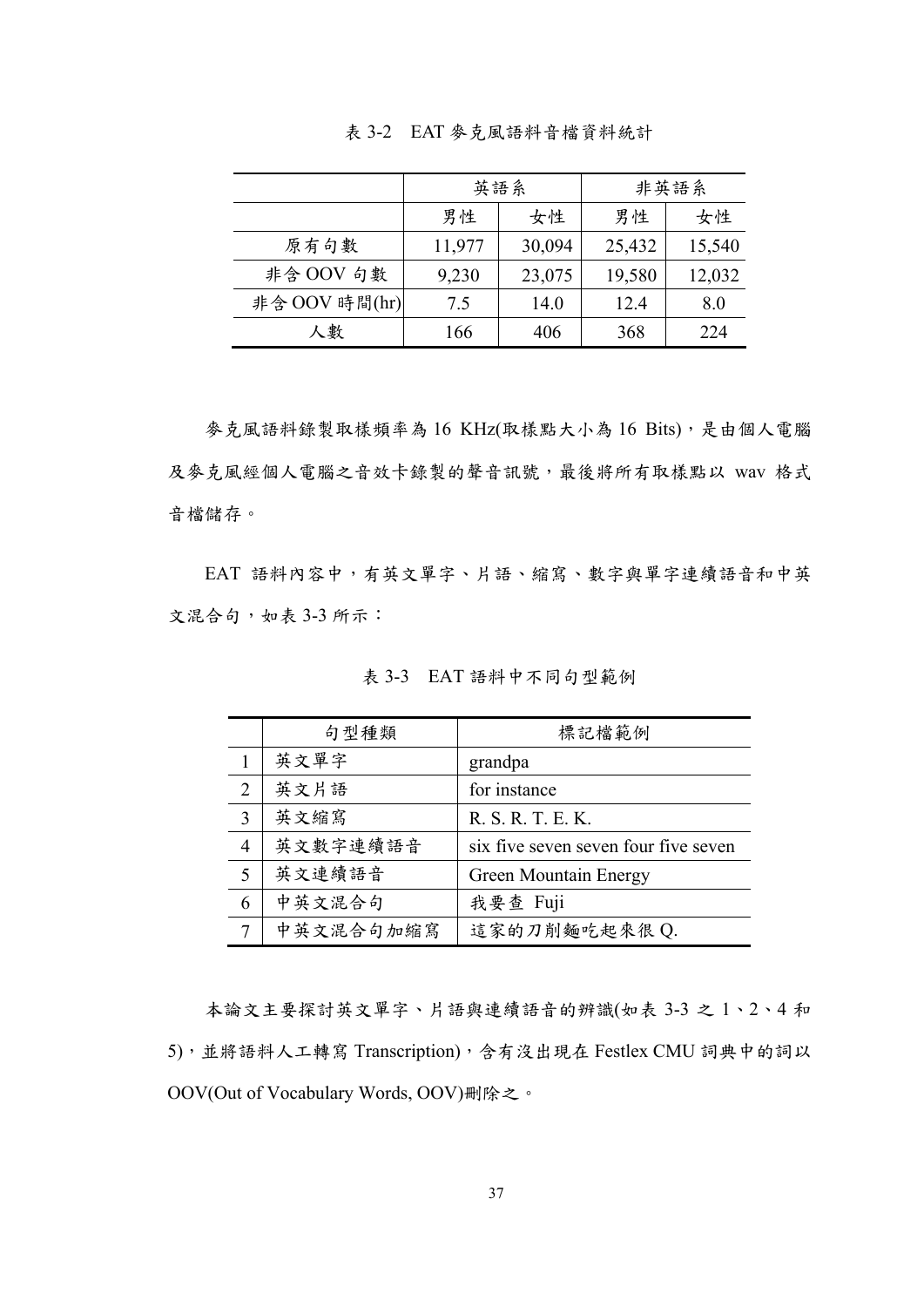表 3-2　EAT 麥克風語料音檔資料統計

| | 英語系 | | 非英語系 | |
|---|---|---|---|---|
| | 男性 | 女性 | 男性 | 女性 |
| 原有句數 | 11,977 | 30,094 | 25,432 | 15,540 |
| 非含 OOV 句數 | 9,230 | 23,075 | 19,580 | 12,032 |
| 非含 OOV 時間(hr) | 7.5 | 14.0 | 12.4 | 8.0 |
| 人數 | 166 | 406 | 368 | 224 |

麥克風語料錄製取樣頻率為 16 KHz(取樣點大小為 16 Bits)，是由個人電腦及麥克風經個人電腦之音效卡錄製的聲音訊號，最後將所有取樣點以 wav 格式音檔儲存。

EAT 語料內容中，有英文單字、片語、縮寫、數字與單字連續語音和中英文混合句，如表 3-3 所示：

表 3-3　EAT 語料中不同句型範例

| | 句型種類 | 標記檔範例 |
|---|---|---|
| 1 | 英文單字 | grandpa |
| 2 | 英文片語 | for instance |
| 3 | 英文縮寫 | R. S. R. T. E. K. |
| 4 | 英文數字連續語音 | six five seven seven four five seven |
| 5 | 英文連續語音 | Green Mountain Energy |
| 6 | 中英文混合句 | 我要查 Fuji |
| 7 | 中英文混合句加縮寫 | 這家的刀削麵吃起來很 Q. |

本論文主要探討英文單字、片語與連續語音的辨識(如表 3-3 之 1、2、4 和 5)，並將語料人工轉寫 Transcription)，含有沒出現在 Festlex CMU 詞典中的詞以 OOV(Out of Vocabulary Words, OOV)刪除之。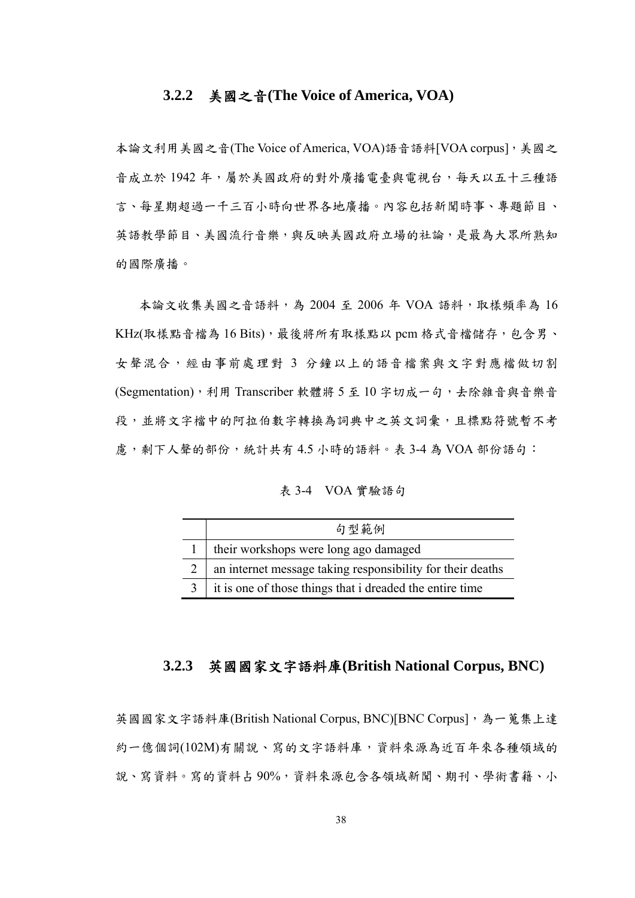### 3.2.2 美國之音(The Voice of America, VOA)

本論文利用美國之音(The Voice of America, VOA)語音語料[VOA corpus]，美國之音成立於 1942 年，屬於美國政府的對外廣播電臺與電視台，每天以五十三種語言、每星期超過一千三百小時向世界各地廣播。內容包括新聞時事、專題節目、英語教學節目、美國流行音樂，與反映美國政府立場的社論，是最為大眾所熟知的國際廣播。

本論文收集美國之音語料，為 2004 至 2006 年 VOA 語料，取樣頻率為 16 KHz(取樣點音檔為 16 Bits)，最後將所有取樣點以 pcm 格式音檔儲存，包含男、女聲混合，經由事前處理對 3 分鐘以上的語音檔案與文字對應檔做切割(Segmentation)，利用 Transcriber 軟體將 5 至 10 字切成一句，去除雜音與音樂音段，並將文字檔中的阿拉伯數字轉換為詞典中之英文詞彙，且標點符號暫不考慮，剩下人聲的部份，統計共有 4.5 小時的語料。表 3-4 為 VOA 部份語句：

表 3-4 VOA 實驗語句

| | 句型範例 |
|---|---|
| 1 | their workshops were long ago damaged |
| 2 | an internet message taking responsibility for their deaths |
| 3 | it is one of those things that i dreaded the entire time |

### 3.2.3 英國國家文字語料庫(British National Corpus, BNC)

英國國家文字語料庫(British National Corpus, BNC)[BNC Corpus]，為一蒐集上達約一億個詞(102M)有關說、寫的文字語料庫，資料來源為近百年來各種領域的說、寫資料。寫的資料占 90%，資料來源包含各領域新聞、期刊、學術書籍、小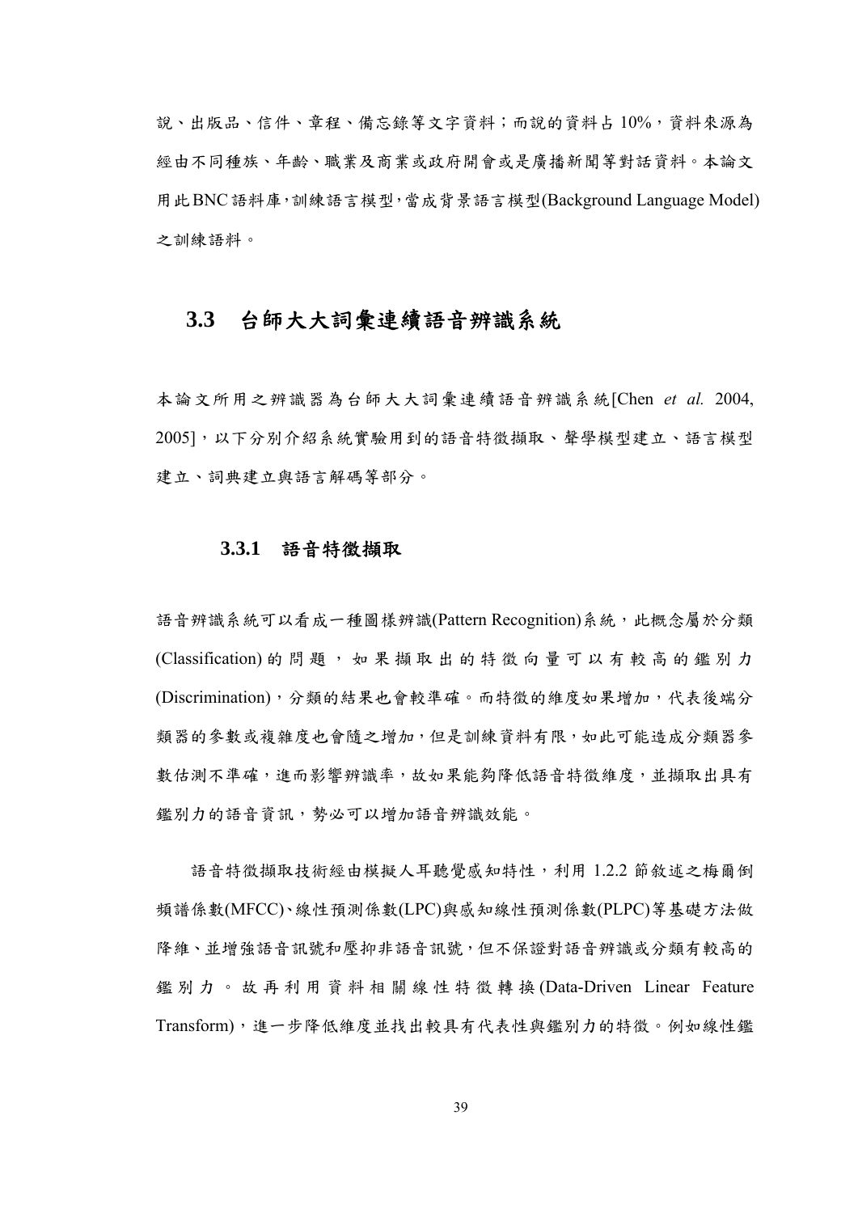說、出版品、信件、章程、備忘錄等文字資料；而說的資料占 10%，資料來源為經由不同種族、年齡、職業及商業或政府開會或是廣播新聞等對話資料。本論文用此 BNC 語料庫，訓練語言模型，當成背景語言模型(Background Language Model)之訓練語料。

## 3.3 台師大大詞彙連續語音辨識系統

本論文所用之辨識器為台師大大詞彙連續語音辨識系統[Chen *et al.* 2004, 2005]，以下分別介紹系統實驗用到的語音特徵擷取、聲學模型建立、語言模型建立、詞典建立與語言解碼等部分。

### 3.3.1 語音特徵擷取

語音辨識系統可以看成一種圖樣辨識(Pattern Recognition)系統，此概念屬於分類(Classification)的問題，如果擷取出的特徵向量可以有較高的鑑別力(Discrimination)，分類的結果也會較準確。而特徵的維度如果增加，代表後端分類器的參數或複雜度也會隨之增加，但是訓練資料有限，如此可能造成分類器參數估測不準確，進而影響辨識率，故如果能夠降低語音特徵維度，並擷取出具有鑑別力的語音資訊，勢必可以增加語音辨識效能。

語音特徵擷取技術經由模擬人耳聽覺感知特性，利用 1.2.2 節敘述之梅爾倒頻譜係數(MFCC)、線性預測係數(LPC)與感知線性預測係數(PLPC)等基礎方法做降維、並增強語音訊號和壓抑非語音訊號，但不保證對語音辨識或分類有較高的鑑別力。故再利用資料相關線性特徵轉換(Data-Driven Linear Feature Transform)，進一步降低維度並找出較具有代表性與鑑別力的特徵。例如線性鑑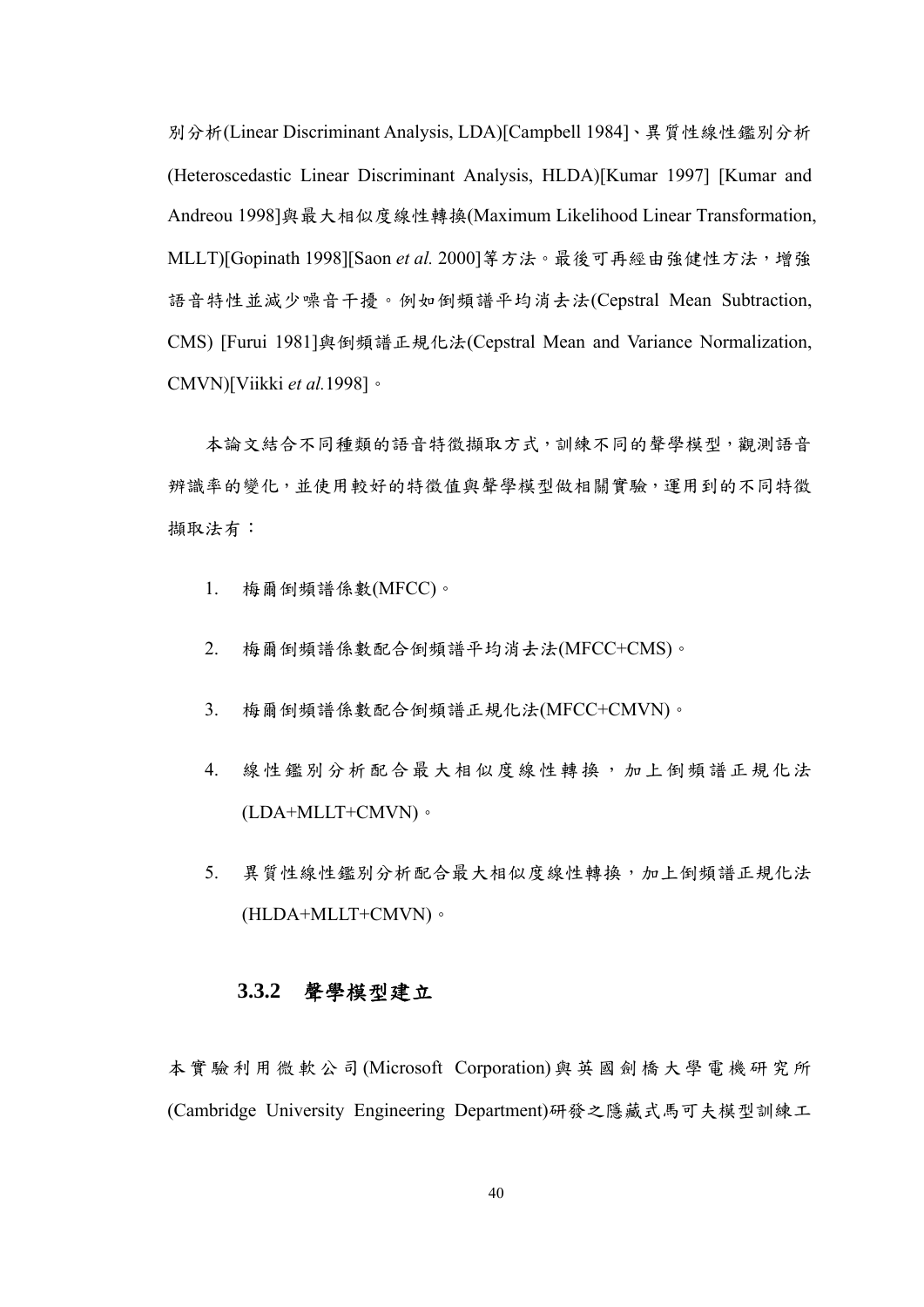別分析(Linear Discriminant Analysis, LDA)[Campbell 1984]、異質性線性鑑別分析(Heteroscedastic Linear Discriminant Analysis, HLDA)[Kumar 1997] [Kumar and Andreou 1998]與最大相似度線性轉換(Maximum Likelihood Linear Transformation, MLLT)[Gopinath 1998][Saon *et al.* 2000]等方法。最後可再經由強健性方法，增強語音特性並減少噪音干擾。例如倒頻譜平均消去法(Cepstral Mean Subtraction, CMS) [Furui 1981]與倒頻譜正規化法(Cepstral Mean and Variance Normalization, CMVN)[Viikki *et al.*1998]。

本論文結合不同種類的語音特徵擷取方式，訓練不同的聲學模型，觀測語音辨識率的變化，並使用較好的特徵值與聲學模型做相關實驗，運用到的不同特徵擷取法有：

1. 梅爾倒頻譜係數(MFCC)。
2. 梅爾倒頻譜係數配合倒頻譜平均消去法(MFCC+CMS)。
3. 梅爾倒頻譜係數配合倒頻譜正規化法(MFCC+CMVN)。
4. 線性鑑別分析配合最大相似度線性轉換，加上倒頻譜正規化法(LDA+MLLT+CMVN)。
5. 異質性線性鑑別分析配合最大相似度線性轉換，加上倒頻譜正規化法(HLDA+MLLT+CMVN)。

### 3.3.2 聲學模型建立

本實驗利用微軟公司(Microsoft Corporation)與英國劍橋大學電機研究所(Cambridge University Engineering Department)研發之隱藏式馬可夫模型訓練工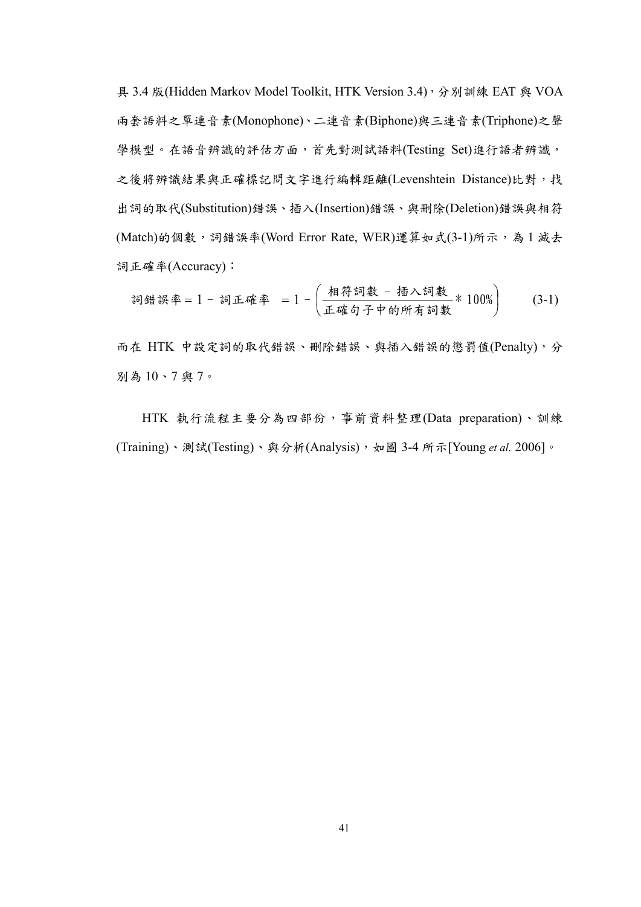具 3.4 版(Hidden Markov Model Toolkit, HTK Version 3.4)，分別訓練 EAT 與 VOA 兩套語料之單連音素(Monophone)、二連音素(Biphone)與三連音素(Triphone)之聲學模型。在語音辨識的評估方面，首先對測試語料(Testing Set)進行語者辨識，之後將辨識結果與正確標記問文字進行編輯距離(Levenshtein Distance)比對，找出詞的取代(Substitution)錯誤、插入(Insertion)錯誤、與刪除(Deletion)錯誤與相符(Match)的個數，詞錯誤率(Word Error Rate, WER)運算如式(3-1)所示，為 1 減去詞正確率(Accuracy)：

$$\text{詞錯誤率} = 1 - \text{詞正確率} \quad = 1 - \left( \frac{\text{相符詞數} - \text{插入詞數}}{\text{正確句子中的所有詞數}} * 100\% \right) \qquad (3\text{-}1)$$

而在 HTK 中設定詞的取代錯誤、刪除錯誤、與插入錯誤的懲罰值(Penalty)，分別為 10、7 與 7。

HTK 執行流程主要分為四部份，事前資料整理(Data preparation)、訓練(Training)、測試(Testing)、與分析(Analysis)，如圖 3-4 所示[Young *et al.* 2006]。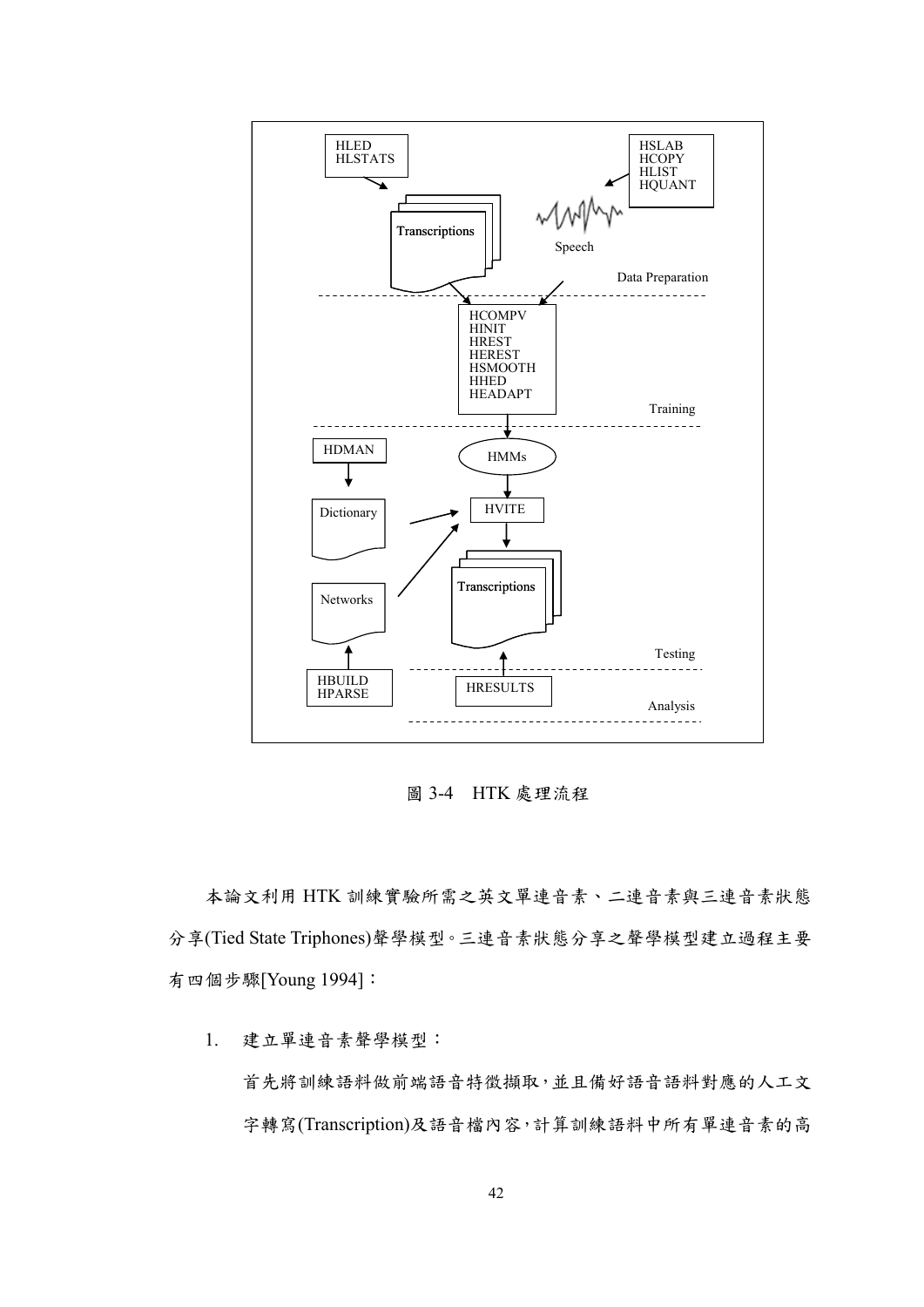圖 3-4　HTK 處理流程

本論文利用 HTK 訓練實驗所需之英文單連音素、二連音素與三連音素狀態分享(Tied State Triphones)聲學模型。三連音素狀態分享之聲學模型建立過程主要有四個步驟[Young 1994]：

1. 建立單連音素聲學模型：

   首先將訓練語料做前端語音特徵擷取，並且備好語音語料對應的人工文字轉寫(Transcription)及語音檔內容，計算訓練語料中所有單連音素的高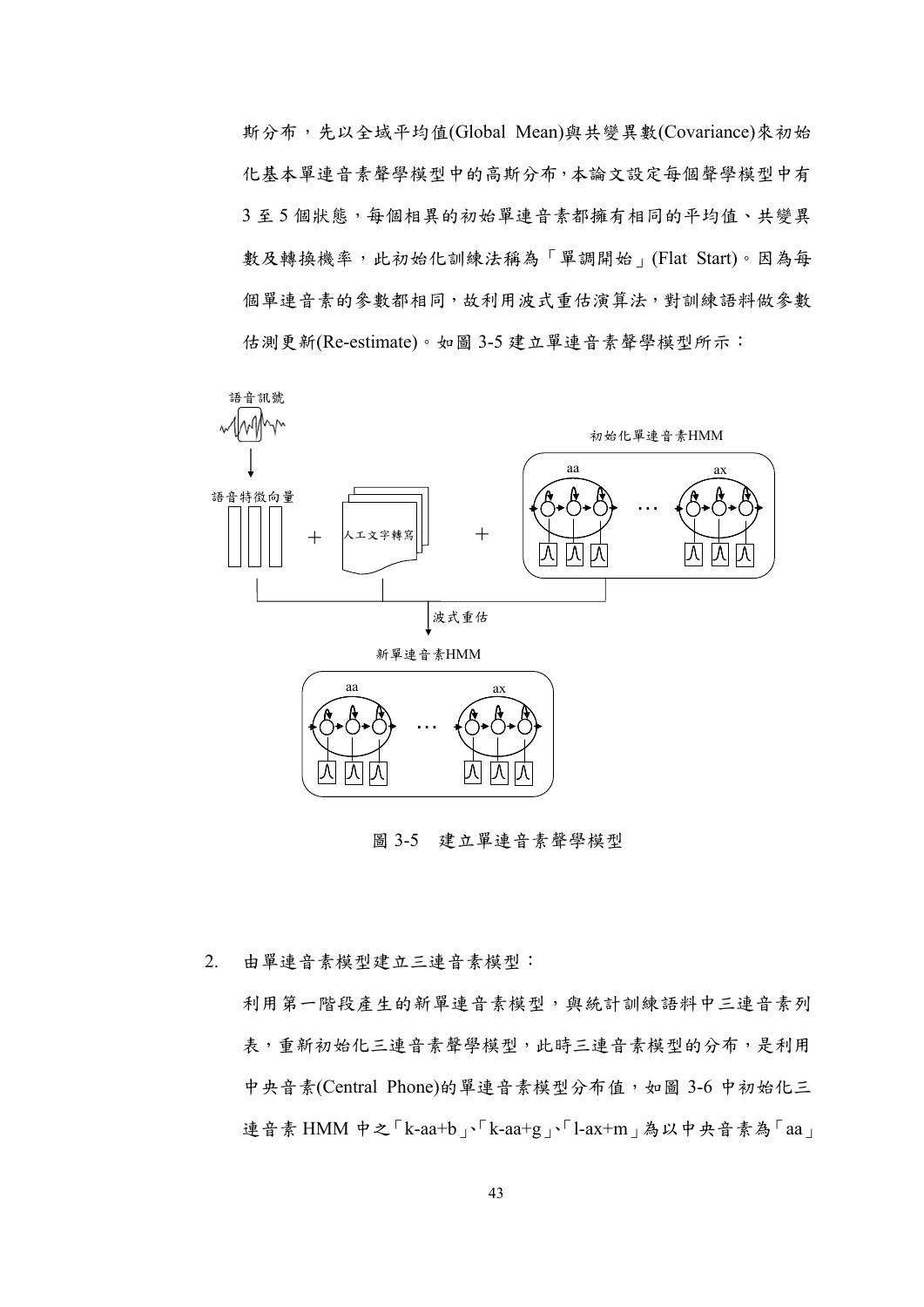斯分布，先以全域平均值(Global Mean)與共變異數(Covariance)來初始化基本單連音素聲學模型中的高斯分布，本論文設定每個聲學模型中有 3 至 5 個狀態，每個相異的初始單連音素都擁有相同的平均值、共變異數及轉換機率，此初始化訓練法稱為「單調開始」(Flat Start)。因為每個單連音素的參數都相同，故利用波式重估演算法，對訓練語料做參數估測更新(Re-estimate)。如圖 3-5 建立單連音素聲學模型所示：

語音訊號

語音特徵向量

人工文字轉寫

初始化單連音素HMM

aa　ax

波式重估

新單連音素HMM

aa　ax

圖 3-5　建立單連音素聲學模型

2. 由單連音素模型建立三連音素模型：

利用第一階段產生的新單連音素模型，與統計訓練語料中三連音素列表，重新初始化三連音素聲學模型，此時三連音素模型的分布，是利用中央音素(Central Phone)的單連音素模型分布值，如圖 3-6 中初始化三連音素 HMM 中之「k-aa+b」、「k-aa+g」、「l-ax+m」為以中央音素為「aa」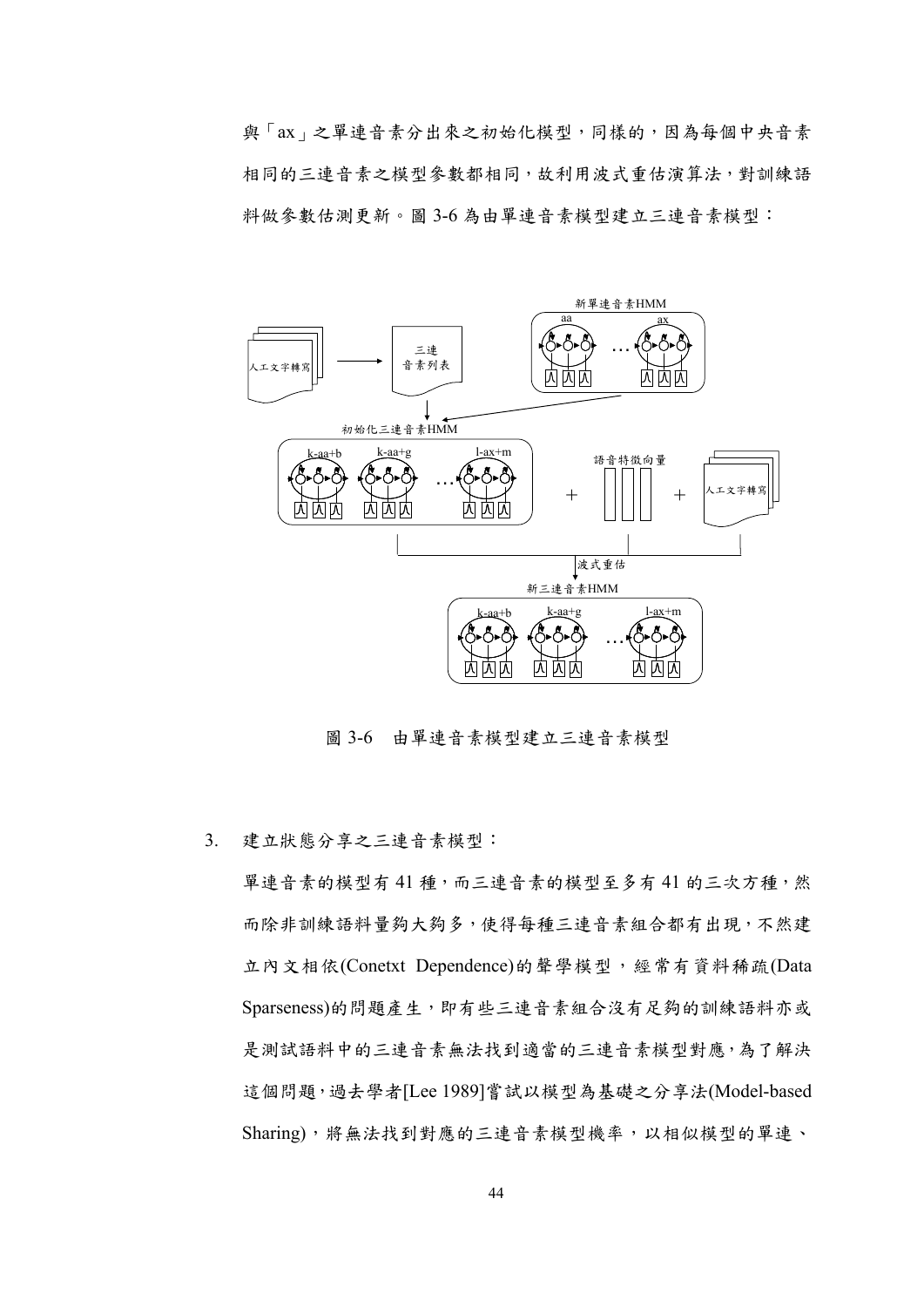與「ax」之單連音素分出來之初始化模型，同樣的，因為每個中央音素相同的三連音素之模型參數都相同，故利用波式重估演算法，對訓練語料做參數估測更新。圖 3-6 為由單連音素模型建立三連音素模型：

圖 3-6　由單連音素模型建立三連音素模型

3. 建立狀態分享之三連音素模型：

單連音素的模型有 41 種，而三連音素的模型至多有 41 的三次方種，然而除非訓練語料量夠大夠多，使得每種三連音素組合都有出現，不然建立內文相依(Conetxt Dependence)的聲學模型，經常有資料稀疏(Data Sparseness)的問題產生，即有些三連音素組合沒有足夠的訓練語料亦或是測試語料中的三連音素無法找到適當的三連音素模型對應，為了解決這個問題，過去學者[Lee 1989]嘗試以模型為基礎之分享法(Model-based Sharing)，將無法找到對應的三連音素模型機率，以相似模型的單連、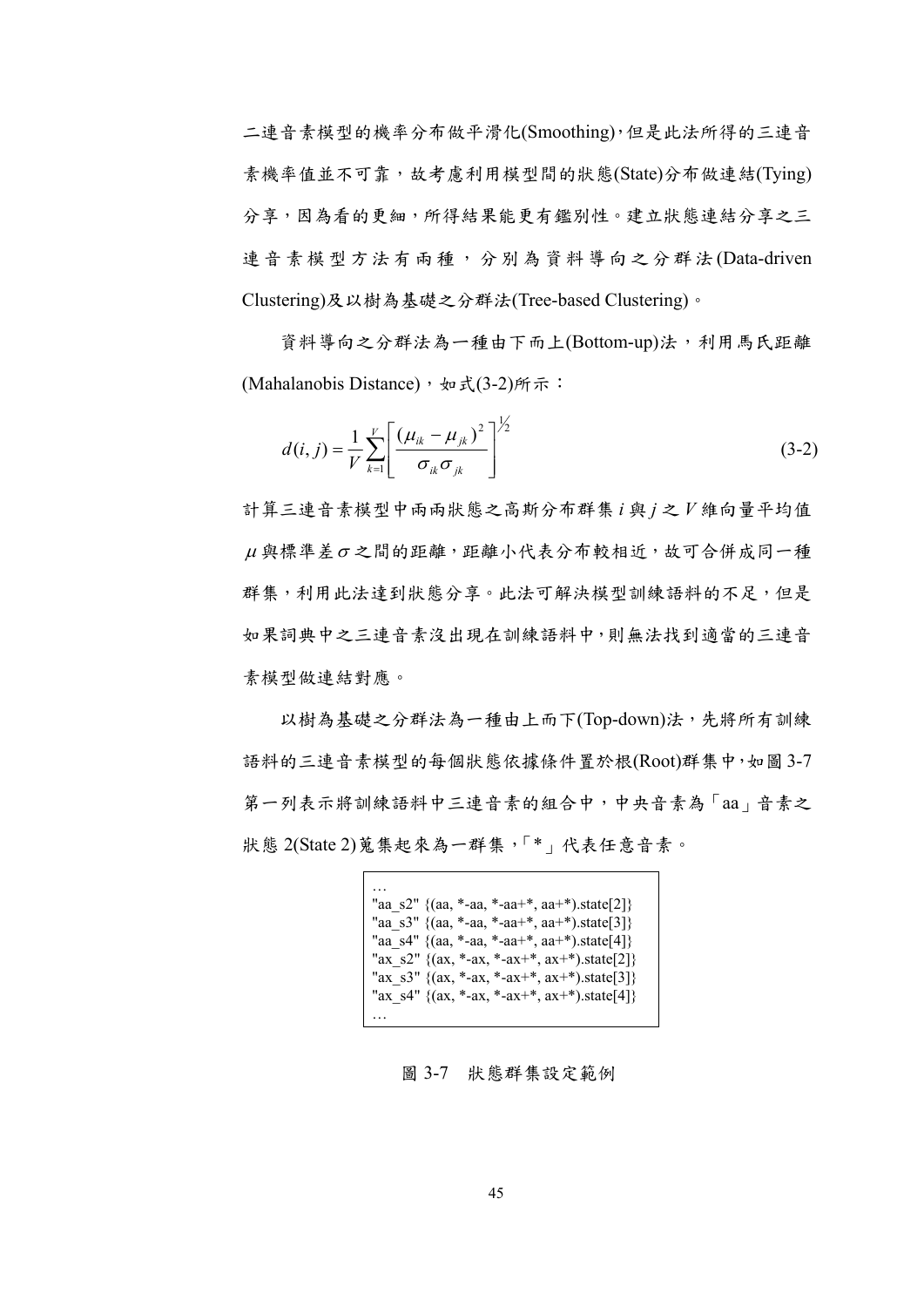二連音素模型的機率分布做平滑化(Smoothing)，但是此法所得的三連音素機率值並不可靠，故考慮利用模型間的狀態(State)分布做連結(Tying)分享，因為看的更細，所得結果能更有鑑別性。建立狀態連結分享之三連音素模型方法有兩種，分別為資料導向之分群法(Data-driven Clustering)及以樹為基礎之分群法(Tree-based Clustering)。

資料導向之分群法為一種由下而上(Bottom-up)法，利用馬氏距離(Mahalanobis Distance)，如式(3-2)所示：

$$d(i,j) = \frac{1}{V}\sum_{k=1}^{V}\left[\frac{(\mu_{ik}-\mu_{jk})^2}{\sigma_{ik}\sigma_{jk}}\right]^{\frac{1}{2}} \tag{3-2}$$

計算三連音素模型中兩兩狀態之高斯分布群集 $i$ 與 $j$ 之 $V$ 維向量平均值 $\mu$ 與標準差 $\sigma$ 之間的距離，距離小代表分布較相近，故可合併成同一種群集，利用此法達到狀態分享。此法可解決模型訓練語料的不足，但是如果詞典中之三連音素沒出現在訓練語料中，則無法找到適當的三連音素模型做連結對應。

以樹為基礎之分群法為一種由上而下(Top-down)法，先將所有訓練語料的三連音素模型的每個狀態依據條件置於根(Root)群集中，如圖 3-7 第一列表示將訓練語料中三連音素的組合中，中央音素為「aa」音素之狀態 2(State 2)蒐集起來為一群集，「*」代表任意音素。

```
…
"aa_s2" {(aa, *-aa, *-aa+*, aa+*).state[2]}
"aa_s3" {(aa, *-aa, *-aa+*, aa+*).state[3]}
"aa_s4" {(aa, *-aa, *-aa+*, aa+*).state[4]}
"ax_s2" {(ax, *-ax, *-ax+*, ax+*).state[2]}
"ax_s3" {(ax, *-ax, *-ax+*, ax+*).state[3]}
"ax_s4" {(ax, *-ax, *-ax+*, ax+*).state[4]}
…
```

圖 3-7　狀態群集設定範例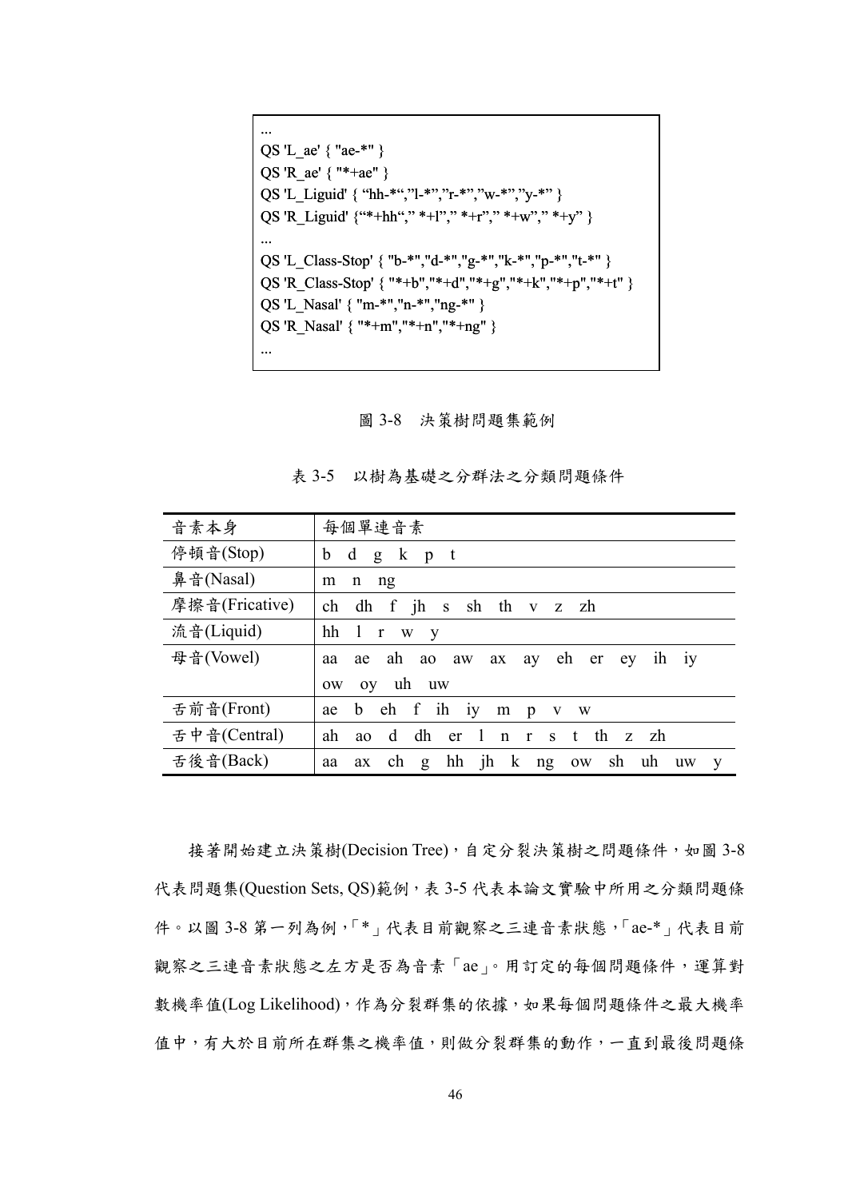```
...
QS 'L_ae' { "ae-*" }
QS 'R_ae' { "*+ae" }
QS 'L_Liguid' { "hh-*","l-*","r-*","w-*","y-*" }
QS 'R_Liguid' {"*+hh"," *+l"," *+r"," *+w"," *+y" }
...
QS 'L_Class-Stop' { "b-*","d-*","g-*","k-*","p-*","t-*" }
QS 'R_Class-Stop' { "*+b","*+d","*+g","*+k","*+p","*+t" }
QS 'L_Nasal' { "m-*","n-*","ng-*" }
QS 'R_Nasal' { "*+m","*+n","*+ng" }
...
```

圖 3-8　決策樹問題集範例

表 3-5　以樹為基礎之分群法之分類問題條件

| 音素本身 | 每個單連音素 |
|---|---|
| 停頓音(Stop) | b d g k p t |
| 鼻音(Nasal) | m n ng |
| 摩擦音(Fricative) | ch dh f jh s sh th v z zh |
| 流音(Liquid) | hh l r w y |
| 母音(Vowel) | aa ae ah ao aw ax ay eh er ey ih iy ow oy uh uw |
| 舌前音(Front) | ae b eh f ih iy m p v w |
| 舌中音(Central) | ah ao d dh er l n r s t th z zh |
| 舌後音(Back) | aa ax ch g hh jh k ng ow sh uh uw y |

接著開始建立決策樹(Decision Tree)，自定分裂決策樹之問題條件，如圖 3-8 代表問題集(Question Sets, QS)範例，表 3-5 代表本論文實驗中所用之分類問題條件。以圖 3-8 第一列為例，「*」代表目前觀察之三連音素狀態，「ae-*」代表目前觀察之三連音素狀態之左方是否為音素「ae」。用訂定的每個問題條件，運算對數機率值(Log Likelihood)，作為分裂群集的依據，如果每個問題條件之最大機率值中，有大於目前所在群集之機率值，則做分裂群集的動作，一直到最後問題條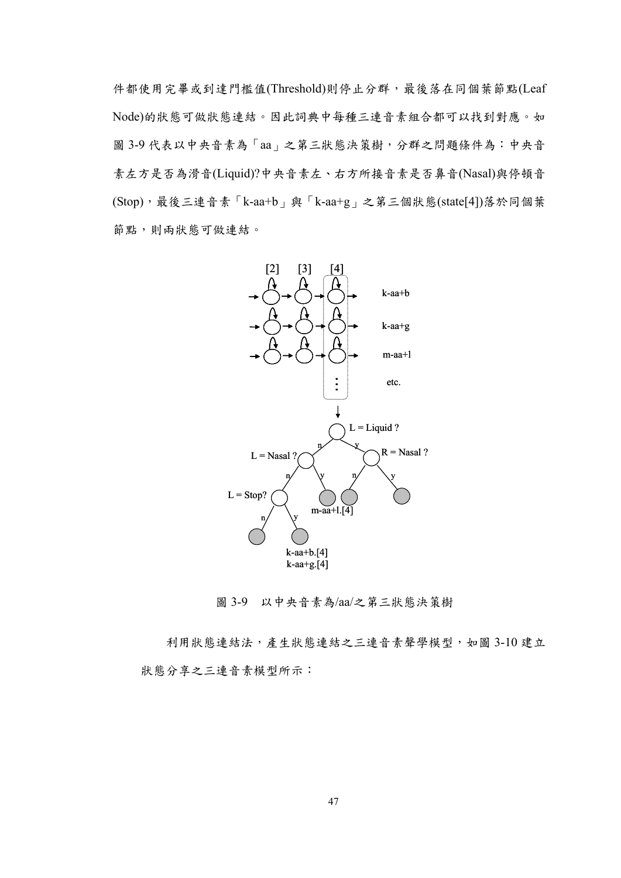件都使用完畢或到達門檻值(Threshold)則停止分群，最後落在同個葉節點(Leaf Node)的狀態可做狀態連結。因此詞典中每種三連音素組合都可以找到對應。如圖 3-9 代表以中央音素為「aa」之第三狀態決策樹，分群之問題條件為：中央音素左方是否為滑音(Liquid)?中央音素左、右方所接音素是否鼻音(Nasal)與停頓音(Stop)，最後三連音素「k-aa+b」與「k-aa+g」之第三個狀態(state[4])落於同個葉節點，則兩狀態可做連結。

圖 3-9　以中央音素為/aa/之第三狀態決策樹

利用狀態連結法，產生狀態連結之三連音素聲學模型，如圖 3-10 建立狀態分享之三連音素模型所示：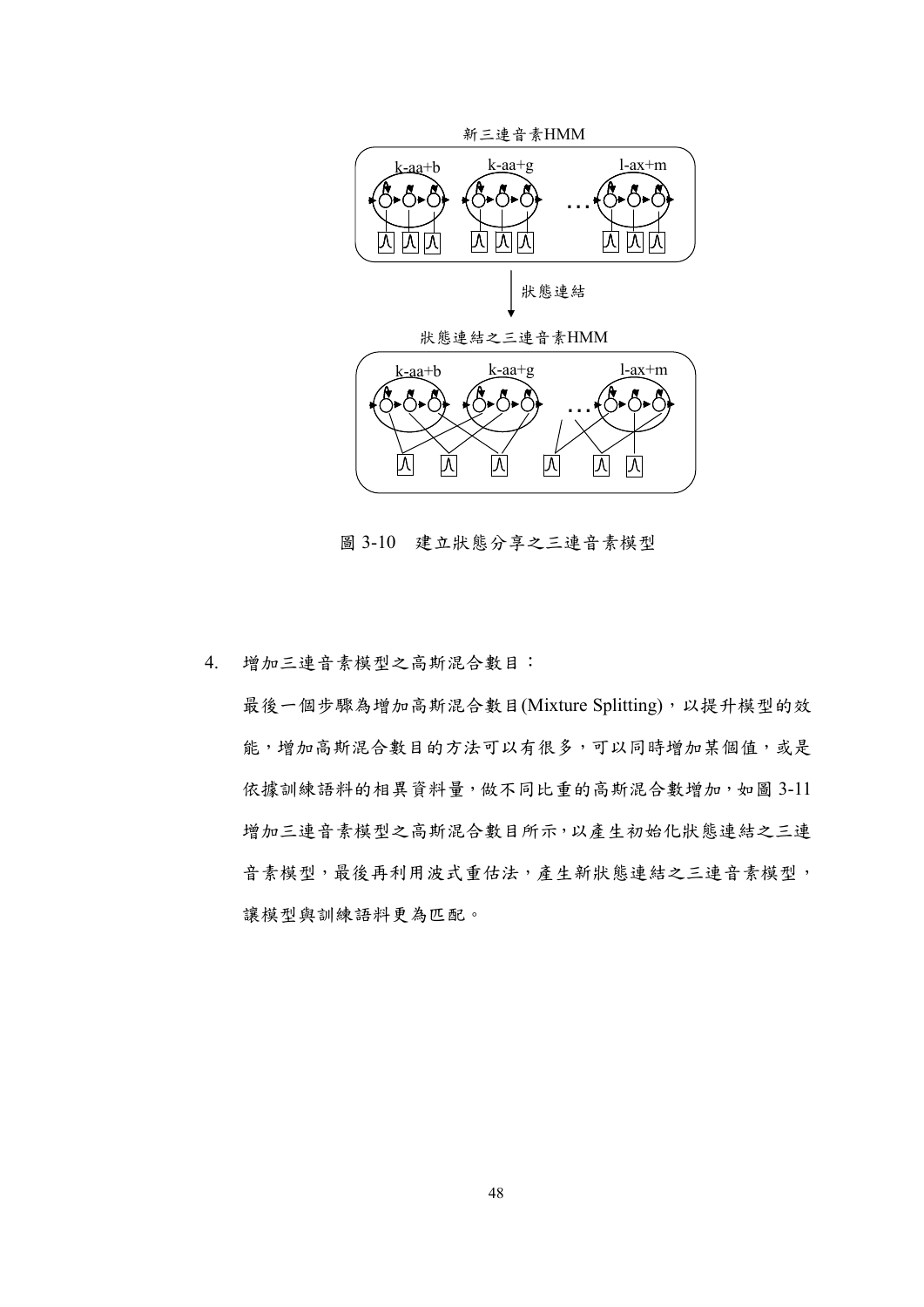新三連音素HMM

k-aa+b　k-aa+g　l-ax+m

狀態連結

狀態連結之三連音素HMM

k-aa+b　k-aa+g　l-ax+m

圖 3-10　建立狀態分享之三連音素模型

4. 增加三連音素模型之高斯混合數目：

   最後一個步驟為增加高斯混合數目(Mixture Splitting)，以提升模型的效能，增加高斯混合數目的方法可以有很多，可以同時增加某個值，或是依據訓練語料的相異資料量，做不同比重的高斯混合數增加，如圖 3-11 增加三連音素模型之高斯混合數目所示，以產生初始化狀態連結之三連音素模型，最後再利用波式重估法，產生新狀態連結之三連音素模型，讓模型與訓練語料更為匹配。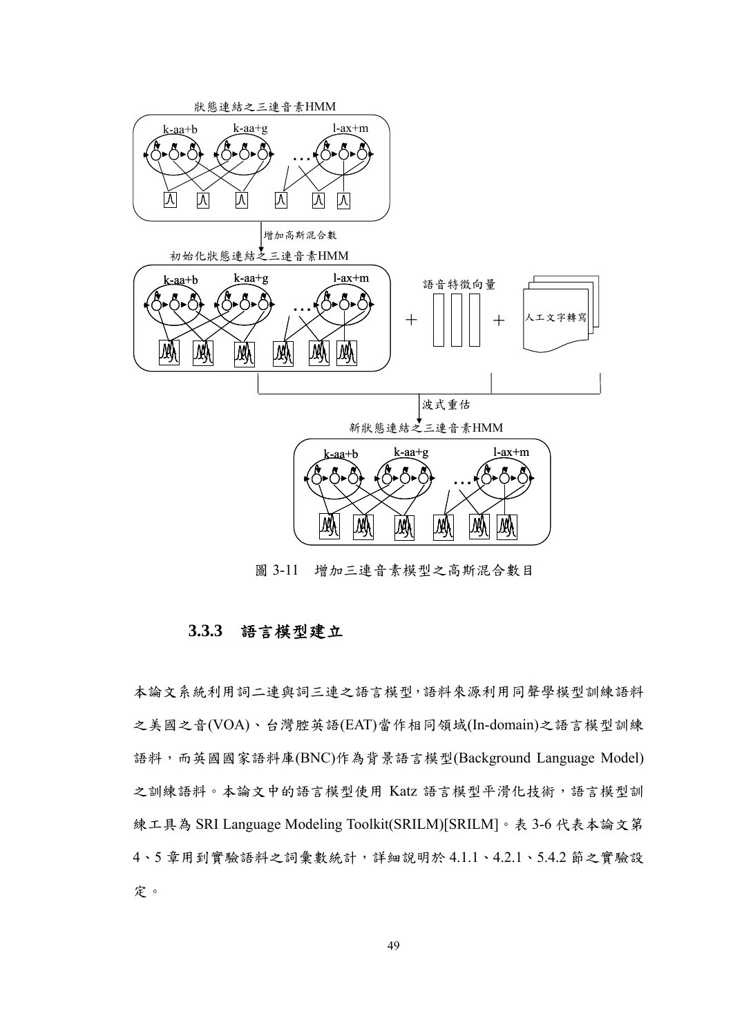圖 3-11　增加三連音素模型之高斯混合數目

### 3.3.3　語言模型建立

本論文系統利用詞二連與詞三連之語言模型，語料來源利用同聲學模型訓練語料之美國之音(VOA)、台灣腔英語(EAT)當作相同領域(In-domain)之語言模型訓練語料，而英國國家語料庫(BNC)作為背景語言模型(Background Language Model)之訓練語料。本論文中的語言模型使用 Katz 語言模型平滑化技術，語言模型訓練工具為 SRI Language Modeling Toolkit(SRILM)[SRILM]。表 3-6 代表本論文第 4、5 章用到實驗語料之詞彙數統計，詳細說明於 4.1.1、4.2.1、5.4.2 節之實驗設定。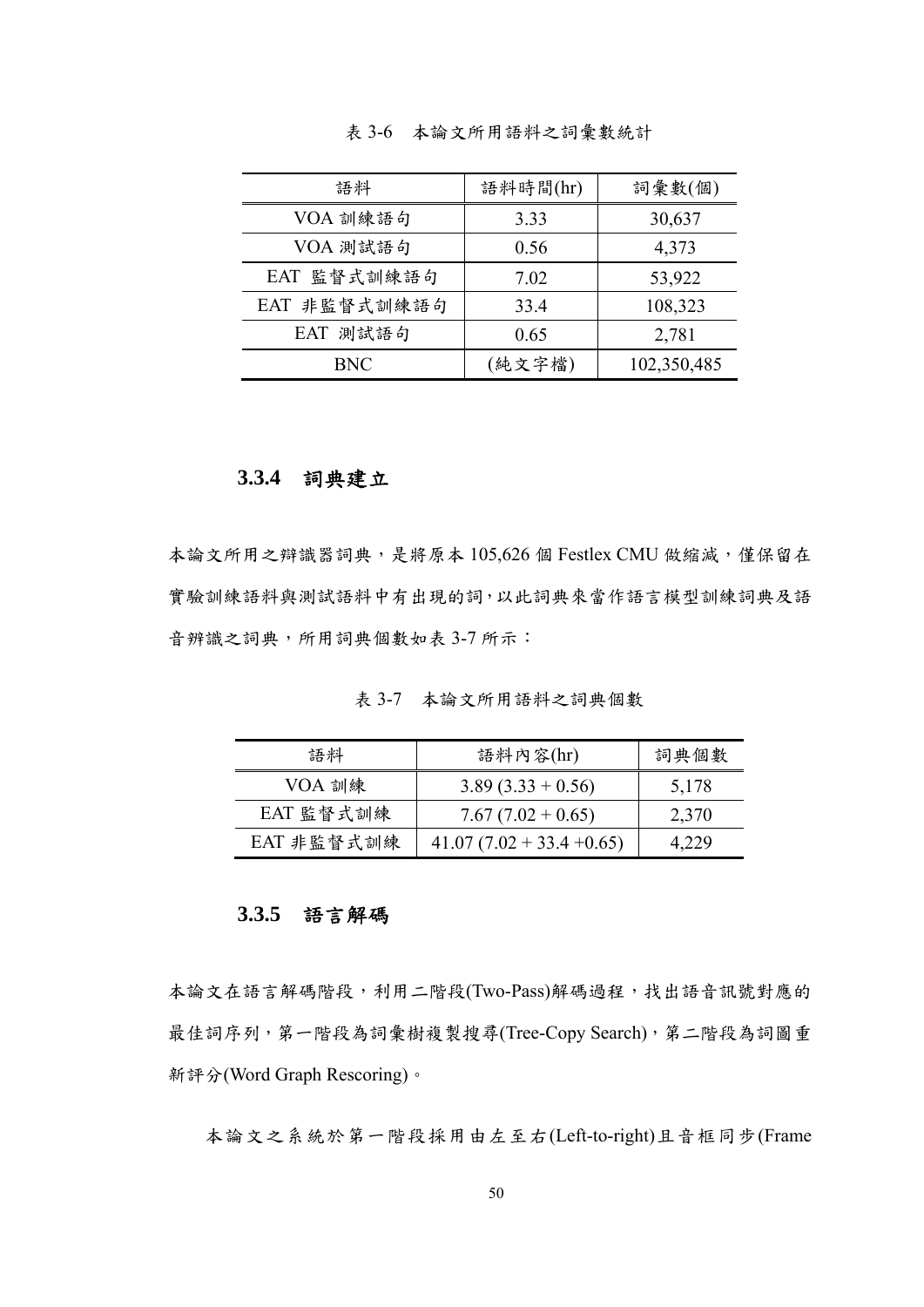表 3-6　本論文所用語料之詞彙數統計

| 語料 | 語料時間(hr) | 詞彙數(個) |
| --- | --- | --- |
| VOA 訓練語句 | 3.33 | 30,637 |
| VOA 測試語句 | 0.56 | 4,373 |
| EAT 監督式訓練語句 | 7.02 | 53,922 |
| EAT 非監督式訓練語句 | 33.4 | 108,323 |
| EAT 測試語句 | 0.65 | 2,781 |
| BNC | (純文字檔) | 102,350,485 |

### 3.3.4 詞典建立

本論文所用之辯識器詞典，是將原本 105,626 個 Festlex CMU 做縮減，僅保留在實驗訓練語料與測試語料中有出現的詞，以此詞典來當作語言模型訓練詞典及語音辨識之詞典，所用詞典個數如表 3-7 所示：

表 3-7　本論文所用語料之詞典個數

| 語料 | 語料內容(hr) | 詞典個數 |
| --- | --- | --- |
| VOA 訓練 | 3.89 (3.33 + 0.56) | 5,178 |
| EAT 監督式訓練 | 7.67 (7.02 + 0.65) | 2,370 |
| EAT 非監督式訓練 | 41.07 (7.02 + 33.4 +0.65) | 4,229 |

### 3.3.5 語言解碼

本論文在語言解碼階段，利用二階段(Two-Pass)解碼過程，找出語音訊號對應的最佳詞序列，第一階段為詞彙樹複製搜尋(Tree-Copy Search)，第二階段為詞圖重新評分(Word Graph Rescoring)。

本論文之系統於第一階段採用由左至右(Left-to-right)且音框同步(Frame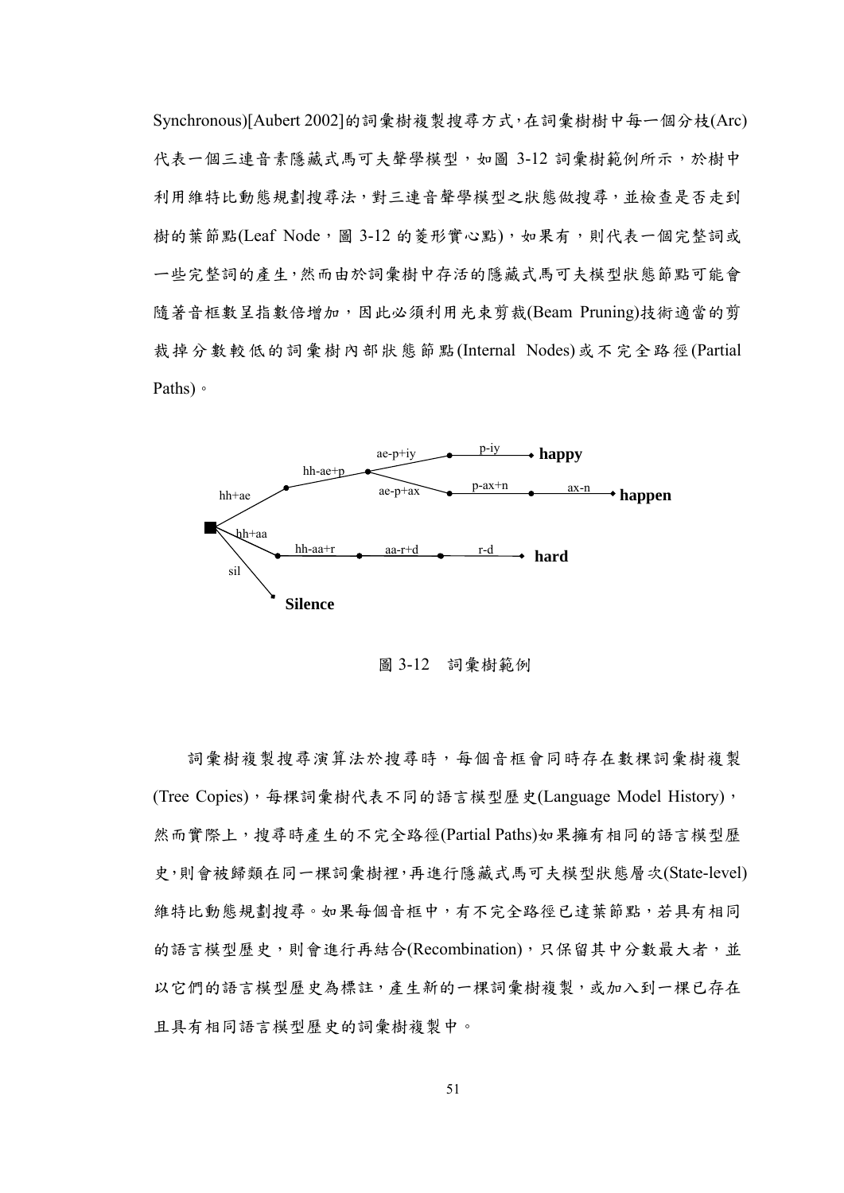Synchronous)[Aubert 2002]的詞彙樹複製搜尋方式，在詞彙樹樹中每一個分枝(Arc)代表一個三連音素隱藏式馬可夫聲學模型，如圖 3-12 詞彙樹範例所示，於樹中利用維特比動態規劃搜尋法，對三連音聲學模型之狀態做搜尋，並檢查是否走到樹的葉節點(Leaf Node，圖 3-12 的菱形實心點)，如果有，則代表一個完整詞或一些完整詞的產生，然而由於詞彙樹中存活的隱藏式馬可夫模型狀態節點可能會隨著音框數呈指數倍增加，因此必須利用光束剪裁(Beam Pruning)技術適當的剪裁掉分數較低的詞彙樹內部狀態節點(Internal Nodes)或不完全路徑(Partial Paths)。

圖 3-12　詞彙樹範例

詞彙樹複製搜尋演算法於搜尋時，每個音框會同時存在數棵詞彙樹複製(Tree Copies)，每棵詞彙樹代表不同的語言模型歷史(Language Model History)，然而實際上，搜尋時產生的不完全路徑(Partial Paths)如果擁有相同的語言模型歷史，則會被歸類在同一棵詞彙樹裡，再進行隱藏式馬可夫模型狀態層次(State-level)維特比動態規劃搜尋。如果每個音框中，有不完全路徑已達葉節點，若具有相同的語言模型歷史，則會進行再結合(Recombination)，只保留其中分數最大者，並以它們的語言模型歷史為標註，產生新的一棵詞彙樹複製，或加入到一棵已存在且具有相同語言模型歷史的詞彙樹複製中。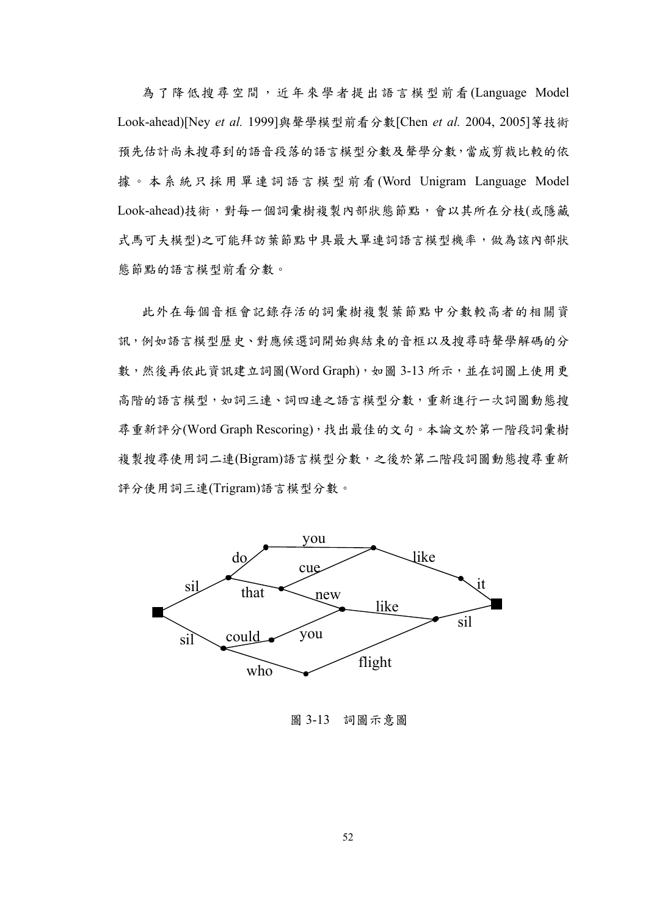為了降低搜尋空間，近年來學者提出語言模型前看(Language Model Look-ahead)[Ney *et al.* 1999]與聲學模型前看分數[Chen *et al.* 2004, 2005]等技術預先估計尚未搜尋到的語音段落的語言模型分數及聲學分數，當成剪裁比較的依據。本系統只採用單連詞語言模型前看(Word Unigram Language Model Look-ahead)技術，對每一個詞彙樹複製內部狀態節點，會以其所在分枝(或隱藏式馬可夫模型)之可能拜訪葉節點中具最大單連詞語言模型機率，做為該內部狀態節點的語言模型前看分數。

此外在每個音框會記錄存活的詞彙樹複製葉節點中分數較高者的相關資訊，例如語言模型歷史、對應候選詞開始與結束的音框以及搜尋時聲學解碼的分數，然後再依此資訊建立詞圖(Word Graph)，如圖 3-13 所示，並在詞圖上使用更高階的語言模型，如詞三連、詞四連之語言模型分數，重新進行一次詞圖動態搜尋重新評分(Word Graph Rescoring)，找出最佳的文句。本論文於第一階段詞彙樹複製搜尋使用詞二連(Bigram)語言模型分數，之後於第二階段詞圖動態搜尋重新評分使用詞三連(Trigram)語言模型分數。

圖 3-13　詞圖示意圖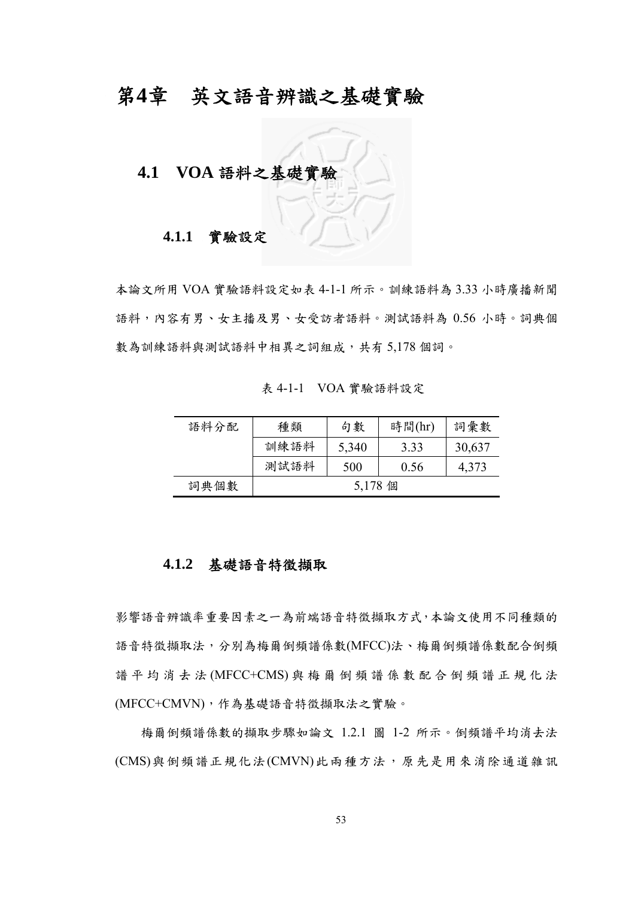# 第4章 英文語音辨識之基礎實驗

## 4.1 VOA 語料之基礎實驗

### 4.1.1 實驗設定

本論文所用 VOA 實驗語料設定如表 4-1-1 所示。訓練語料為 3.33 小時廣播新聞語料，內容有男、女主播及男、女受訪者語料。測試語料為 0.56 小時。詞典個數為訓練語料與測試語料中相異之詞組成，共有 5,178 個詞。

表 4-1-1 VOA 實驗語料設定

| 語料分配 | 種類 | 句數 | 時間(hr) | 詞彙數 |
|---|---|---|---|---|
| | 訓練語料 | 5,340 | 3.33 | 30,637 |
| | 測試語料 | 500 | 0.56 | 4,373 |
| 詞典個數 | 5,178 個 | | | |

### 4.1.2 基礎語音特徵擷取

影響語音辨識率重要因素之一為前端語音特徵擷取方式，本論文使用不同種類的語音特徵擷取法，分別為梅爾倒頻譜係數(MFCC)法、梅爾倒頻譜係數配合倒頻譜平均消去法(MFCC+CMS)與梅爾倒頻譜係數配合倒頻譜正規化法(MFCC+CMVN)，作為基礎語音特徵擷取法之實驗。

梅爾倒頻譜係數的擷取步驟如論文 1.2.1 圖 1-2 所示。倒頻譜平均消去法(CMS)與倒頻譜正規化法(CMVN)此兩種方法，原先是用來消除通道雜訊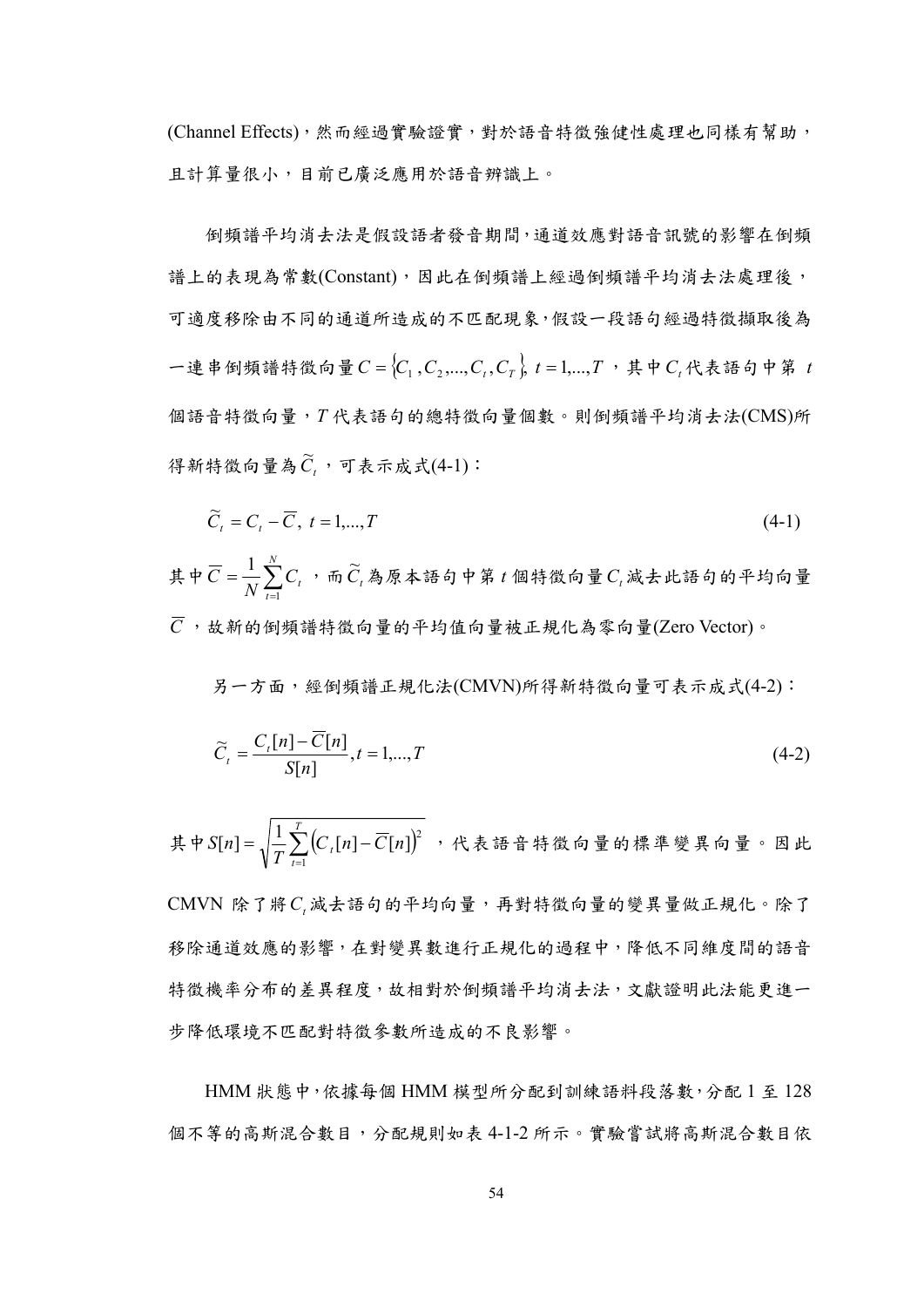(Channel Effects)，然而經過實驗證實，對於語音特徵強健性處理也同樣有幫助，且計算量很小，目前已廣泛應用於語音辨識上。

倒頻譜平均消去法是假設語者發音期間，通道效應對語音訊號的影響在倒頻譜上的表現為常數(Constant)，因此在倒頻譜上經過倒頻譜平均消去法處理後，可適度移除由不同的通道所造成的不匹配現象，假設一段語句經過特徵擷取後為一連串倒頻譜特徵向量 $C = \{C_1, C_2, ..., C_t, C_T\},\ t = 1, ..., T$ ，其中 $C_t$ 代表語句中第 $t$ 個語音特徵向量，$T$ 代表語句的總特徵向量個數。則倒頻譜平均消去法(CMS)所得新特徵向量為 $\widetilde{C}_t$ ，可表示成式(4-1)：

$$\widetilde{C}_t = C_t - \overline{C},\ t = 1, ..., T \tag{4-1}$$

其中 $\overline{C} = \frac{1}{N}\sum_{t=1}^{N} C_t$ ，而 $\widetilde{C}_t$ 為原本語句中第 $t$ 個特徵向量 $C_t$ 減去此語句的平均向量 $\overline{C}$ ，故新的倒頻譜特徵向量的平均值向量被正規化為零向量(Zero Vector)。

另一方面，經倒頻譜正規化法(CMVN)所得新特徵向量可表示成式(4-2)：

$$\widetilde{C}_t = \frac{C_t[n] - \overline{C}[n]}{S[n]}, t = 1, ..., T \tag{4-2}$$

其中 $S[n] = \sqrt{\frac{1}{T}\sum_{t=1}^{T}\left(C_t[n] - \overline{C}[n]\right)^2}$ ，代表語音特徵向量的標準變異向量。因此 CMVN 除了將 $C_t$ 減去語句的平均向量，再對特徵向量的變異量做正規化。除了移除通道效應的影響，在對變異數進行正規化的過程中，降低不同維度間的語音特徵機率分布的差異程度，故相對於倒頻譜平均消去法，文獻證明此法能更進一步降低環境不匹配對特徵參數所造成的不良影響。

HMM 狀態中，依據每個 HMM 模型所分配到訓練語料段落數，分配 1 至 128 個不等的高斯混合數目，分配規則如表 4-1-2 所示。實驗嘗試將高斯混合數目依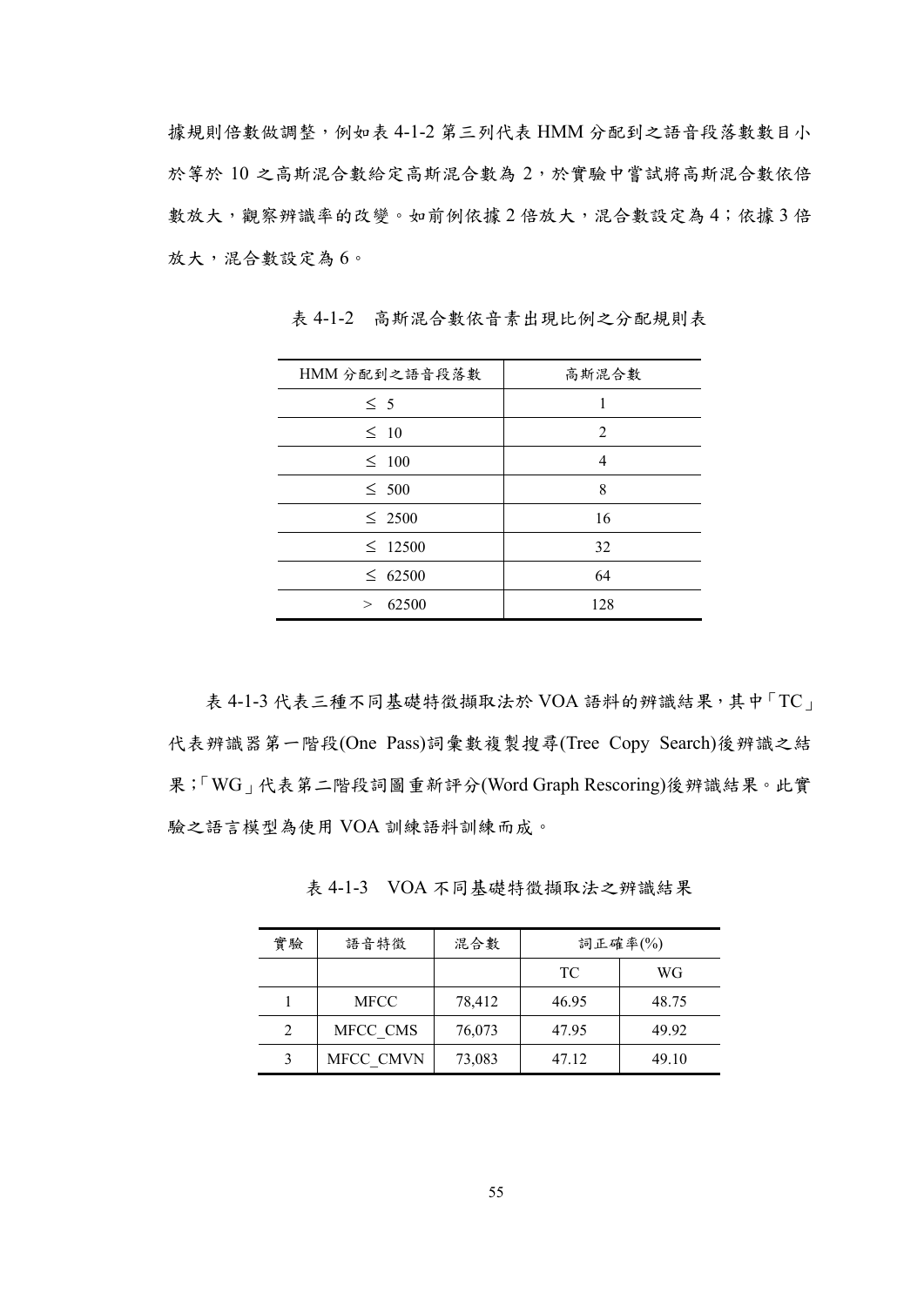據規則倍數做調整，例如表 4-1-2 第三列代表 HMM 分配到之語音段落數數目小於等於 10 之高斯混合數給定高斯混合數為 2，於實驗中嘗試將高斯混合數依倍數放大，觀察辨識率的改變。如前例依據 2 倍放大，混合數設定為 4；依據 3 倍放大，混合數設定為 6。

表 4-1-2　高斯混合數依音素出現比例之分配規則表

| HMM 分配到之語音段落數 | 高斯混合數 |
|---|---|
| ≤ 5 | 1 |
| ≤ 10 | 2 |
| ≤ 100 | 4 |
| ≤ 500 | 8 |
| ≤ 2500 | 16 |
| ≤ 12500 | 32 |
| ≤ 62500 | 64 |
| > 62500 | 128 |

表 4-1-3 代表三種不同基礎特徵擷取法於 VOA 語料的辨識結果，其中「TC」代表辨識器第一階段(One Pass)詞彙數複製搜尋(Tree Copy Search)後辨識之結果;「WG」代表第二階段詞圖重新評分(Word Graph Rescoring)後辨識結果。此實驗之語言模型為使用 VOA 訓練語料訓練而成。

表 4-1-3　VOA 不同基礎特徵擷取法之辨識結果

| 實驗 | 語音特徵 | 混合數 | 詞正確率(%) | |
|---|---|---|---|---|
| | | | TC | WG |
| 1 | MFCC | 78,412 | 46.95 | 48.75 |
| 2 | MFCC_CMS | 76,073 | 47.95 | 49.92 |
| 3 | MFCC_CMVN | 73,083 | 47.12 | 49.10 |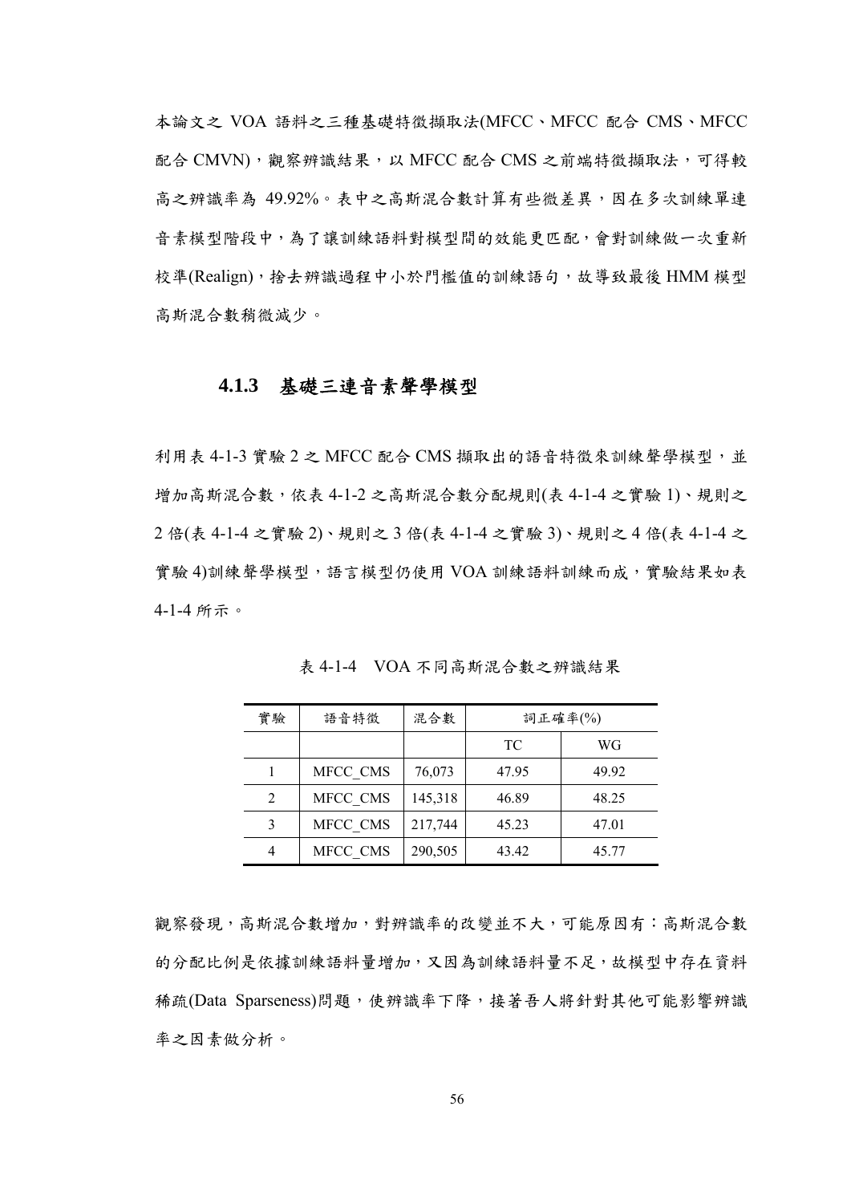本論文之 VOA 語料之三種基礎特徵擷取法(MFCC、MFCC 配合 CMS、MFCC 配合 CMVN)，觀察辨識結果，以 MFCC 配合 CMS 之前端特徵擷取法，可得較高之辨識率為 49.92%。表中之高斯混合數計算有些微差異，因在多次訓練單連音素模型階段中，為了讓訓練語料對模型間的效能更匹配，會對訓練做一次重新校準(Realign)，捨去辨識過程中小於門檻值的訓練語句，故導致最後 HMM 模型高斯混合數稍微減少。

### 4.1.3 基礎三連音素聲學模型

利用表 4-1-3 實驗 2 之 MFCC 配合 CMS 擷取出的語音特徵來訓練聲學模型，並增加高斯混合數，依表 4-1-2 之高斯混合數分配規則(表 4-1-4 之實驗 1)、規則之 2 倍(表 4-1-4 之實驗 2)、規則之 3 倍(表 4-1-4 之實驗 3)、規則之 4 倍(表 4-1-4 之實驗 4)訓練聲學模型，語言模型仍使用 VOA 訓練語料訓練而成，實驗結果如表 4-1-4 所示。

表 4-1-4　VOA 不同高斯混合數之辨識結果

| 實驗 | 語音特徵 | 混合數 | 詞正確率(%) | |
|---|---|---|---|---|
| | | | TC | WG |
| 1 | MFCC_CMS | 76,073 | 47.95 | 49.92 |
| 2 | MFCC_CMS | 145,318 | 46.89 | 48.25 |
| 3 | MFCC_CMS | 217,744 | 45.23 | 47.01 |
| 4 | MFCC_CMS | 290,505 | 43.42 | 45.77 |

觀察發現，高斯混合數增加，對辨識率的改變並不大，可能原因有：高斯混合數的分配比例是依據訓練語料量增加，又因為訓練語料量不足，故模型中存在資料稀疏(Data Sparseness)問題，使辨識率下降，接著吾人將針對其他可能影響辨識率之因素做分析。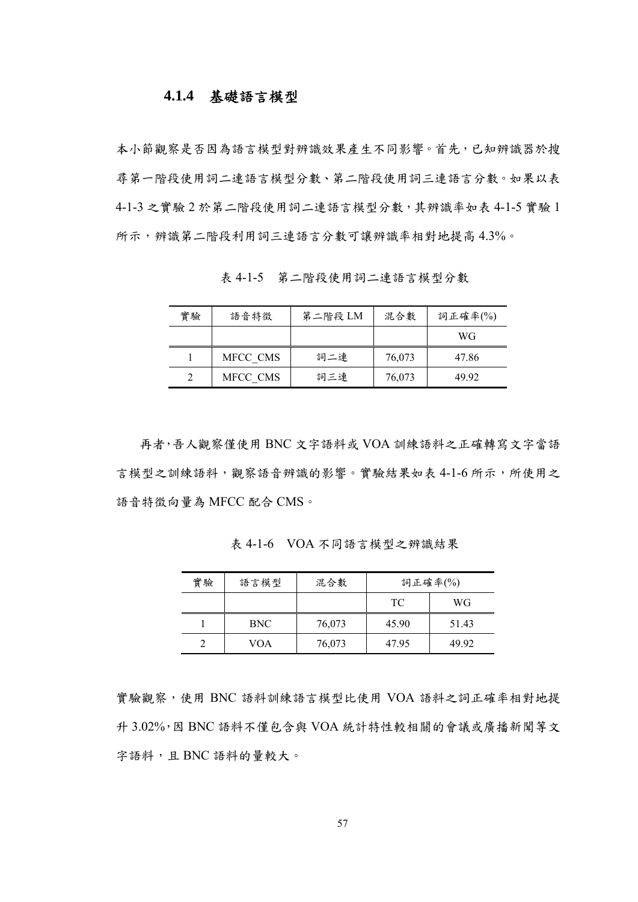### 4.1.4 基礎語言模型

本小節觀察是否因為語言模型對辨識效果產生不同影響。首先，已知辨識器於搜尋第一階段使用詞二連語言模型分數、第二階段使用詞三連語言分數。如果以表 4-1-3 之實驗 2 於第二階段使用詞二連語言模型分數，其辨識率如表 4-1-5 實驗 1 所示，辨識第二階段利用詞三連語言分數可讓辨識率相對地提高 4.3%。

表 4-1-5 第二階段使用詞二連語言模型分數

| 實驗 | 語音特徵 | 第二階段 LM | 混合數 | 詞正確率(%) |
|---|---|---|---|---|
| | | | | WG |
| 1 | MFCC_CMS | 詞二連 | 76,073 | 47.86 |
| 2 | MFCC_CMS | 詞三連 | 76,073 | 49.92 |

再者，吾人觀察僅使用 BNC 文字語料或 VOA 訓練語料之正確轉寫文字當語言模型之訓練語料，觀察語音辨識的影響。實驗結果如表 4-1-6 所示，所使用之語音特徵向量為 MFCC 配合 CMS。

表 4-1-6 VOA 不同語言模型之辨識結果

| 實驗 | 語言模型 | 混合數 | 詞正確率(%) | |
|---|---|---|---|---|
| | | | TC | WG |
| 1 | BNC | 76,073 | 45.90 | 51.43 |
| 2 | VOA | 76,073 | 47.95 | 49.92 |

實驗觀察，使用 BNC 語料訓練語言模型比使用 VOA 語料之詞正確率相對地提升 3.02%，因 BNC 語料不僅包含與 VOA 統計特性較相關的會議或廣播新聞等文字語料，且 BNC 語料的量較大。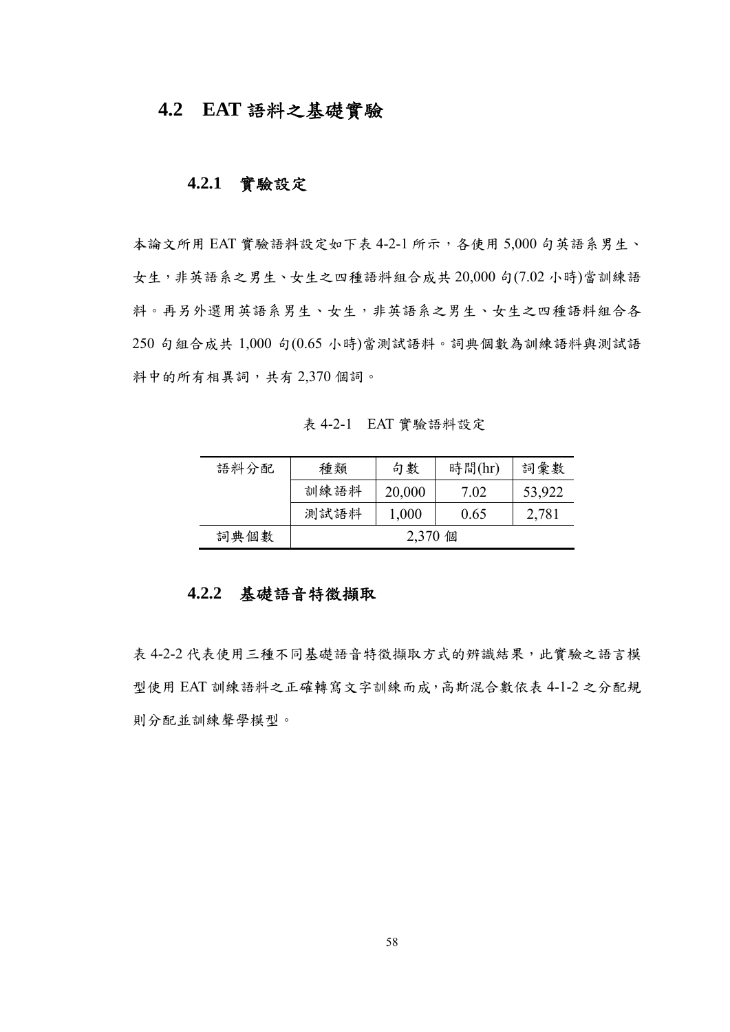## 4.2 EAT 語料之基礎實驗

### 4.2.1 實驗設定

本論文所用 EAT 實驗語料設定如下表 4-2-1 所示，各使用 5,000 句英語系男生、女生，非英語系之男生、女生之四種語料組合成共 20,000 句(7.02 小時)當訓練語料。再另外選用英語系男生、女生，非英語系之男生、女生之四種語料組合各 250 句組合成共 1,000 句(0.65 小時)當測試語料。詞典個數為訓練語料與測試語料中的所有相異詞，共有 2,370 個詞。

表 4-2-1 EAT 實驗語料設定

| 語料分配 | 種類 | 句數 | 時間(hr) | 詞彙數 |
|---|---|---|---|---|
| | 訓練語料 | 20,000 | 7.02 | 53,922 |
| | 測試語料 | 1,000 | 0.65 | 2,781 |
| 詞典個數 | 2,370 個 | | | |

### 4.2.2 基礎語音特徵擷取

表 4-2-2 代表使用三種不同基礎語音特徵擷取方式的辨識結果，此實驗之語言模型使用 EAT 訓練語料之正確轉寫文字訓練而成，高斯混合數依表 4-1-2 之分配規則分配並訓練聲學模型。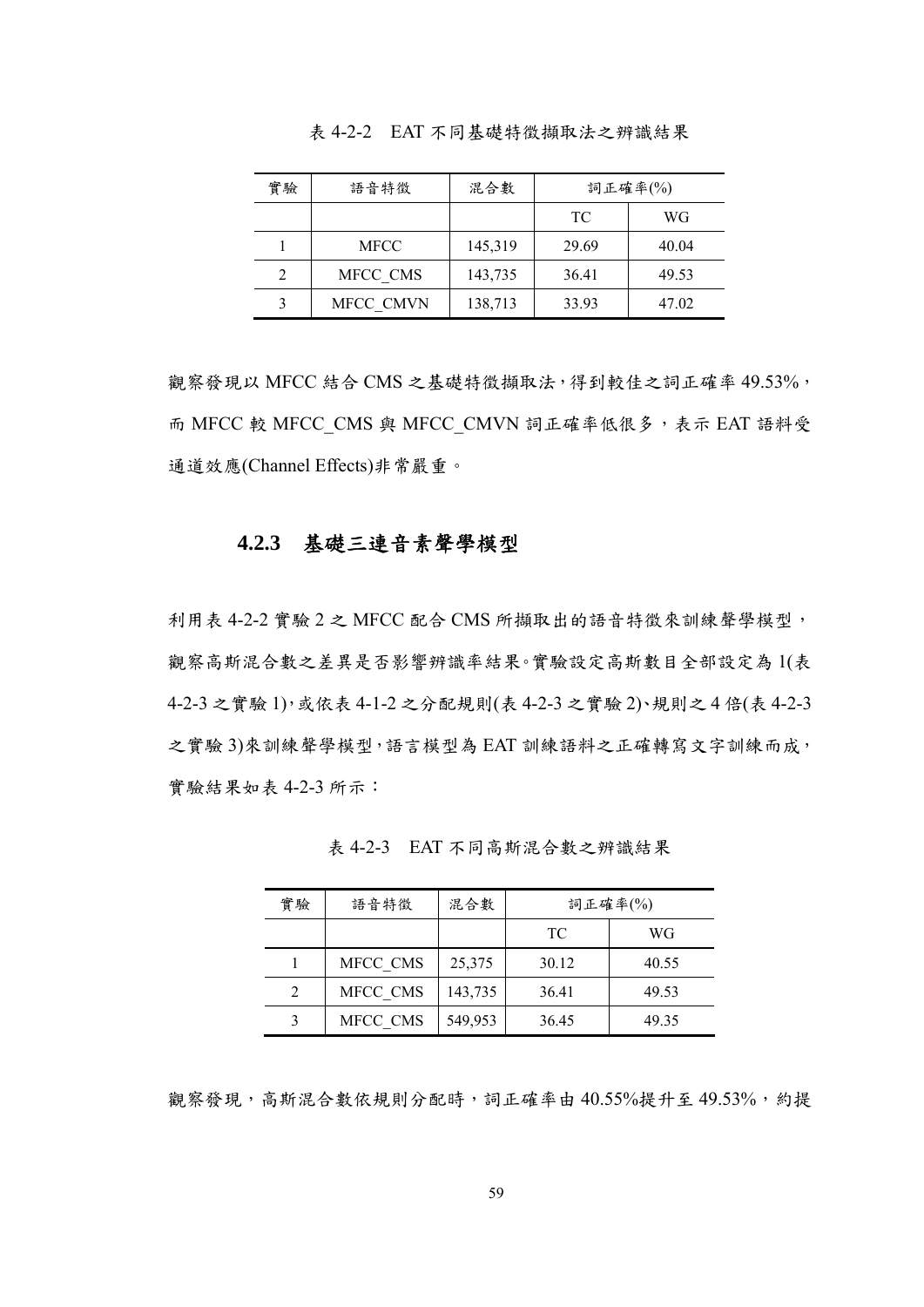表 4-2-2　EAT 不同基礎特徵擷取法之辨識結果

| 實驗 | 語音特徵 | 混合數 | 詞正確率(%) | |
|---|---|---|---|---|
| | | | TC | WG |
| 1 | MFCC | 145,319 | 29.69 | 40.04 |
| 2 | MFCC_CMS | 143,735 | 36.41 | 49.53 |
| 3 | MFCC_CMVN | 138,713 | 33.93 | 47.02 |

觀察發現以 MFCC 結合 CMS 之基礎特徵擷取法，得到較佳之詞正確率 49.53%，而 MFCC 較 MFCC_CMS 與 MFCC_CMVN 詞正確率低很多，表示 EAT 語料受通道效應(Channel Effects)非常嚴重。

### 4.2.3　基礎三連音素聲學模型

利用表 4-2-2 實驗 2 之 MFCC 配合 CMS 所擷取出的語音特徵來訓練聲學模型，觀察高斯混合數之差異是否影響辨識率結果。實驗設定高斯數目全部設定為 1(表 4-2-3 之實驗 1)，或依表 4-1-2 之分配規則(表 4-2-3 之實驗 2)、規則之 4 倍(表 4-2-3 之實驗 3)來訓練聲學模型，語言模型為 EAT 訓練語料之正確轉寫文字訓練而成，實驗結果如表 4-2-3 所示：

表 4-2-3　EAT 不同高斯混合數之辨識結果

| 實驗 | 語音特徵 | 混合數 | 詞正確率(%) | |
|---|---|---|---|---|
| | | | TC | WG |
| 1 | MFCC_CMS | 25,375 | 30.12 | 40.55 |
| 2 | MFCC_CMS | 143,735 | 36.41 | 49.53 |
| 3 | MFCC_CMS | 549,953 | 36.45 | 49.35 |

觀察發現，高斯混合數依規則分配時，詞正確率由 40.55%提升至 49.53%，約提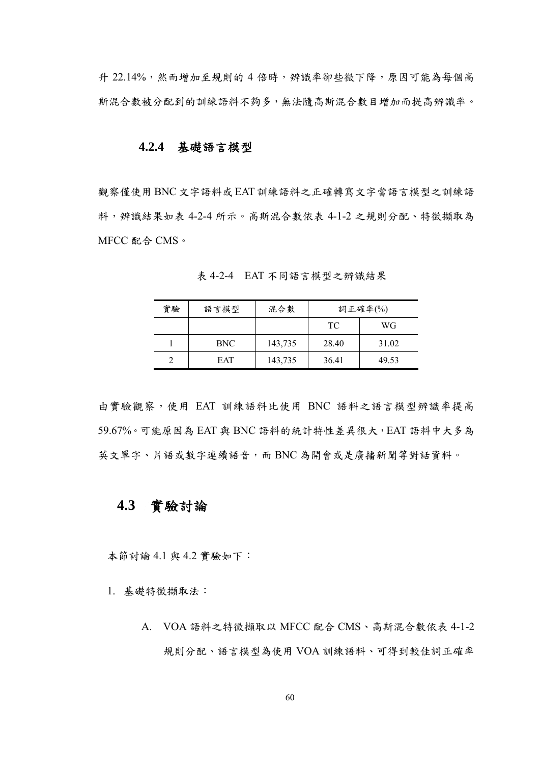升 22.14%，然而增加至規則的 4 倍時，辨識率卻些微下降，原因可能為每個高斯混合數被分配到的訓練語料不夠多，無法隨高斯混合數目增加而提高辨識率。

### 4.2.4 基礎語言模型

觀察僅使用 BNC 文字語料或 EAT 訓練語料之正確轉寫文字當語言模型之訓練語料，辨識結果如表 4-2-4 所示。高斯混合數依表 4-1-2 之規則分配、特徵擷取為 MFCC 配合 CMS。

表 4-2-4 EAT 不同語言模型之辨識結果

| 實驗 | 語言模型 | 混合數 | 詞正確率(%) | |
|---|---|---|---|---|
| | | | TC | WG |
| 1 | BNC | 143,735 | 28.40 | 31.02 |
| 2 | EAT | 143,735 | 36.41 | 49.53 |

由實驗觀察，使用 EAT 訓練語料比使用 BNC 語料之語言模型辨識率提高 59.67%。可能原因為 EAT 與 BNC 語料的統計特性差異很大，EAT 語料中大多為英文單字、片語或數字連續語音，而 BNC 為開會或是廣播新聞等對話資料。

## 4.3 實驗討論

本節討論 4.1 與 4.2 實驗如下：

1. 基礎特徵擷取法：

   A. VOA 語料之特徵擷取以 MFCC 配合 CMS、高斯混合數依表 4-1-2 規則分配、語言模型為使用 VOA 訓練語料、可得到較佳詞正確率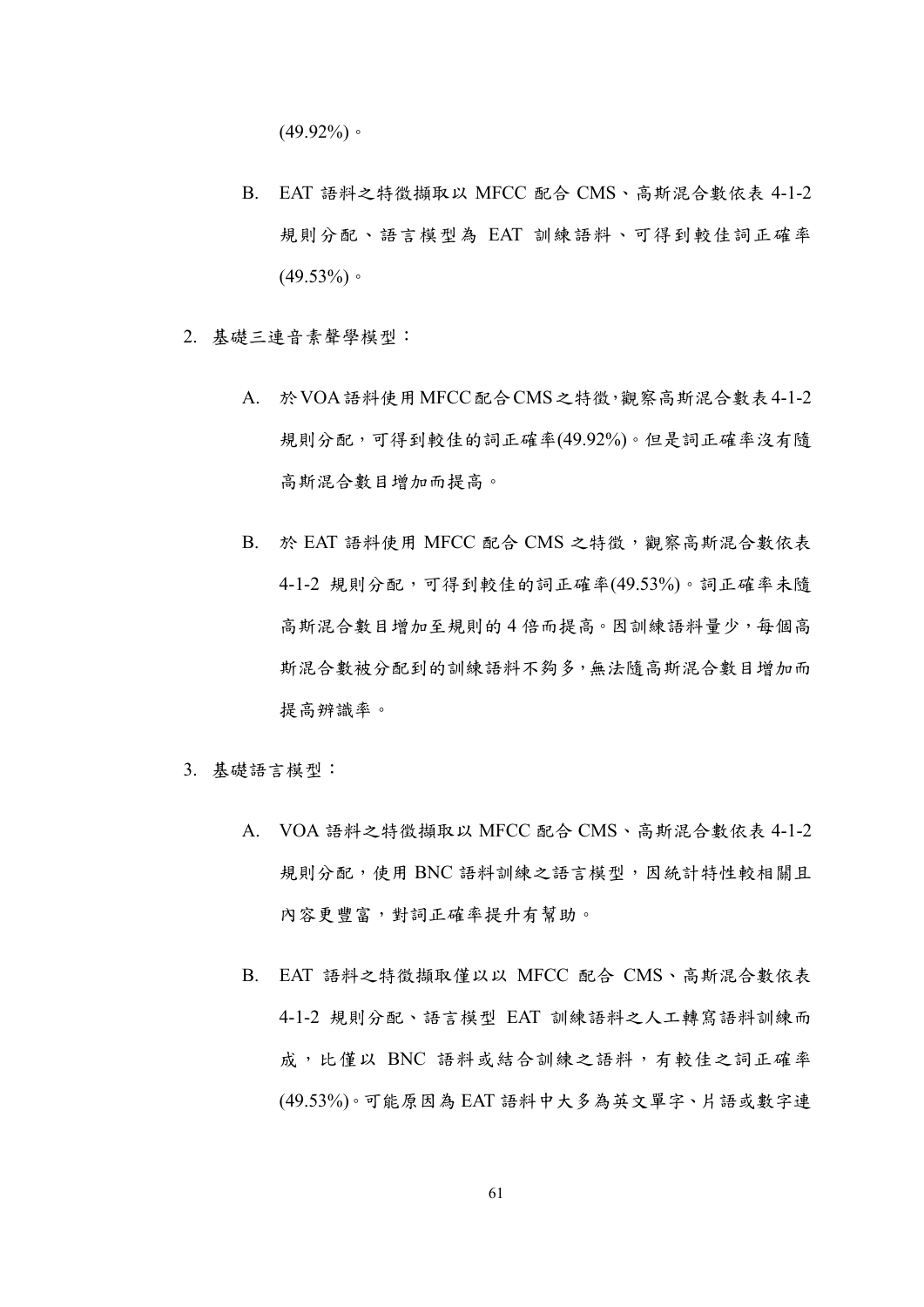(49.92%)。

B. EAT 語料之特徵擷取以 MFCC 配合 CMS、高斯混合數依表 4-1-2 規則分配、語言模型為 EAT 訓練語料、可得到較佳詞正確率(49.53%)。

2. 基礎三連音素聲學模型：

   A. 於 VOA 語料使用 MFCC 配合 CMS 之特徵，觀察高斯混合數表 4-1-2 規則分配，可得到較佳的詞正確率(49.92%)。但是詞正確率沒有隨高斯混合數目增加而提高。

   B. 於 EAT 語料使用 MFCC 配合 CMS 之特徵，觀察高斯混合數依表 4-1-2 規則分配，可得到較佳的詞正確率(49.53%)。詞正確率未隨高斯混合數目增加至規則的 4 倍而提高。因訓練語料量少，每個高斯混合數被分配到的訓練語料不夠多，無法隨高斯混合數目增加而提高辨識率。

3. 基礎語言模型：

   A. VOA 語料之特徵擷取以 MFCC 配合 CMS、高斯混合數依表 4-1-2 規則分配，使用 BNC 語料訓練之語言模型，因統計特性較相關且內容更豐富，對詞正確率提升有幫助。

   B. EAT 語料之特徵擷取僅以以 MFCC 配合 CMS、高斯混合數依表 4-1-2 規則分配、語言模型 EAT 訓練語料之人工轉寫語料訓練而成，比僅以 BNC 語料或結合訓練之語料，有較佳之詞正確率(49.53%)。可能原因為 EAT 語料中大多為英文單字、片語或數字連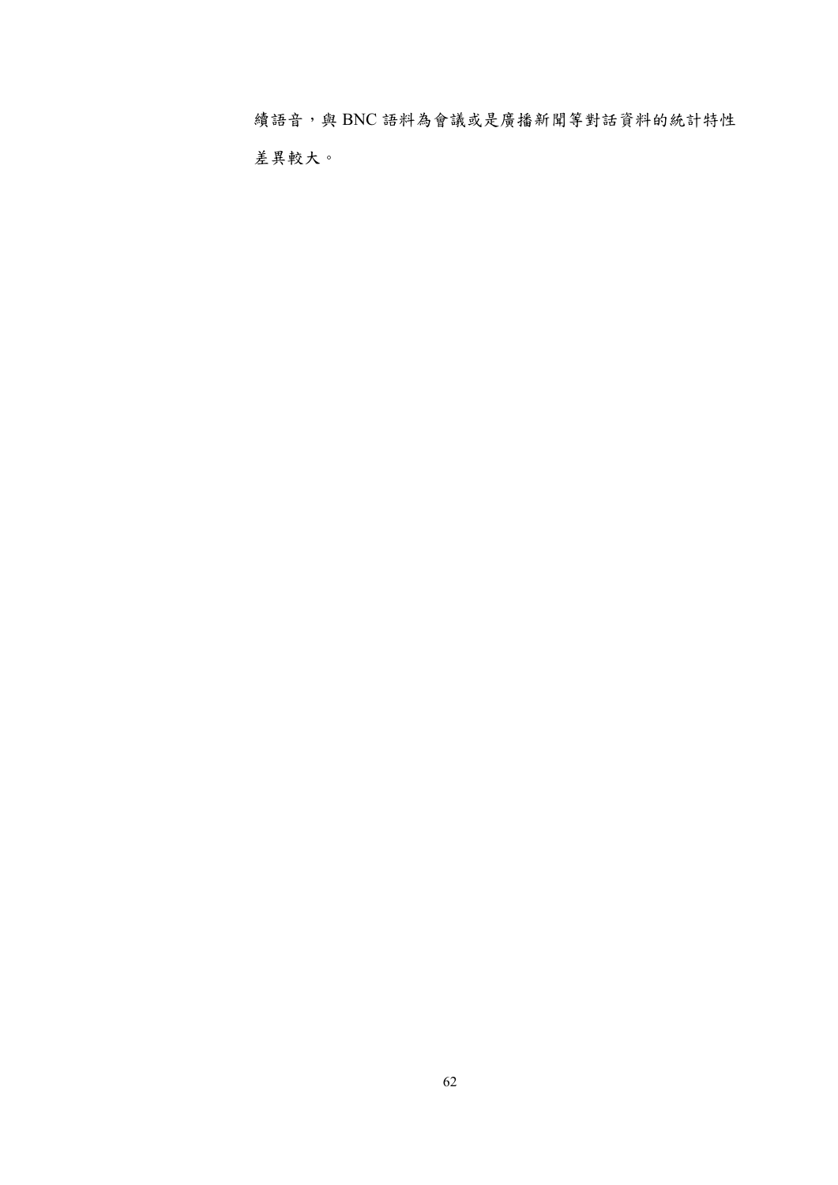續語音，與 BNC 語料為會議或是廣播新聞等對話資料的統計特性差異較大。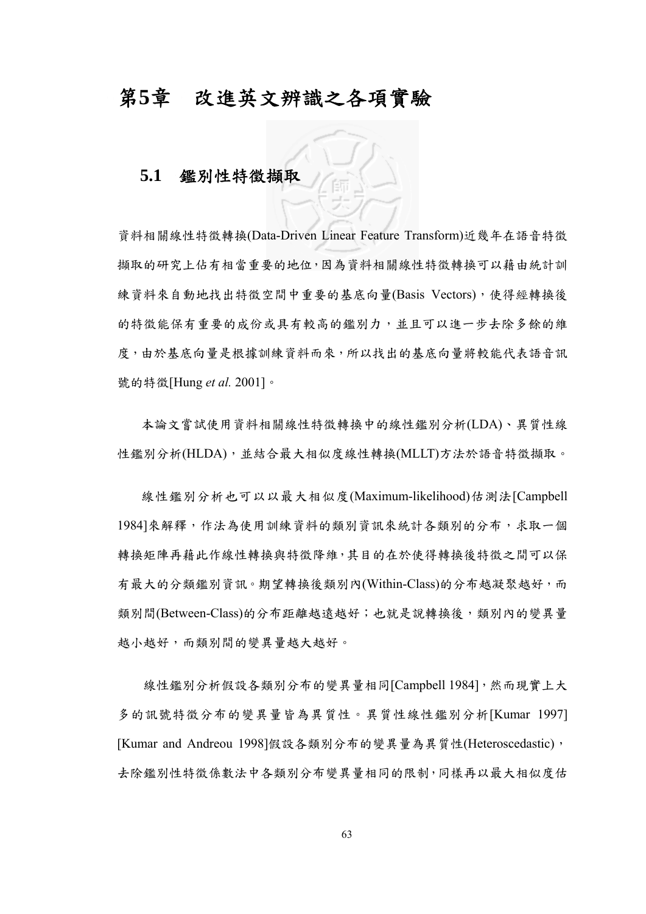# 第5章　改進英文辨識之各項實驗

## 5.1　鑑別性特徵擷取

資料相關線性特徵轉換(Data-Driven Linear Feature Transform)近幾年在語音特徵擷取的研究上佔有相當重要的地位，因為資料相關線性特徵轉換可以藉由統計訓練資料來自動地找出特徵空間中重要的基底向量(Basis Vectors)，使得經轉換後的特徵能保有重要的成份或具有較高的鑑別力，並且可以進一步去除多餘的維度，由於基底向量是根據訓練資料而來，所以找出的基底向量將較能代表語音訊號的特徵[Hung *et al.* 2001]。

本論文嘗試使用資料相關線性特徵轉換中的線性鑑別分析(LDA)、異質性線性鑑別分析(HLDA)，並結合最大相似度線性轉換(MLLT)方法於語音特徵擷取。

線性鑑別分析也可以以最大相似度(Maximum-likelihood)估測法[Campbell 1984]來解釋，作法為使用訓練資料的類別資訊來統計各類別的分布，求取一個轉換矩陣再藉此作線性轉換與特徵降維，其目的在於使得轉換後特徵之間可以保有最大的分類鑑別資訊。期望轉換後類別內(Within-Class)的分布越凝聚越好，而類別間(Between-Class)的分布距離越遠越好；也就是說轉換後，類別內的變異量越小越好，而類別間的變異量越大越好。

線性鑑別分析假設各類別分布的變異量相同[Campbell 1984]，然而現實上大多的訊號特徵分布的變異量皆為異質性。異質性線性鑑別分析[Kumar 1997] [Kumar and Andreou 1998]假設各類別分布的變異量為異質性(Heteroscedastic)，去除鑑別性特徵係數法中各類別分布變異量相同的限制，同樣再以最大相似度估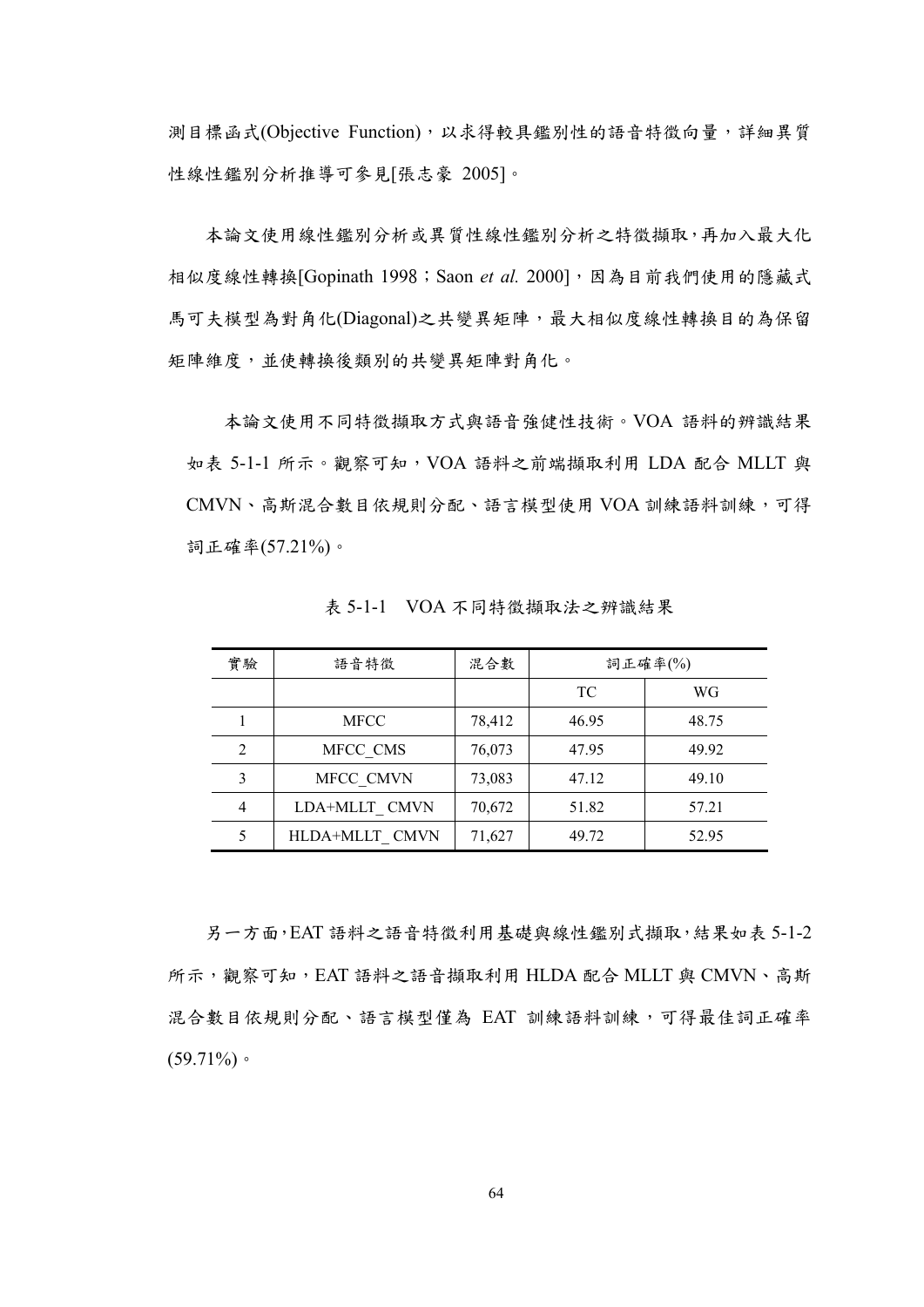測目標函式(Objective Function)，以求得較具鑑別性的語音特徵向量，詳細異質性線性鑑別分析推導可參見[張志豪 2005]。

本論文使用線性鑑別分析或異質性線性鑑別分析之特徵擷取，再加入最大化相似度線性轉換[Gopinath 1998；Saon *et al.* 2000]，因為目前我們使用的隱藏式馬可夫模型為對角化(Diagonal)之共變異矩陣，最大相似度線性轉換目的為保留矩陣維度，並使轉換後類別的共變異矩陣對角化。

本論文使用不同特徵擷取方式與語音強健性技術。VOA 語料的辨識結果如表 5-1-1 所示。觀察可知，VOA 語料之前端擷取利用 LDA 配合 MLLT 與 CMVN、高斯混合數目依規則分配、語言模型使用 VOA 訓練語料訓練，可得詞正確率(57.21%)。

表 5-1-1　VOA 不同特徵擷取法之辨識結果

| 實驗 | 語音特徵 | 混合數 | 詞正確率(%) | |
|---|---|---|---|---|
| | | | TC | WG |
| 1 | MFCC | 78,412 | 46.95 | 48.75 |
| 2 | MFCC_CMS | 76,073 | 47.95 | 49.92 |
| 3 | MFCC_CMVN | 73,083 | 47.12 | 49.10 |
| 4 | LDA+MLLT_ CMVN | 70,672 | 51.82 | 57.21 |
| 5 | HLDA+MLLT_ CMVN | 71,627 | 49.72 | 52.95 |

另一方面，EAT 語料之語音特徵利用基礎與線性鑑別式擷取，結果如表 5-1-2 所示，觀察可知，EAT 語料之語音擷取利用 HLDA 配合 MLLT 與 CMVN、高斯混合數目依規則分配、語言模型僅為 EAT 訓練語料訓練，可得最佳詞正確率(59.71%)。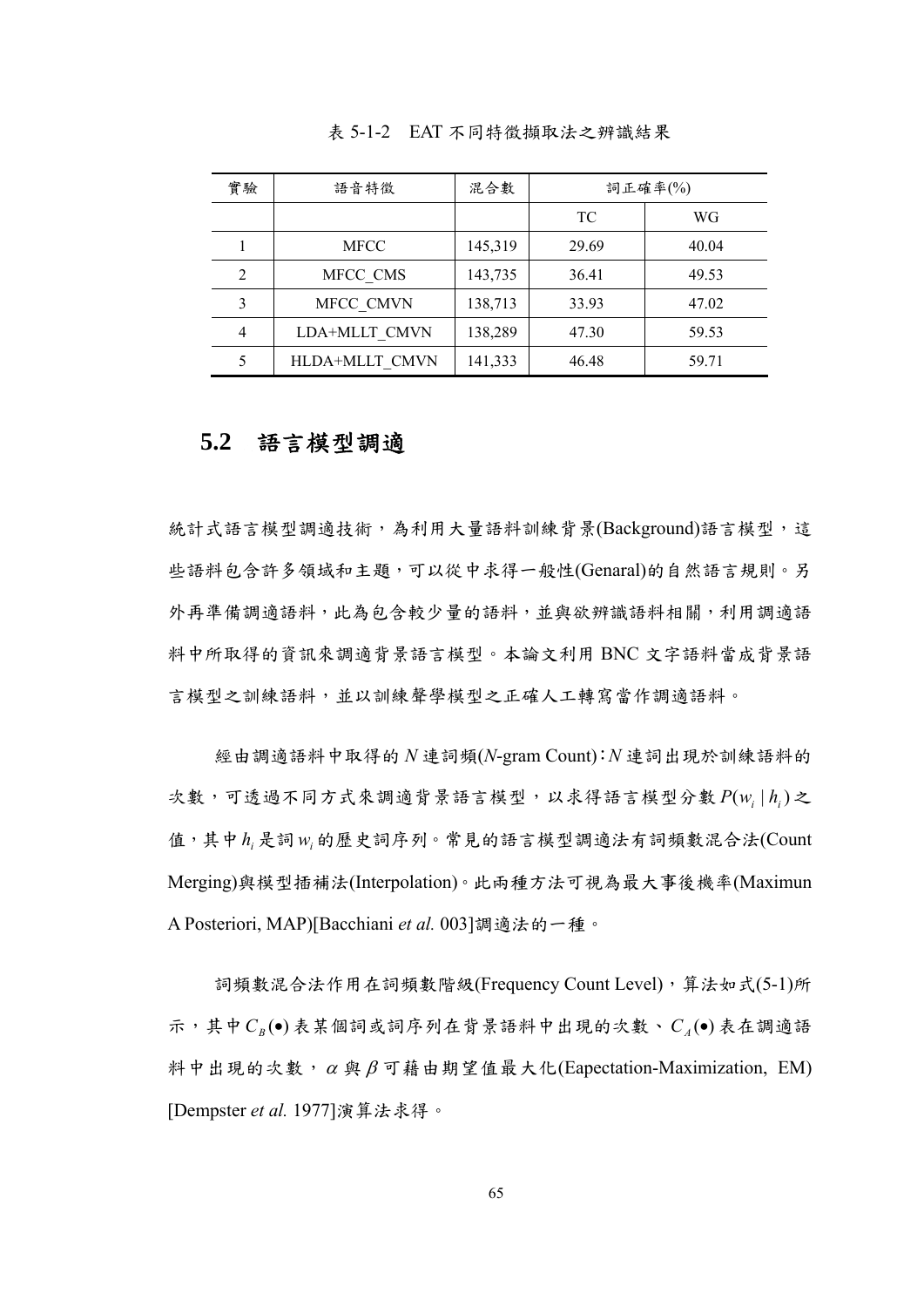表 5-1-2 EAT 不同特徵擷取法之辨識結果

| 實驗 | 語音特徵 | 混合數 | 詞正確率(%) | |
|---|---|---|---|---|
| | | | TC | WG |
| 1 | MFCC | 145,319 | 29.69 | 40.04 |
| 2 | MFCC_CMS | 143,735 | 36.41 | 49.53 |
| 3 | MFCC_CMVN | 138,713 | 33.93 | 47.02 |
| 4 | LDA+MLLT_CMVN | 138,289 | 47.30 | 59.53 |
| 5 | HLDA+MLLT_CMVN | 141,333 | 46.48 | 59.71 |

## 5.2 語言模型調適

統計式語言模型調適技術，為利用大量語料訓練背景(Background)語言模型，這些語料包含許多領域和主題，可以從中求得一般性(Genaral)的自然語言規則。另外再準備調適語料，此為包含較少量的語料，並與欲辨識語料相關，利用調適語料中所取得的資訊來調適背景語言模型。本論文利用 BNC 文字語料當成背景語言模型之訓練語料，並以訓練聲學模型之正確人工轉寫當作調適語料。

經由調適語料中取得的 $N$ 連詞頻($N$-gram Count)：$N$ 連詞出現於訓練語料的次數，可透過不同方式來調適背景語言模型，以求得語言模型分數 $P(w_i \mid h_i)$ 之值，其中 $h_i$ 是詞 $w_i$ 的歷史詞序列。常見的語言模型調適法有詞頻數混合法(Count Merging)與模型插補法(Interpolation)。此兩種方法可視為最大事後機率(Maximun A Posteriori, MAP)[Bacchiani *et al.* 003]調適法的一種。

詞頻數混合法作用在詞頻數階級(Frequency Count Level)，算法如式(5-1)所示，其中 $C_B(\bullet)$ 表某個詞或詞序列在背景語料中出現的次數、$C_A(\bullet)$ 表在調適語料中出現的次數，$\alpha$ 與 $\beta$ 可藉由期望值最大化(Eapectation-Maximization, EM) [Dempster *et al.* 1977]演算法求得。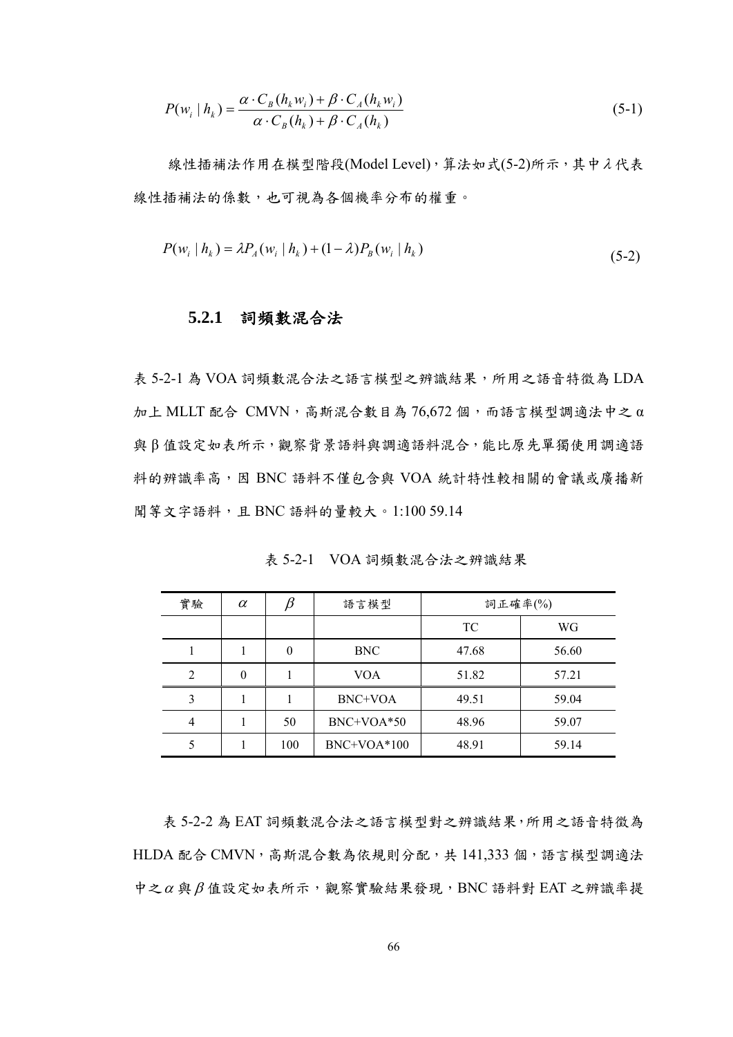$$P(w_i \mid h_k) = \frac{\alpha \cdot C_B(h_k w_i) + \beta \cdot C_A(h_k w_i)}{\alpha \cdot C_B(h_k) + \beta \cdot C_A(h_k)} \tag{5-1}$$

線性插補法作用在模型階段(Model Level)，算法如式(5-2)所示，其中$\lambda$代表線性插補法的係數，也可視為各個機率分布的權重。

$$P(w_i \mid h_k) = \lambda P_A(w_i \mid h_k) + (1-\lambda) P_B(w_i \mid h_k) \tag{5-2}$$

### 5.2.1 詞頻數混合法

表 5-2-1 為 VOA 詞頻數混合法之語言模型之辨識結果，所用之語音特徵為 LDA 加上 MLLT 配合 CMVN，高斯混合數目為 76,672 個，而語言模型調適法中之 $\alpha$ 與 $\beta$ 值設定如表所示，觀察背景語料與調適語料混合，能比原先單獨使用調適語料的辨識率高，因 BNC 語料不僅包含與 VOA 統計特性較相關的會議或廣播新聞等文字語料，且 BNC 語料的量較大。1:100 59.14

表 5-2-1 VOA 詞頻數混合法之辨識結果

| 實驗 | $\alpha$ | $\beta$ | 語言模型 | 詞正確率(%) | |
|---|---|---|---|---|---|
| | | | | TC | WG |
| 1 | 1 | 0 | BNC | 47.68 | 56.60 |
| 2 | 0 | 1 | VOA | 51.82 | 57.21 |
| 3 | 1 | 1 | BNC+VOA | 49.51 | 59.04 |
| 4 | 1 | 50 | BNC+VOA*50 | 48.96 | 59.07 |
| 5 | 1 | 100 | BNC+VOA*100 | 48.91 | 59.14 |

表 5-2-2 為 EAT 詞頻數混合法之語言模型對之辨識結果，所用之語音特徵為 HLDA 配合 CMVN，高斯混合數為依規則分配，共 141,333 個，語言模型調適法中之$\alpha$與$\beta$值設定如表所示，觀察實驗結果發現，BNC 語料對 EAT 之辨識率提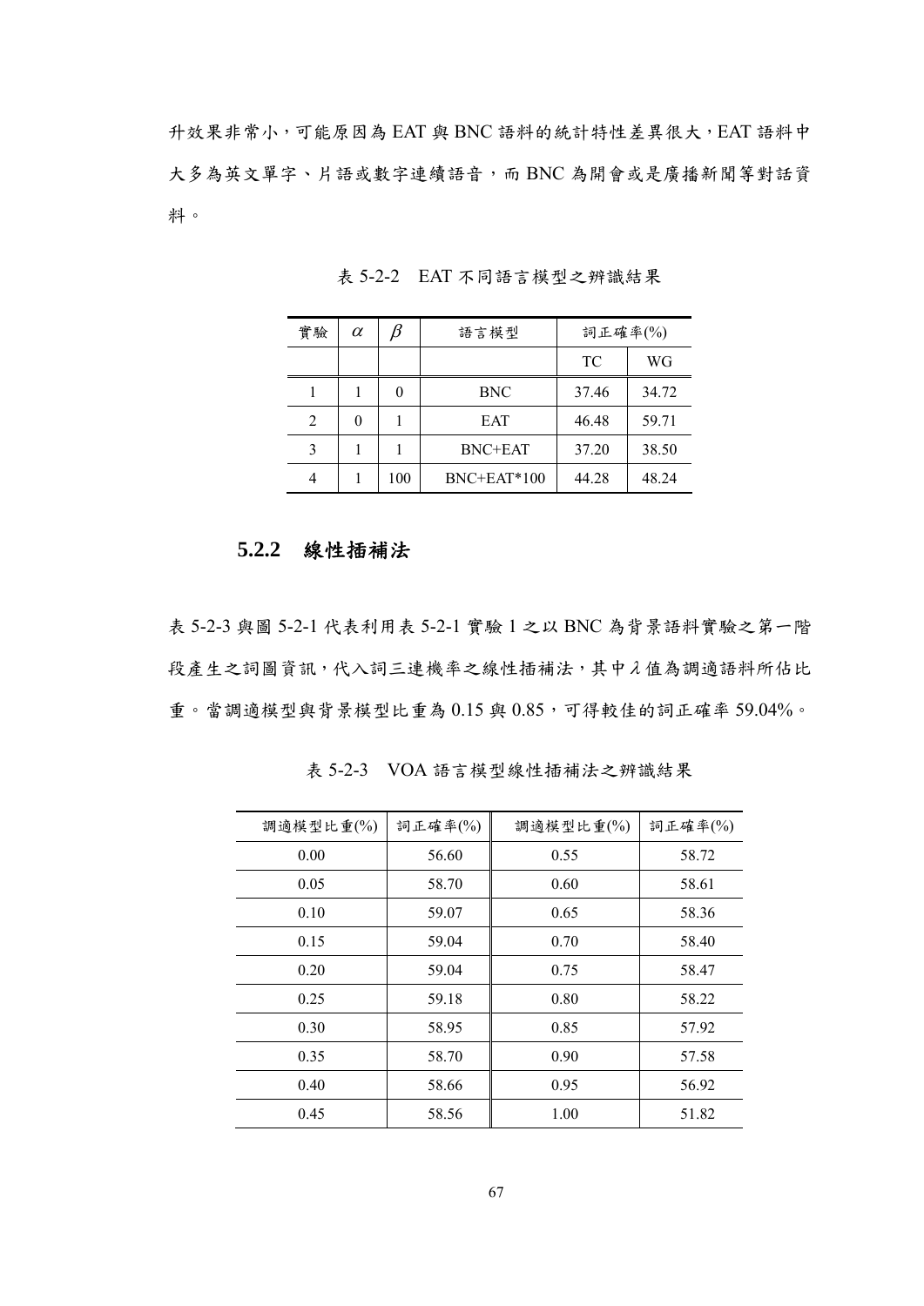升效果非常小，可能原因為 EAT 與 BNC 語料的統計特性差異很大，EAT 語料中大多為英文單字、片語或數字連續語音，而 BNC 為開會或是廣播新聞等對話資料。

表 5-2-2　EAT 不同語言模型之辨識結果

| 實驗 | $\alpha$ | $\beta$ | 語言模型 | 詞正確率(%) | |
|---|---|---|---|---|---|
| | | | | TC | WG |
| 1 | 1 | 0 | BNC | 37.46 | 34.72 |
| 2 | 0 | 1 | EAT | 46.48 | 59.71 |
| 3 | 1 | 1 | BNC+EAT | 37.20 | 38.50 |
| 4 | 1 | 100 | BNC+EAT*100 | 44.28 | 48.24 |

### 5.2.2 線性插補法

表 5-2-3 與圖 5-2-1 代表利用表 5-2-1 實驗 1 之以 BNC 為背景語料實驗之第一階段產生之詞圖資訊，代入詞三連機率之線性插補法，其中 $\lambda$ 值為調適語料所佔比重。當調適模型與背景模型比重為 0.15 與 0.85，可得較佳的詞正確率 59.04%。

表 5-2-3　VOA 語言模型線性插補法之辨識結果

| 調適模型比重(%) | 詞正確率(%) | 調適模型比重(%) | 詞正確率(%) |
|---|---|---|---|
| 0.00 | 56.60 | 0.55 | 58.72 |
| 0.05 | 58.70 | 0.60 | 58.61 |
| 0.10 | 59.07 | 0.65 | 58.36 |
| 0.15 | 59.04 | 0.70 | 58.40 |
| 0.20 | 59.04 | 0.75 | 58.47 |
| 0.25 | 59.18 | 0.80 | 58.22 |
| 0.30 | 58.95 | 0.85 | 57.92 |
| 0.35 | 58.70 | 0.90 | 57.58 |
| 0.40 | 58.66 | 0.95 | 56.92 |
| 0.45 | 58.56 | 1.00 | 51.82 |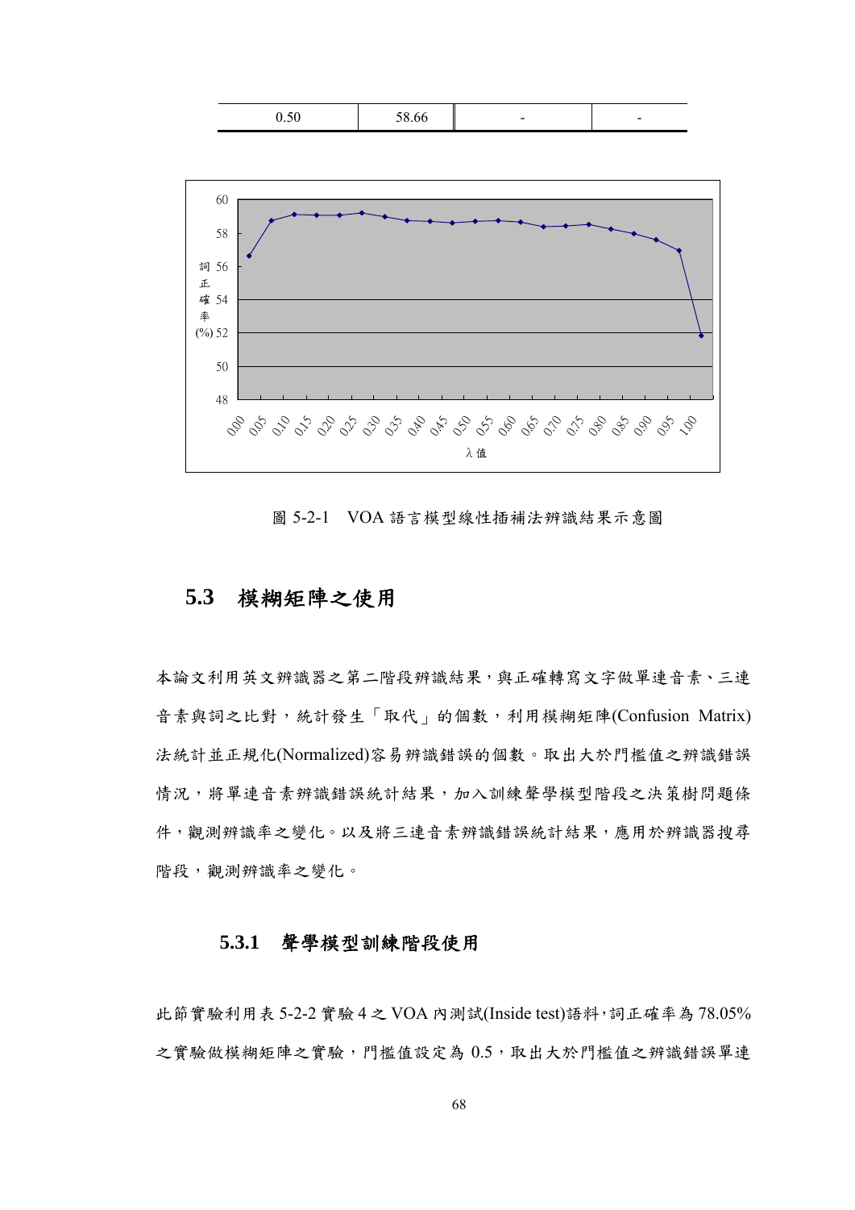| 0.50 | 58.66 | - | - |
|---|---|---|---|

圖 5-2-1　VOA 語言模型線性插補法辨識結果示意圖

## 5.3　模糊矩陣之使用

本論文利用英文辨識器之第二階段辨識結果，與正確轉寫文字做單連音素、三連音素與詞之比對，統計發生「取代」的個數，利用模糊矩陣(Confusion Matrix)法統計並正規化(Normalized)容易辨識錯誤的個數。取出大於門檻值之辨識錯誤情況，將單連音素辨識錯誤統計結果，加入訓練聲學模型階段之決策樹問題條件，觀測辨識率之變化。以及將三連音素辨識錯誤統計結果，應用於辨識器搜尋階段，觀測辨識率之變化。

### 5.3.1　聲學模型訓練階段使用

此節實驗利用表 5-2-2 實驗 4 之 VOA 內測試(Inside test)語料，詞正確率為 78.05%之實驗做模糊矩陣之實驗，門檻值設定為 0.5，取出大於門檻值之辨識錯誤單連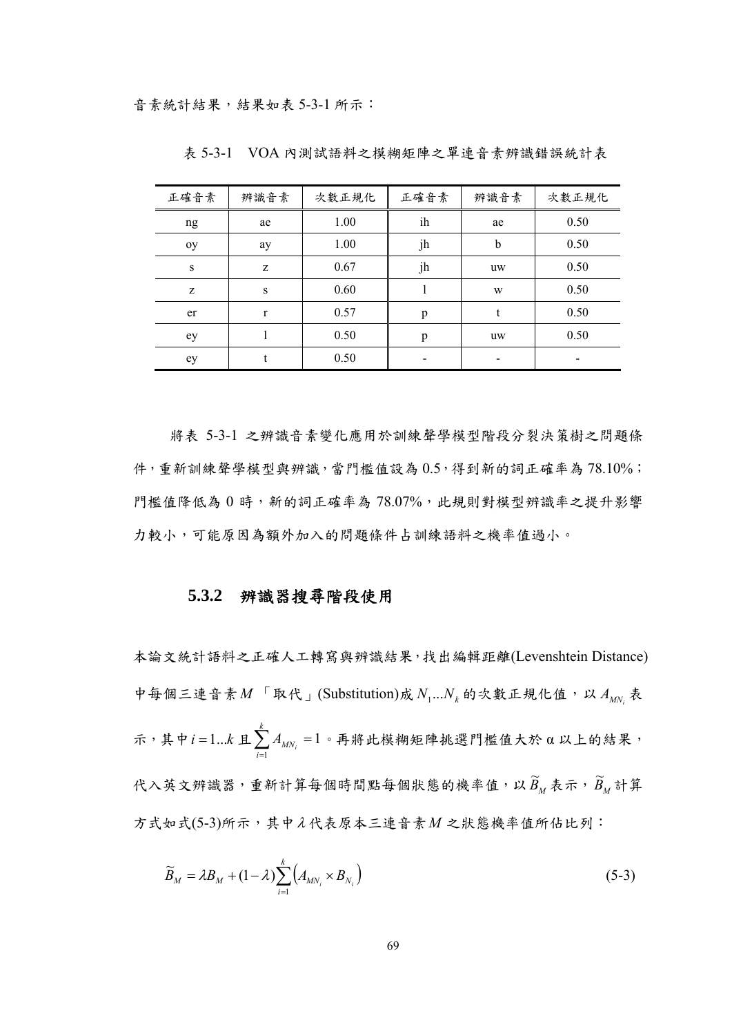音素統計結果，結果如表 5-3-1 所示：

表 5-3-1　VOA 內測試語料之模糊矩陣之單連音素辨識錯誤統計表

| 正確音素 | 辨識音素 | 次數正規化 | 正確音素 | 辨識音素 | 次數正規化 |
|---|---|---|---|---|---|
| ng | ae | 1.00 | ih | ae | 0.50 |
| oy | ay | 1.00 | jh | b | 0.50 |
| s | z | 0.67 | jh | uw | 0.50 |
| z | s | 0.60 | l | w | 0.50 |
| er | r | 0.57 | p | t | 0.50 |
| ey | l | 0.50 | p | uw | 0.50 |
| ey | t | 0.50 | - | - | - |

將表 5-3-1 之辨識音素變化應用於訓練聲學模型階段分裂決策樹之問題條件，重新訓練聲學模型與辨識，當門檻值設為 0.5，得到新的詞正確率為 78.10%；門檻值降低為 0 時，新的詞正確率為 78.07%，此規則對模型辨識率之提升影響力較小，可能原因為額外加入的問題條件占訓練語料之機率值過小。

### 5.3.2　辨識器搜尋階段使用

本論文統計語料之正確人工轉寫與辨識結果，找出編輯距離(Levenshtein Distance)中每個三連音素 $M$ 「取代」(Substitution)成 $N_1 ... N_k$ 的次數正規化值，以 $A_{MN_i}$ 表示，其中 $i = 1...k$ 且 $\sum_{i=1}^{k} A_{MN_i} = 1$。再將此模糊矩陣挑選門檻值大於 α 以上的結果，代入英文辨識器，重新計算每個時間點每個狀態的機率值，以 $\widetilde{B}_M$ 表示，$\widetilde{B}_M$ 計算方式如式(5-3)所示，其中 $\lambda$ 代表原本三連音素 $M$ 之狀態機率值所佔比列：

$$\widetilde{B}_M = \lambda B_M + (1-\lambda)\sum_{i=1}^{k}\left(A_{MN_i} \times B_{N_i}\right) \tag{5-3}$$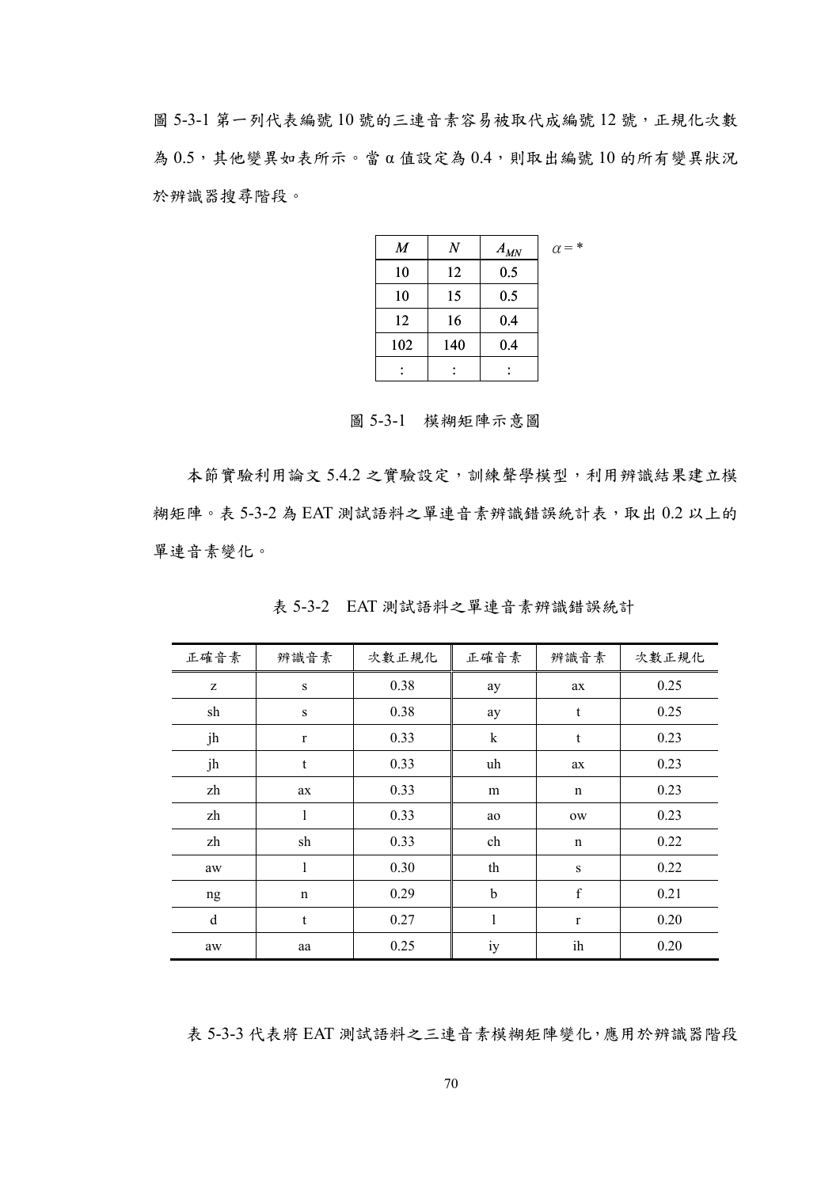圖 5-3-1 第一列代表編號 10 號的三連音素容易被取代成編號 12 號，正規化次數為 0.5，其他變異如表所示。當 α 值設定為 0.4，則取出編號 10 的所有變異狀況於辨識器搜尋階段。

| $M$ | $N$ | $A_{MN}$ |
|---|---|---|
| 10 | 12 | 0.5 |
| 10 | 15 | 0.5 |
| 12 | 16 | 0.4 |
| 102 | 140 | 0.4 |
| : | : | : |

$\alpha = *$

圖 5-3-1　模糊矩陣示意圖

本節實驗利用論文 5.4.2 之實驗設定，訓練聲學模型，利用辨識結果建立模糊矩陣。表 5-3-2 為 EAT 測試語料之單連音素辨識錯誤統計表，取出 0.2 以上的單連音素變化。

表 5-3-2　EAT 測試語料之單連音素辨識錯誤統計

| 正確音素 | 辨識音素 | 次數正規化 | 正確音素 | 辨識音素 | 次數正規化 |
|---|---|---|---|---|---|
| z | s | 0.38 | ay | ax | 0.25 |
| sh | s | 0.38 | ay | t | 0.25 |
| jh | r | 0.33 | k | t | 0.23 |
| jh | t | 0.33 | uh | ax | 0.23 |
| zh | ax | 0.33 | m | n | 0.23 |
| zh | l | 0.33 | ao | ow | 0.23 |
| zh | sh | 0.33 | ch | n | 0.22 |
| aw | l | 0.30 | th | s | 0.22 |
| ng | n | 0.29 | b | f | 0.21 |
| d | t | 0.27 | l | r | 0.20 |
| aw | aa | 0.25 | iy | ih | 0.20 |

表 5-3-3 代表將 EAT 測試語料之三連音素模糊矩陣變化，應用於辨識器階段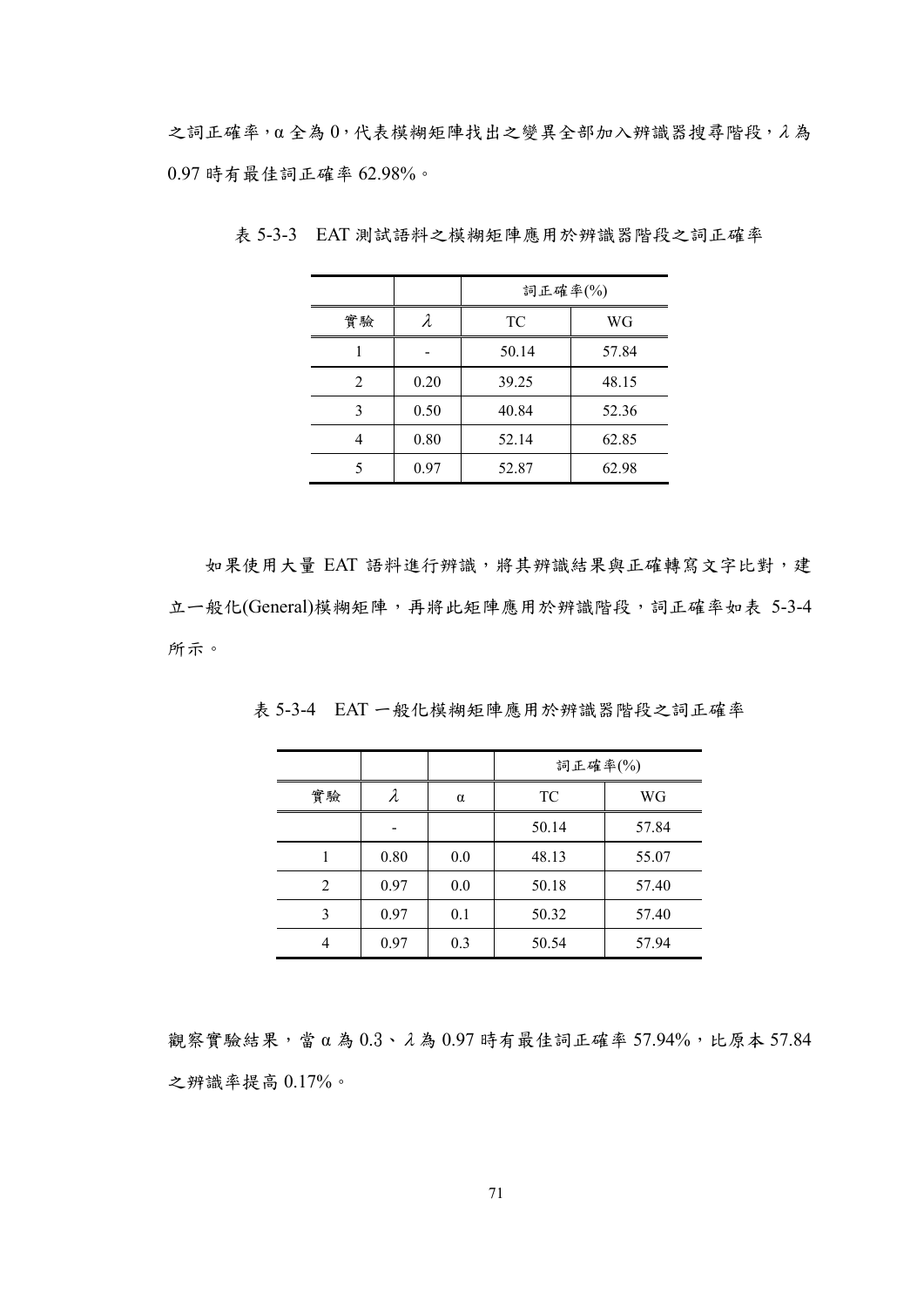之詞正確率，α 全為 0，代表模糊矩陣找出之變異全部加入辨識器搜尋階段，λ 為 0.97 時有最佳詞正確率 62.98%。

表 5-3-3　EAT 測試語料之模糊矩陣應用於辨識器階段之詞正確率

| | | 詞正確率(%) | |
|---|---|---|---|
| 實驗 | λ | TC | WG |
| 1 | - | 50.14 | 57.84 |
| 2 | 0.20 | 39.25 | 48.15 |
| 3 | 0.50 | 40.84 | 52.36 |
| 4 | 0.80 | 52.14 | 62.85 |
| 5 | 0.97 | 52.87 | 62.98 |

如果使用大量 EAT 語料進行辨識，將其辨識結果與正確轉寫文字比對，建立一般化(General)模糊矩陣，再將此矩陣應用於辨識階段，詞正確率如表 5-3-4 所示。

表 5-3-4　EAT 一般化模糊矩陣應用於辨識器階段之詞正確率

| | | | 詞正確率(%) | |
|---|---|---|---|---|
| 實驗 | λ | α | TC | WG |
| | - | | 50.14 | 57.84 |
| 1 | 0.80 | 0.0 | 48.13 | 55.07 |
| 2 | 0.97 | 0.0 | 50.18 | 57.40 |
| 3 | 0.97 | 0.1 | 50.32 | 57.40 |
| 4 | 0.97 | 0.3 | 50.54 | 57.94 |

觀察實驗結果，當 α 為 0.3、λ 為 0.97 時有最佳詞正確率 57.94%，比原本 57.84 之辨識率提高 0.17%。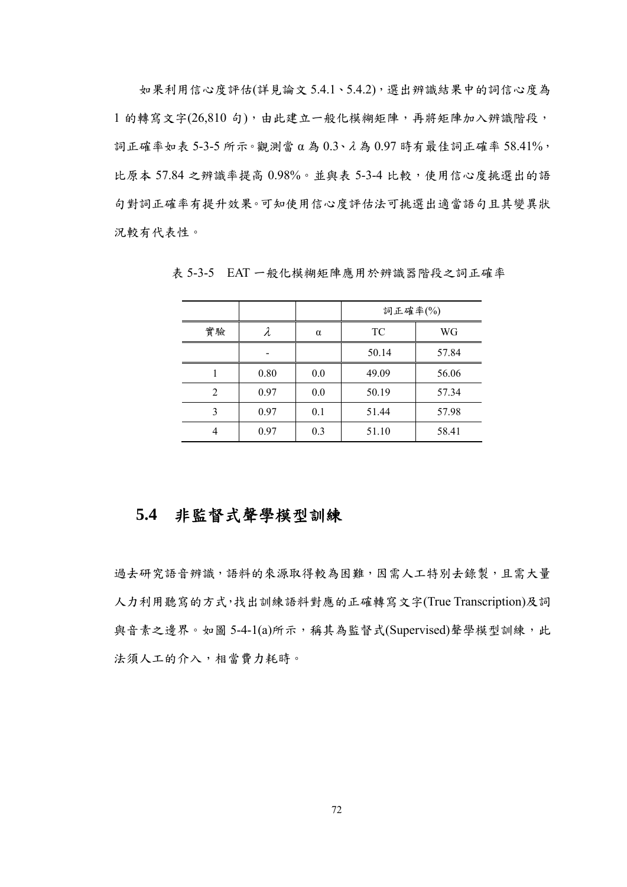如果利用信心度評估(詳見論文 5.4.1、5.4.2)，選出辨識結果中的詞信心度為 1 的轉寫文字(26,810 句)，由此建立一般化模糊矩陣，再將矩陣加入辨識階段，詞正確率如表 5-3-5 所示。觀測當 α 為 0.3、λ 為 0.97 時有最佳詞正確率 58.41%，比原本 57.84 之辨識率提高 0.98%。並與表 5-3-4 比較，使用信心度挑選出的語句對詞正確率有提升效果。可知使用信心度評估法可挑選出適當語句且其變異狀況較有代表性。

表 5-3-5　EAT 一般化模糊矩陣應用於辨識器階段之詞正確率

| | | | 詞正確率(%) | |
|---|---|---|---|---|
| 實驗 | λ | α | TC | WG |
| | - | | 50.14 | 57.84 |
| 1 | 0.80 | 0.0 | 49.09 | 56.06 |
| 2 | 0.97 | 0.0 | 50.19 | 57.34 |
| 3 | 0.97 | 0.1 | 51.44 | 57.98 |
| 4 | 0.97 | 0.3 | 51.10 | 58.41 |

## 5.4 非監督式聲學模型訓練

過去研究語音辨識，語料的來源取得較為困難，因需人工特別去錄製，且需大量人力利用聽寫的方式，找出訓練語料對應的正確轉寫文字(True Transcription)及詞與音素之邊界。如圖 5-4-1(a)所示，稱其為監督式(Supervised)聲學模型訓練，此法須人工的介入，相當費力耗時。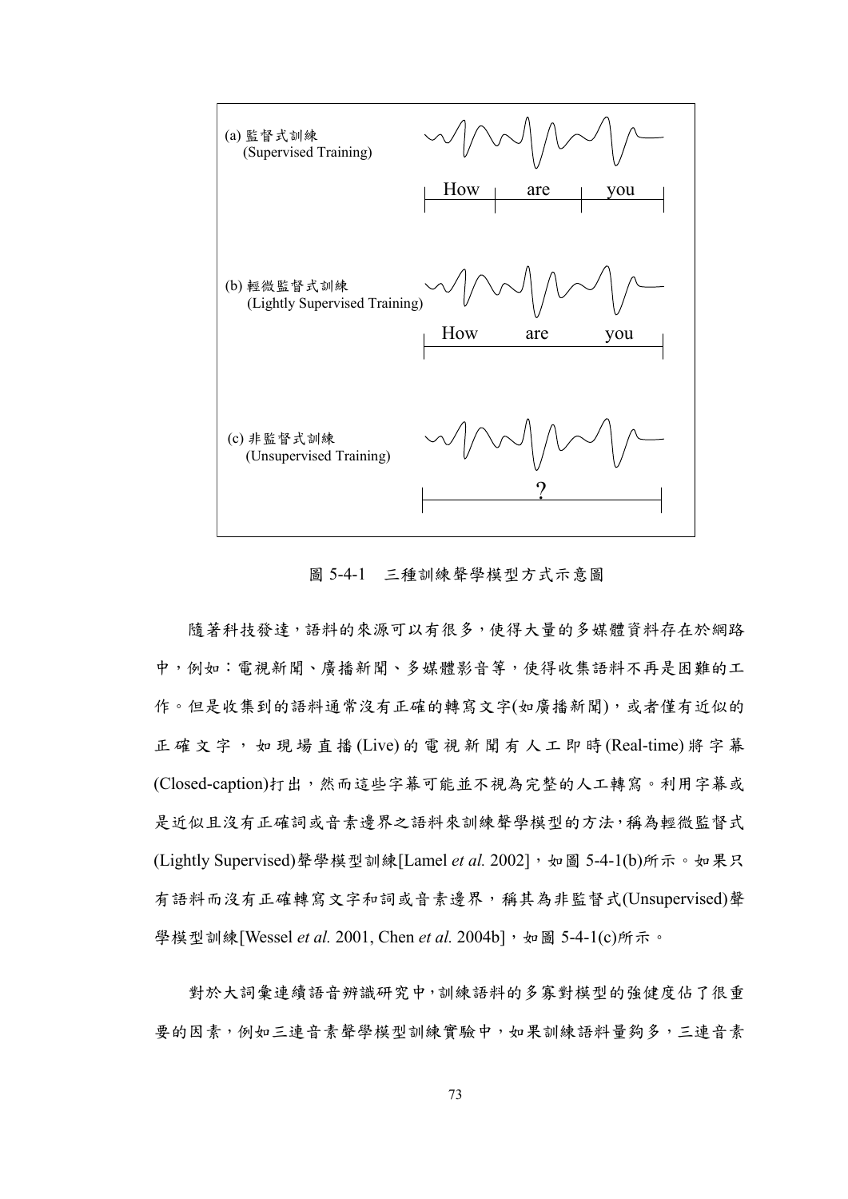(a) 監督式訓練
(Supervised Training)

How | are | you

(b) 輕微監督式訓練
(Lightly Supervised Training)

How are you

(c) 非監督式訓練
(Unsupervised Training)

?

圖 5-4-1　三種訓練聲學模型方式示意圖

隨著科技發達，語料的來源可以有很多，使得大量的多媒體資料存在於網路中，例如：電視新聞、廣播新聞、多媒體影音等，使得收集語料不再是困難的工作。但是收集到的語料通常沒有正確的轉寫文字(如廣播新聞)，或者僅有近似的正確文字，如現場直播(Live)的電視新聞有人工即時(Real-time)將字幕(Closed-caption)打出，然而這些字幕可能並不視為完整的人工轉寫。利用字幕或是近似且沒有正確詞或音素邊界之語料來訓練聲學模型的方法，稱為輕微監督式(Lightly Supervised)聲學模型訓練[Lamel *et al.* 2002]，如圖 5-4-1(b)所示。如果只有語料而沒有正確轉寫文字和詞或音素邊界，稱其為非監督式(Unsupervised)聲學模型訓練[Wessel *et al.* 2001, Chen *et al.* 2004b]，如圖 5-4-1(c)所示。

對於大詞彙連續語音辨識研究中，訓練語料的多寡對模型的強健度佔了很重要的因素，例如三連音素聲學模型訓練實驗中，如果訓練語料量夠多，三連音素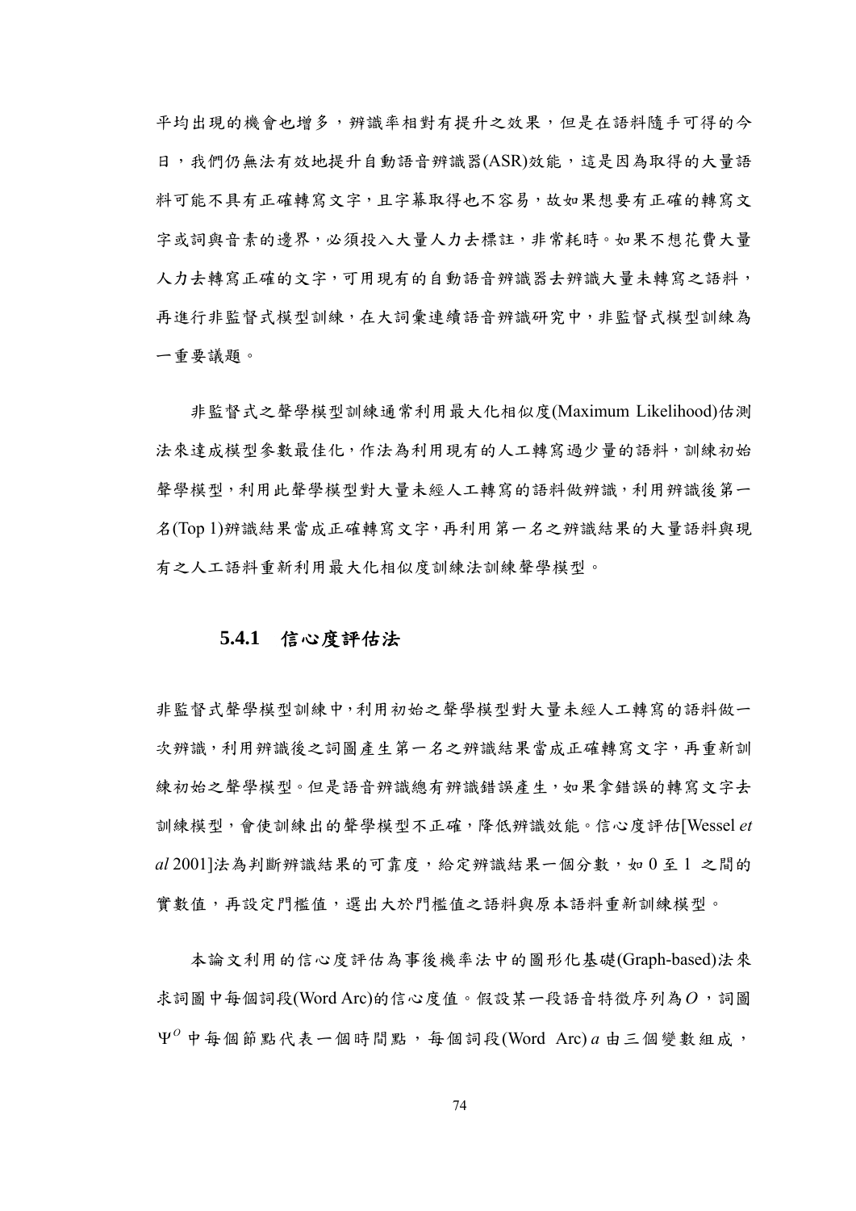平均出現的機會也增多，辨識率相對有提升之效果，但是在語料隨手可得的今日，我們仍無法有效地提升自動語音辨識器(ASR)效能，這是因為取得的大量語料可能不具有正確轉寫文字，且字幕取得也不容易，故如果想要有正確的轉寫文字或詞與音素的邊界，必須投入大量人力去標註，非常耗時。如果不想花費大量人力去轉寫正確的文字，可用現有的自動語音辨識器去辨識大量未轉寫之語料，再進行非監督式模型訓練，在大詞彙連續語音辨識研究中，非監督式模型訓練為一重要議題。

非監督式之聲學模型訓練通常利用最大化相似度(Maximum Likelihood)估測法來達成模型參數最佳化，作法為利用現有的人工轉寫過少量的語料，訓練初始聲學模型，利用此聲學模型對大量未經人工轉寫的語料做辨識，利用辨識後第一名(Top 1)辨識結果當成正確轉寫文字，再利用第一名之辨識結果的大量語料與現有之人工語料重新利用最大化相似度訓練法訓練聲學模型。

### 5.4.1 信心度評估法

非監督式聲學模型訓練中，利用初始之聲學模型對大量未經人工轉寫的語料做一次辨識，利用辨識後之詞圖產生第一名之辨識結果當成正確轉寫文字，再重新訓練初始之聲學模型。但是語音辨識總有辨識錯誤產生，如果拿錯誤的轉寫文字去訓練模型，會使訓練出的聲學模型不正確，降低辨識效能。信心度評估[Wessel *et al* 2001]法為判斷辨識結果的可靠度，給定辨識結果一個分數，如 0 至 1 之間的實數值，再設定門檻值，選出大於門檻值之語料與原本語料重新訓練模型。

本論文利用的信心度評估為事後機率法中的圖形化基礎(Graph-based)法來求詞圖中每個詞段(Word Arc)的信心度值。假設某一段語音特徵序列為$O$，詞圖$\Psi^{O}$中每個節點代表一個時間點，每個詞段(Word Arc) $a$ 由三個變數組成，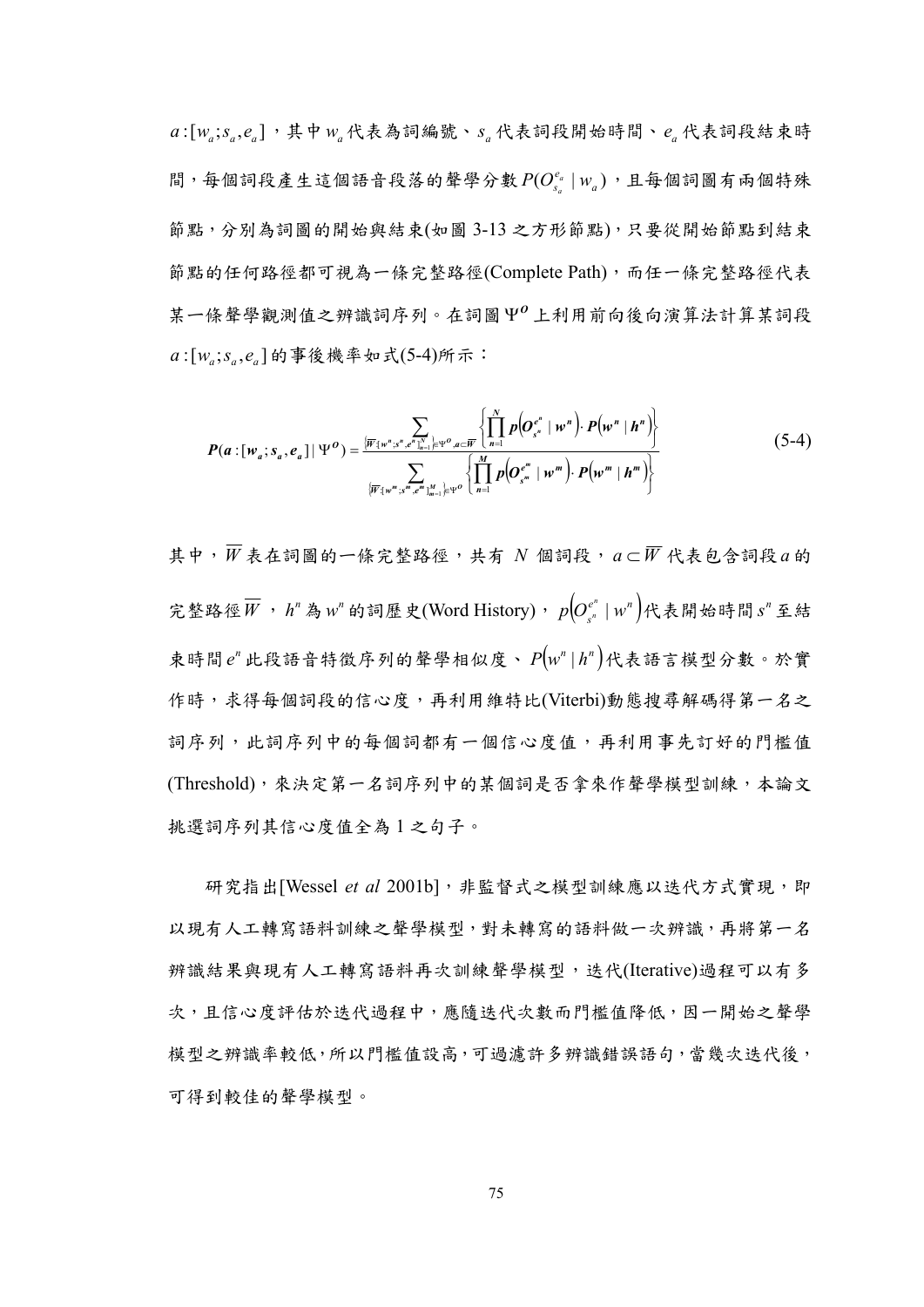$a:[w_a;s_a,e_a]$，其中 $w_a$ 代表為詞編號、$s_a$ 代表詞段開始時間、$e_a$ 代表詞段結束時間，每個詞段產生這個語音段落的聲學分數 $P(O_{s_a}^{e_a} \mid w_a)$，且每個詞圖有兩個特殊節點，分別為詞圖的開始與結束(如圖 3-13 之方形節點)，只要從開始節點到結束節點的任何路徑都可視為一條完整路徑(Complete Path)，而任一條完整路徑代表某一條聲學觀測值之辨識詞序列。在詞圖 $\Psi^{O}$ 上利用前向後向演算法計算某詞段 $a:[w_a;s_a,e_a]$ 的事後機率如式(5-4)所示：

$$P(a:[w_a;s_a,e_a] \mid \Psi^{O}) = \frac{\sum_{\overline{W}:\{w^n;s^n,e^n\}_{n=1}^{N} \in \Psi^{O}, a \subset \overline{W}} \left\{ \prod_{n=1}^{N} p\left(O_{s^n}^{e^n} \mid w^n\right) \cdot P\left(w^n \mid h^n\right) \right\}}{\sum_{\overline{W}:\{w^m;s^m,e^m\}_{m=1}^{M} \in \Psi^{O}} \left\{ \prod_{n=1}^{M} p\left(O_{s^m}^{e^m} \mid w^m\right) \cdot P\left(w^m \mid h^m\right) \right\}} \tag{5-4}$$

其中，$\overline{W}$ 表在詞圖的一條完整路徑，共有 $N$ 個詞段，$a \subset \overline{W}$ 代表包含詞段 $a$ 的完整路徑 $\overline{W}$，$h^n$ 為 $w^n$ 的詞歷史(Word History)，$p\left(O_{s^n}^{e^n} \mid w^n\right)$ 代表開始時間 $s^n$ 至結束時間 $e^n$ 此段語音特徵序列的聲學相似度、$P\left(w^n \mid h^n\right)$ 代表語言模型分數。於實作時，求得每個詞段的信心度，再利用維特比(Viterbi)動態搜尋解碼得第一名之詞序列，此詞序列中的每個詞都有一個信心度值，再利用事先訂好的門檻值(Threshold)，來決定第一名詞序列中的某個詞是否拿來作聲學模型訓練，本論文挑選詞序列其信心度值全為 1 之句子。

研究指出[Wessel *et al* 2001b]，非監督式之模型訓練應以迭代方式實現，即以現有人工轉寫語料訓練之聲學模型，對未轉寫的語料做一次辨識，再將第一名辨識結果與現有人工轉寫語料再次訓練聲學模型，迭代(Iterative)過程可以有多次，且信心度評估於迭代過程中，應隨迭代次數而門檻值降低，因一開始之聲學模型之辨識率較低，所以門檻值設高，可過濾許多辨識錯誤語句，當幾次迭代後，可得到較佳的聲學模型。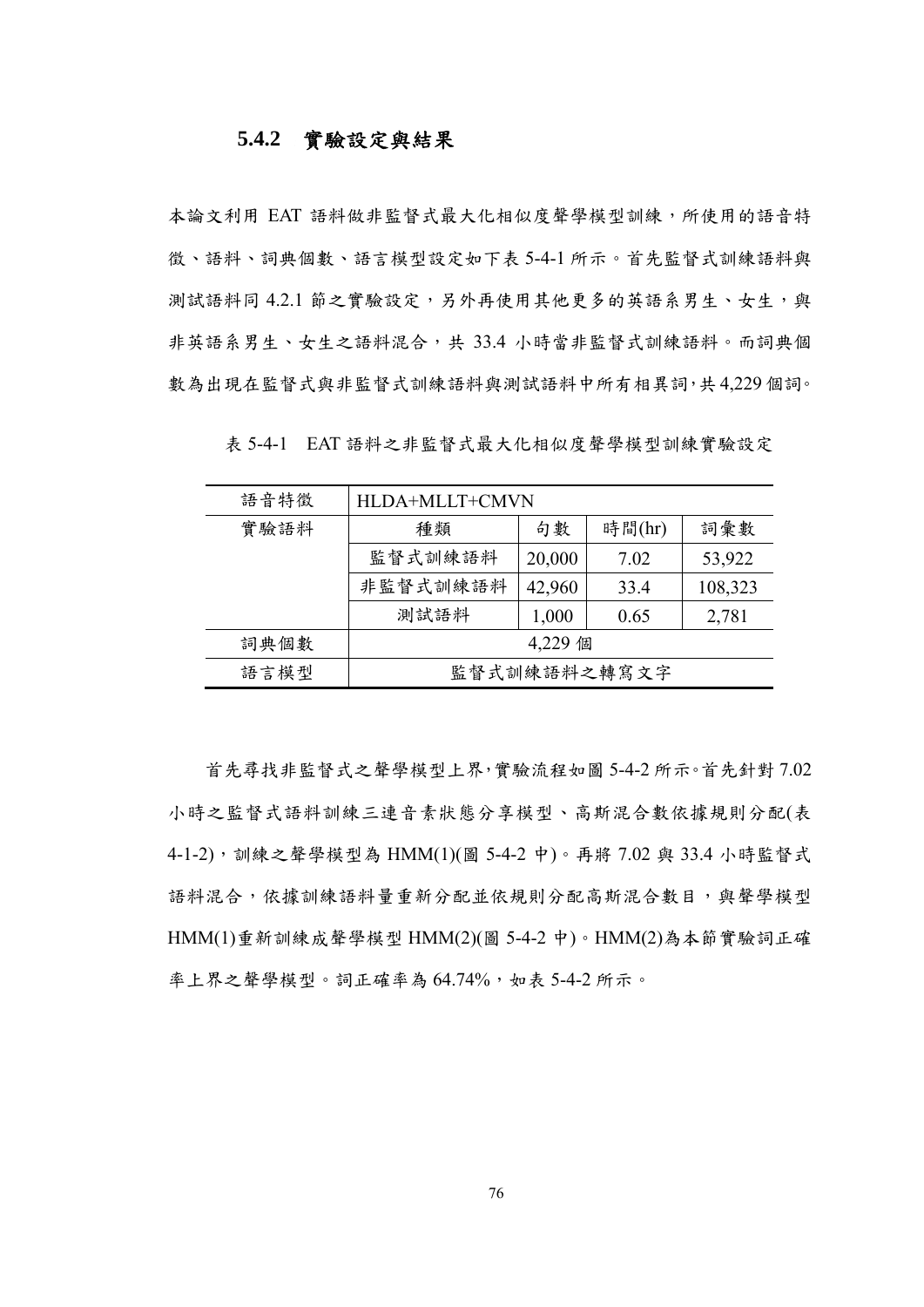### 5.4.2 實驗設定與結果

本論文利用 EAT 語料做非監督式最大化相似度聲學模型訓練，所使用的語音特徵、語料、詞典個數、語言模型設定如下表 5-4-1 所示。首先監督式訓練語料與測試語料同 4.2.1 節之實驗設定，另外再使用其他更多的英語系男生、女生，與非英語系男生、女生之語料混合，共 33.4 小時當非監督式訓練語料。而詞典個數為出現在監督式與非監督式訓練語料與測試語料中所有相異詞，共 4,229 個詞。

表 5-4-1 EAT 語料之非監督式最大化相似度聲學模型訓練實驗設定

| 語音特徵 | HLDA+MLLT+CMVN | | | |
|---|---|---|---|---|
| 實驗語料 | 種類 | 句數 | 時間(hr) | 詞彙數 |
| | 監督式訓練語料 | 20,000 | 7.02 | 53,922 |
| | 非監督式訓練語料 | 42,960 | 33.4 | 108,323 |
| | 測試語料 | 1,000 | 0.65 | 2,781 |
| 詞典個數 | 4,229 個 | | | |
| 語言模型 | 監督式訓練語料之轉寫文字 | | | |

首先尋找非監督式之聲學模型上界，實驗流程如圖 5-4-2 所示。首先針對 7.02 小時之監督式語料訓練三連音素狀態分享模型、高斯混合數依據規則分配(表 4-1-2)，訓練之聲學模型為 HMM(1)(圖 5-4-2 中)。再將 7.02 與 33.4 小時監督式語料混合，依據訓練語料量重新分配並依規則分配高斯混合數目，與聲學模型 HMM(1)重新訓練成聲學模型 HMM(2)(圖 5-4-2 中)。HMM(2)為本節實驗詞正確率上界之聲學模型。詞正確率為 64.74%，如表 5-4-2 所示。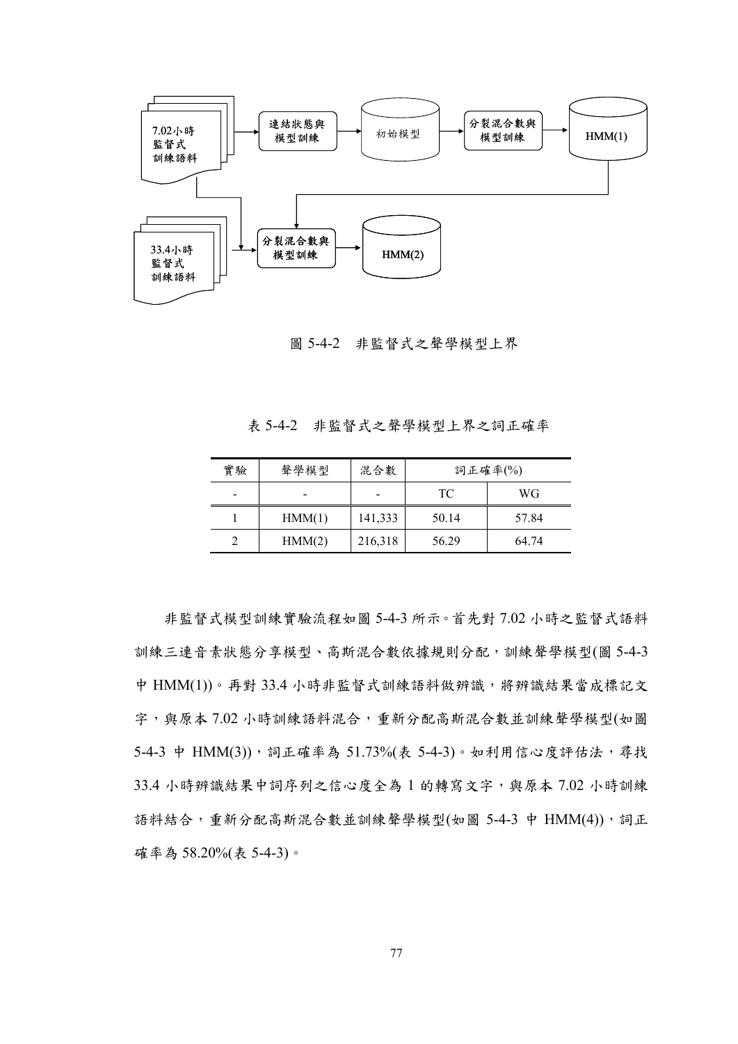7.02小時
監督式
訓練語料

連結狀態與
模型訓練

初始模型

分裂混合數與
模型訓練

HMM(1)

33.4小時
監督式
訓練語料

分裂混合數與
模型訓練

HMM(2)

圖 5-4-2　非監督式之聲學模型上界

表 5-4-2　非監督式之聲學模型上界之詞正確率

| 實驗 | 聲學模型 | 混合數 | 詞正確率(%) | |
|---|---|---|---|---|
| - | - | - | TC | WG |
| 1 | HMM(1) | 141,333 | 50.14 | 57.84 |
| 2 | HMM(2) | 216,318 | 56.29 | 64.74 |

非監督式模型訓練實驗流程如圖 5-4-3 所示。首先對 7.02 小時之監督式語料訓練三連音素狀態分享模型、高斯混合數依據規則分配，訓練聲學模型(圖 5-4-3 中 HMM(1))。再對 33.4 小時非監督式訓練語料做辨識，將辨識結果當成標記文字，與原本 7.02 小時訓練語料混合，重新分配高斯混合數並訓練聲學模型(如圖 5-4-3 中 HMM(3))，詞正確率為 51.73%(表 5-4-3)。如利用信心度評估法，尋找 33.4 小時辨識結果中詞序列之信心度全為 1 的轉寫文字，與原本 7.02 小時訓練語料結合，重新分配高斯混合數並訓練聲學模型(如圖 5-4-3 中 HMM(4))，詞正確率為 58.20%(表 5-4-3)。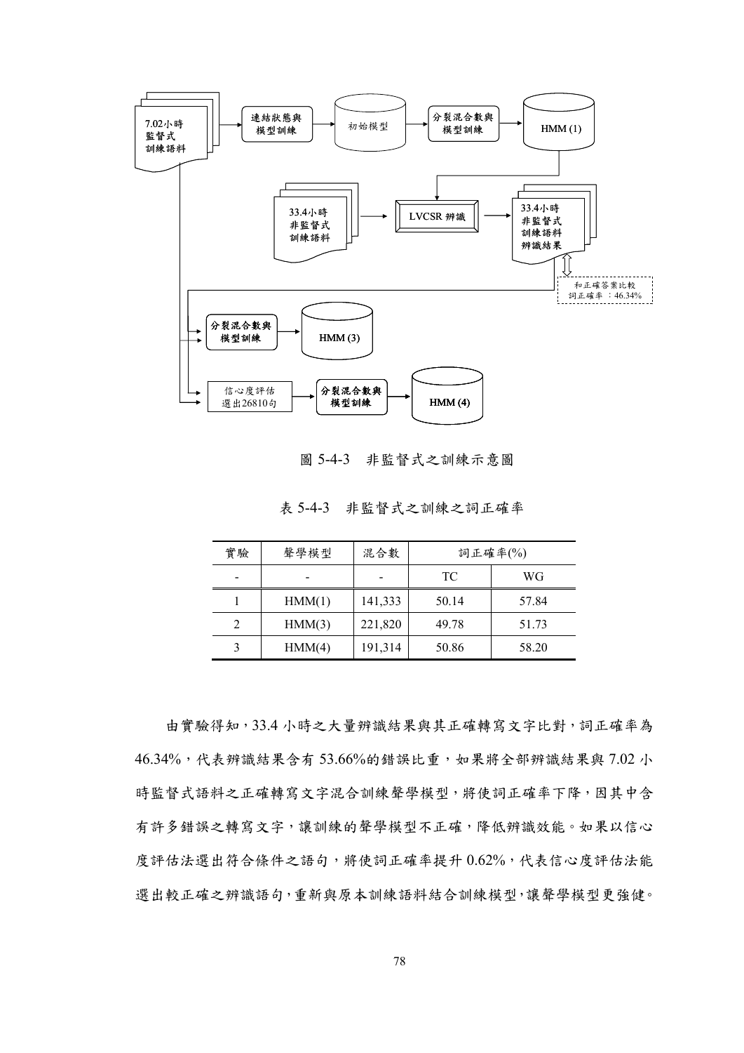圖 5-4-3　非監督式之訓練示意圖

表 5-4-3　非監督式之訓練之詞正確率

| 實驗 | 聲學模型 | 混合數 | 詞正確率(%) | |
|---|---|---|---|---|
| - | - | - | TC | WG |
| 1 | HMM(1) | 141,333 | 50.14 | 57.84 |
| 2 | HMM(3) | 221,820 | 49.78 | 51.73 |
| 3 | HMM(4) | 191,314 | 50.86 | 58.20 |

由實驗得知，33.4 小時之大量辨識結果與其正確轉寫文字比對，詞正確率為 46.34%，代表辨識結果含有 53.66%的錯誤比重，如果將全部辨識結果與 7.02 小時監督式語料之正確轉寫文字混合訓練聲學模型，將使詞正確率下降，因其中含有許多錯誤之轉寫文字，讓訓練的聲學模型不正確，降低辨識效能。如果以信心度評估法選出符合條件之語句，將使詞正確率提升 0.62%，代表信心度評估法能選出較正確之辨識語句，重新與原本訓練語料結合訓練模型，讓聲學模型更強健。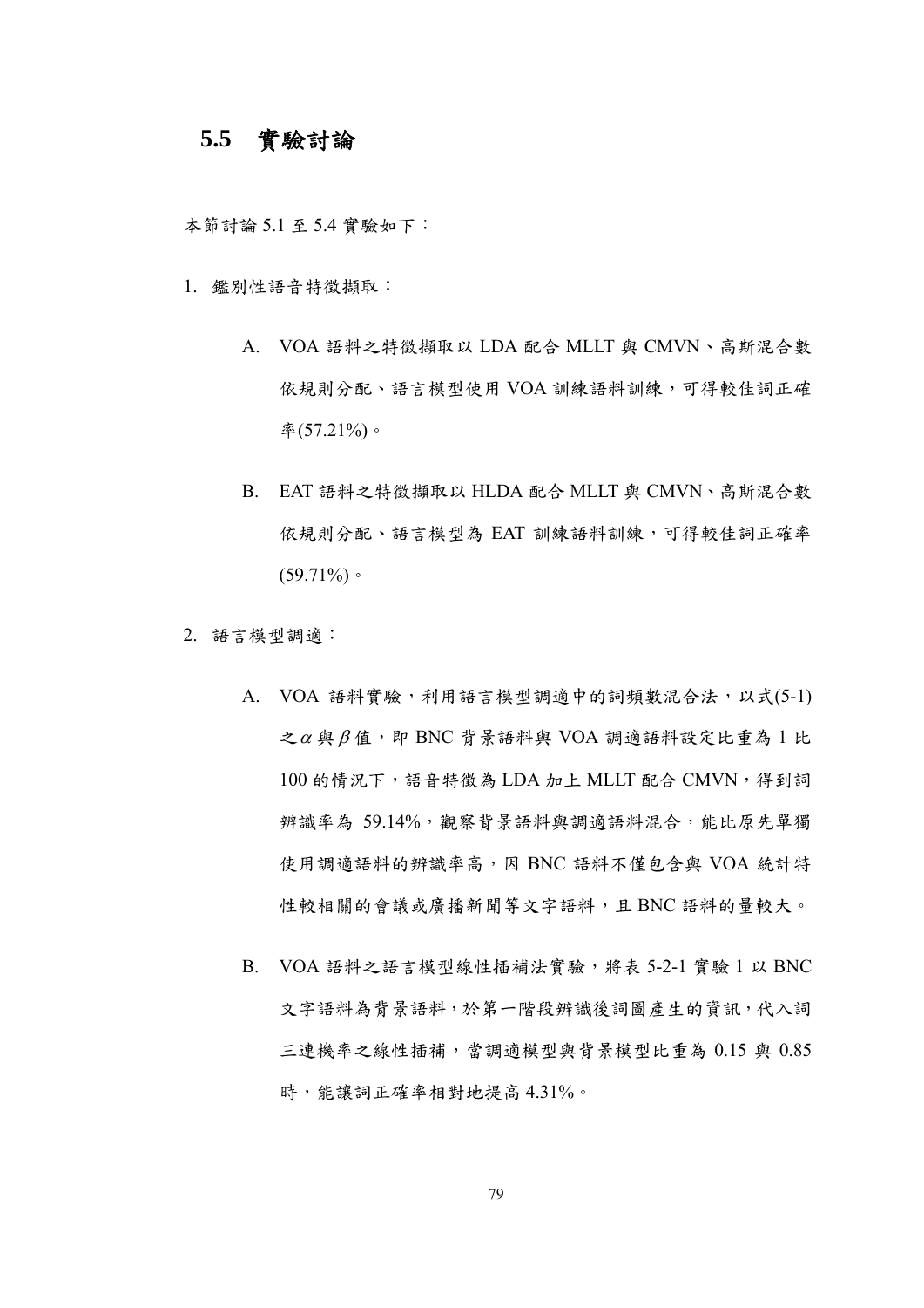## 5.5 實驗討論

本節討論 5.1 至 5.4 實驗如下：

1. 鑑別性語音特徵擷取：

   A. VOA 語料之特徵擷取以 LDA 配合 MLLT 與 CMVN、高斯混合數依規則分配、語言模型使用 VOA 訓練語料訓練，可得較佳詞正確率(57.21%)。

   B. EAT 語料之特徵擷取以 HLDA 配合 MLLT 與 CMVN、高斯混合數依規則分配、語言模型為 EAT 訓練語料訓練，可得較佳詞正確率(59.71%)。

2. 語言模型調適：

   A. VOA 語料實驗，利用語言模型調適中的詞頻數混合法，以式(5-1)之 $\alpha$ 與 $\beta$ 值，即 BNC 背景語料與 VOA 調適語料設定比重為 1 比 100 的情況下，語音特徵為 LDA 加上 MLLT 配合 CMVN，得到詞辨識率為 59.14%，觀察背景語料與調適語料混合，能比原先單獨使用調適語料的辨識率高，因 BNC 語料不僅包含與 VOA 統計特性較相關的會議或廣播新聞等文字語料，且 BNC 語料的量較大。

   B. VOA 語料之語言模型線性插補法實驗，將表 5-2-1 實驗 1 以 BNC 文字語料為背景語料，於第一階段辨識後詞圖產生的資訊，代入詞三連機率之線性插補，當調適模型與背景模型比重為 0.15 與 0.85 時，能讓詞正確率相對地提高 4.31%。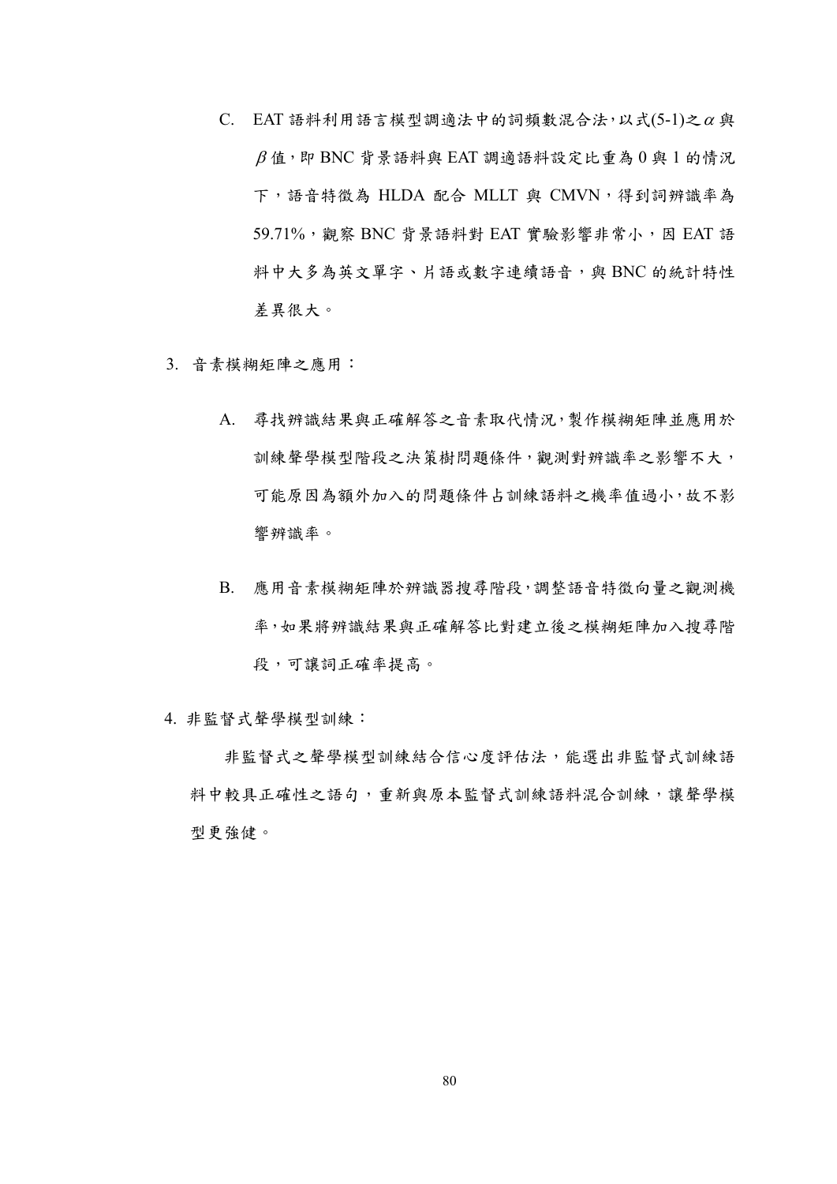C. EAT 語料利用語言模型調適法中的詞頻數混合法，以式(5-1)之 $\alpha$ 與 $\beta$ 值，即 BNC 背景語料與 EAT 調適語料設定比重為 0 與 1 的情況下，語音特徵為 HLDA 配合 MLLT 與 CMVN，得到詞辨識率為 59.71%，觀察 BNC 背景語料對 EAT 實驗影響非常小，因 EAT 語料中大多為英文單字、片語或數字連續語音，與 BNC 的統計特性差異很大。

3. 音素模糊矩陣之應用：

A. 尋找辨識結果與正確解答之音素取代情況，製作模糊矩陣並應用於訓練聲學模型階段之決策樹問題條件，觀測對辨識率之影響不大，可能原因為額外加入的問題條件占訓練語料之機率值過小，故不影響辨識率。

B. 應用音素模糊矩陣於辨識器搜尋階段，調整語音特徵向量之觀測機率，如果將辨識結果與正確解答比對建立後之模糊矩陣加入搜尋階段，可讓詞正確率提高。

4. 非監督式聲學模型訓練：

非監督式之聲學模型訓練結合信心度評估法，能選出非監督式訓練語料中較具正確性之語句，重新與原本監督式訓練語料混合訓練，讓聲學模型更強健。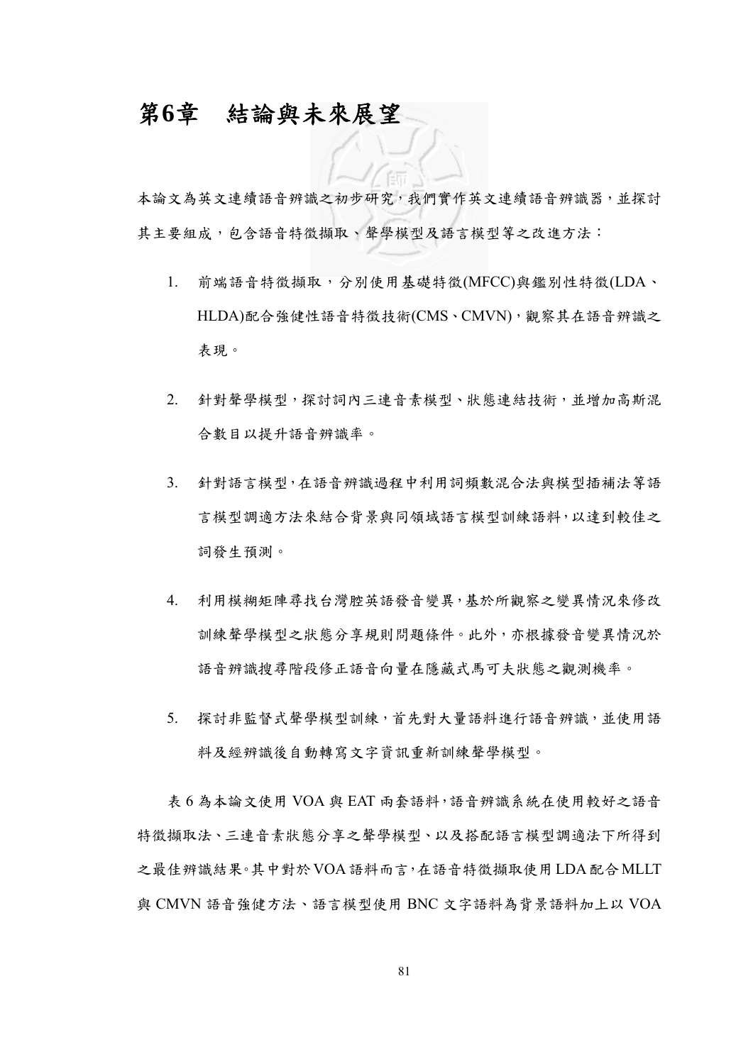# 第6章　結論與未來展望

本論文為英文連續語音辨識之初步研究，我們實作英文連續語音辨識器，並探討其主要組成，包含語音特徵擷取、聲學模型及語言模型等之改進方法：

1. 前端語音特徵擷取，分別使用基礎特徵(MFCC)與鑑別性特徵(LDA、HLDA)配合強健性語音特徵技術(CMS、CMVN)，觀察其在語音辨識之表現。

2. 針對聲學模型，探討詞內三連音素模型、狀態連結技術，並增加高斯混合數目以提升語音辨識率。

3. 針對語言模型，在語音辨識過程中利用詞頻數混合法與模型插補法等語言模型調適方法來結合背景與同領域語言模型訓練語料，以達到較佳之詞發生預測。

4. 利用模糊矩陣尋找台灣腔英語發音變異，基於所觀察之變異情況來修改訓練聲學模型之狀態分享規則問題條件。此外，亦根據發音變異情況於語音辨識搜尋階段修正語音向量在隱藏式馬可夫狀態之觀測機率。

5. 探討非監督式聲學模型訓練，首先對大量語料進行語音辨識，並使用語料及經辨識後自動轉寫文字資訊重新訓練聲學模型。

表 6 為本論文使用 VOA 與 EAT 兩套語料，語音辨識系統在使用較好之語音特徵擷取法、三連音素狀態分享之聲學模型、以及搭配語言模型調適法下所得到之最佳辨識結果。其中對於 VOA 語料而言，在語音特徵擷取使用 LDA 配合 MLLT 與 CMVN 語音強健方法、語言模型使用 BNC 文字語料為背景語料加上以 VOA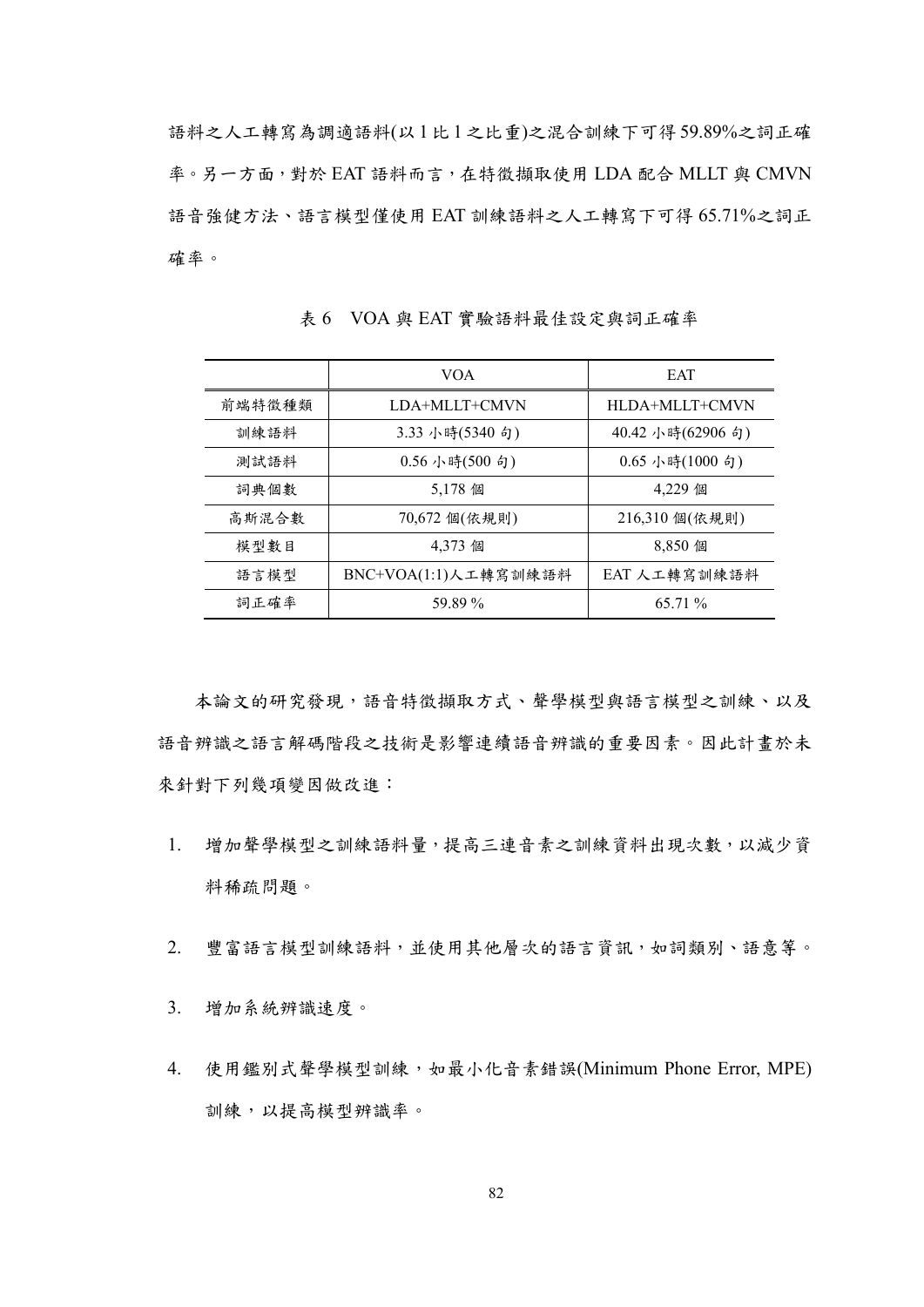語料之人工轉寫為調適語料(以 1 比 1 之比重)之混合訓練下可得 59.89%之詞正確率。另一方面，對於 EAT 語料而言，在特徵擷取使用 LDA 配合 MLLT 與 CMVN 語音強健方法、語言模型僅使用 EAT 訓練語料之人工轉寫下可得 65.71%之詞正確率。

表 6　VOA 與 EAT 實驗語料最佳設定與詞正確率

| | VOA | EAT |
|---|---|---|
| 前端特徵種類 | LDA+MLLT+CMVN | HLDA+MLLT+CMVN |
| 訓練語料 | 3.33 小時(5340 句) | 40.42 小時(62906 句) |
| 測試語料 | 0.56 小時(500 句) | 0.65 小時(1000 句) |
| 詞典個數 | 5,178 個 | 4,229 個 |
| 高斯混合數 | 70,672 個(依規則) | 216,310 個(依規則) |
| 模型數目 | 4,373 個 | 8,850 個 |
| 語言模型 | BNC+VOA(1:1)人工轉寫訓練語料 | EAT 人工轉寫訓練語料 |
| 詞正確率 | 59.89 % | 65.71 % |

本論文的研究發現，語音特徵擷取方式、聲學模型與語言模型之訓練、以及語音辨識之語言解碼階段之技術是影響連續語音辨識的重要因素。因此計畫於未來針對下列幾項變因做改進：

1. 增加聲學模型之訓練語料量，提高三連音素之訓練資料出現次數，以減少資料稀疏問題。
2. 豐富語言模型訓練語料，並使用其他層次的語言資訊，如詞類別、語意等。
3. 增加系統辨識速度。
4. 使用鑑別式聲學模型訓練，如最小化音素錯誤(Minimum Phone Error, MPE)訓練，以提高模型辨識率。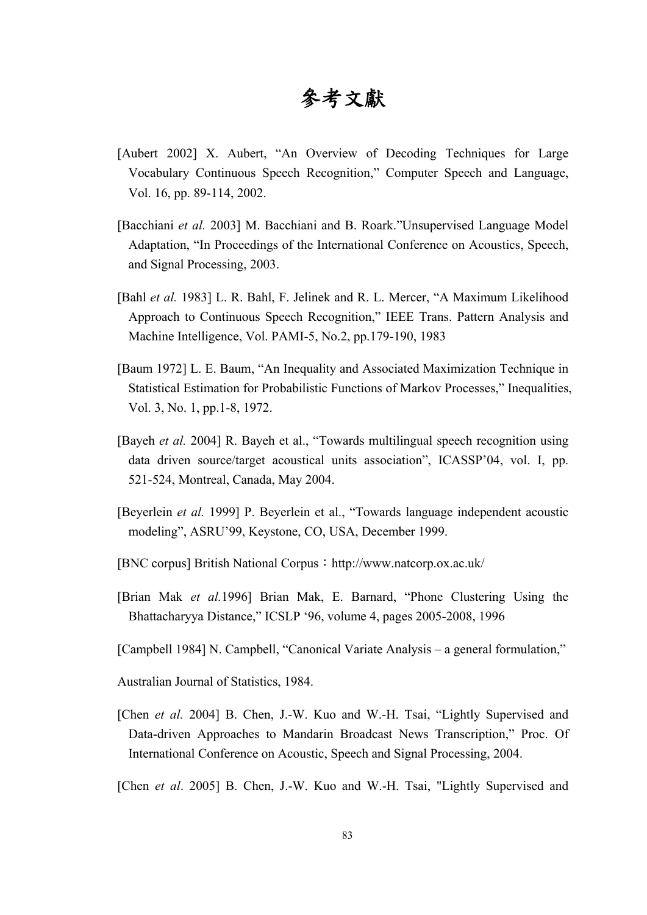# 參考文獻

[Aubert 2002] X. Aubert, “An Overview of Decoding Techniques for Large Vocabulary Continuous Speech Recognition,” Computer Speech and Language, Vol. 16, pp. 89-114, 2002.

[Bacchiani *et al.* 2003] M. Bacchiani and B. Roark.”Unsupervised Language Model Adaptation, “In Proceedings of the International Conference on Acoustics, Speech, and Signal Processing, 2003.

[Bahl *et al.* 1983] L. R. Bahl, F. Jelinek and R. L. Mercer, “A Maximum Likelihood Approach to Continuous Speech Recognition,” IEEE Trans. Pattern Analysis and Machine Intelligence, Vol. PAMI-5, No.2, pp.179-190, 1983

[Baum 1972] L. E. Baum, “An Inequality and Associated Maximization Technique in Statistical Estimation for Probabilistic Functions of Markov Processes,” Inequalities, Vol. 3, No. 1, pp.1-8, 1972.

[Bayeh *et al.* 2004] R. Bayeh et al., “Towards multilingual speech recognition using data driven source/target acoustical units association”, ICASSP’04, vol. I, pp. 521-524, Montreal, Canada, May 2004.

[Beyerlein *et al.* 1999] P. Beyerlein et al., “Towards language independent acoustic modeling”, ASRU’99, Keystone, CO, USA, December 1999.

[BNC corpus] British National Corpus：http://www.natcorp.ox.ac.uk/

[Brian Mak *et al.*1996] Brian Mak, E. Barnard, “Phone Clustering Using the Bhattacharyya Distance,” ICSLP ‘96, volume 4, pages 2005-2008, 1996

[Campbell 1984] N. Campbell, “Canonical Variate Analysis – a general formulation,”

Australian Journal of Statistics, 1984.

[Chen *et al.* 2004] B. Chen, J.-W. Kuo and W.-H. Tsai, “Lightly Supervised and Data-driven Approaches to Mandarin Broadcast News Transcription,” Proc. Of International Conference on Acoustic, Speech and Signal Processing, 2004.

[Chen *et al*. 2005] B. Chen, J.-W. Kuo and W.-H. Tsai, "Lightly Supervised and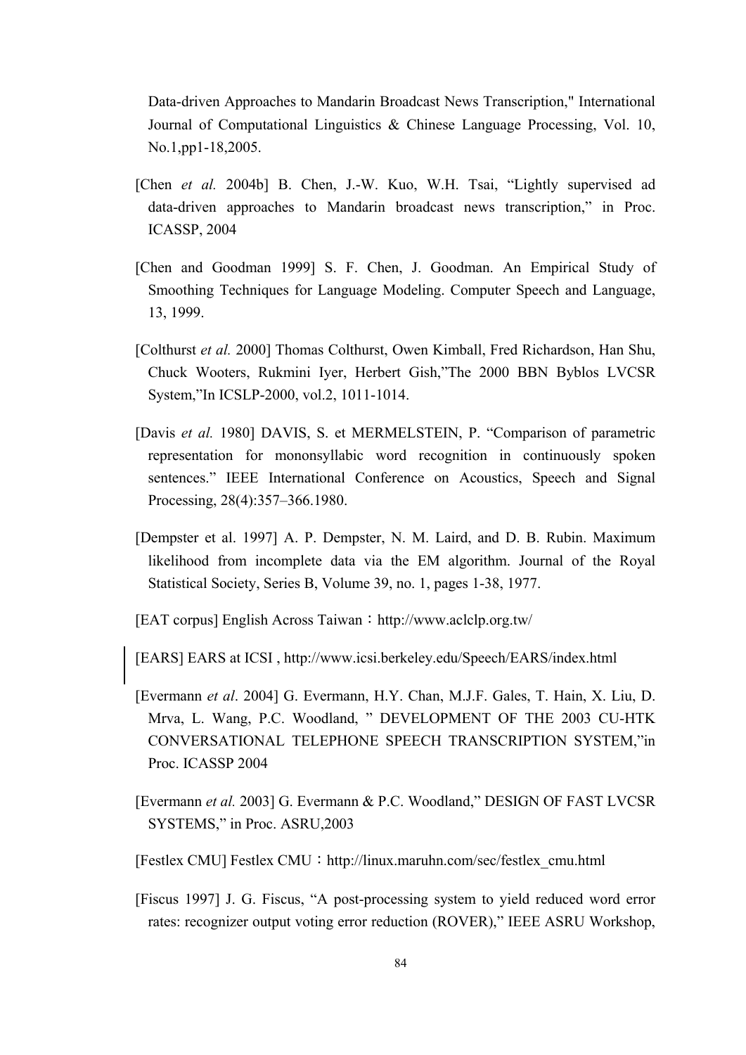Data-driven Approaches to Mandarin Broadcast News Transcription," International Journal of Computational Linguistics & Chinese Language Processing, Vol. 10, No.1,pp1-18,2005.

[Chen *et al.* 2004b] B. Chen, J.-W. Kuo, W.H. Tsai, “Lightly supervised ad data-driven approaches to Mandarin broadcast news transcription,” in Proc. ICASSP, 2004

[Chen and Goodman 1999] S. F. Chen, J. Goodman. An Empirical Study of Smoothing Techniques for Language Modeling. Computer Speech and Language, 13, 1999.

[Colthurst *et al.* 2000] Thomas Colthurst, Owen Kimball, Fred Richardson, Han Shu, Chuck Wooters, Rukmini Iyer, Herbert Gish,”The 2000 BBN Byblos LVCSR System,”In ICSLP-2000, vol.2, 1011-1014.

[Davis *et al.* 1980] DAVIS, S. et MERMELSTEIN, P. “Comparison of parametric representation for monosyllabic word recognition in continuously spoken sentences.” IEEE International Conference on Acoustics, Speech and Signal Processing, 28(4):357–366.1980.

[Dempster et al. 1997] A. P. Dempster, N. M. Laird, and D. B. Rubin. Maximum likelihood from incomplete data via the EM algorithm. Journal of the Royal Statistical Society, Series B, Volume 39, no. 1, pages 1-38, 1977.

[EAT corpus] English Across Taiwan：http://www.aclclp.org.tw/

[EARS] EARS at ICSI , http://www.icsi.berkeley.edu/Speech/EARS/index.html

[Evermann *et al*. 2004] G. Evermann, H.Y. Chan, M.J.F. Gales, T. Hain, X. Liu, D. Mrva, L. Wang, P.C. Woodland, ” DEVELOPMENT OF THE 2003 CU-HTK CONVERSATIONAL TELEPHONE SPEECH TRANSCRIPTION SYSTEM,”in Proc. ICASSP 2004

[Evermann *et al.* 2003] G. Evermann & P.C. Woodland,” DESIGN OF FAST LVCSR SYSTEMS,” in Proc. ASRU,2003

[Festlex CMU] Festlex CMU：http://linux.maruhn.com/sec/festlex_cmu.html

[Fiscus 1997] J. G. Fiscus, “A post-processing system to yield reduced word error rates: recognizer output voting error reduction (ROVER),” IEEE ASRU Workshop,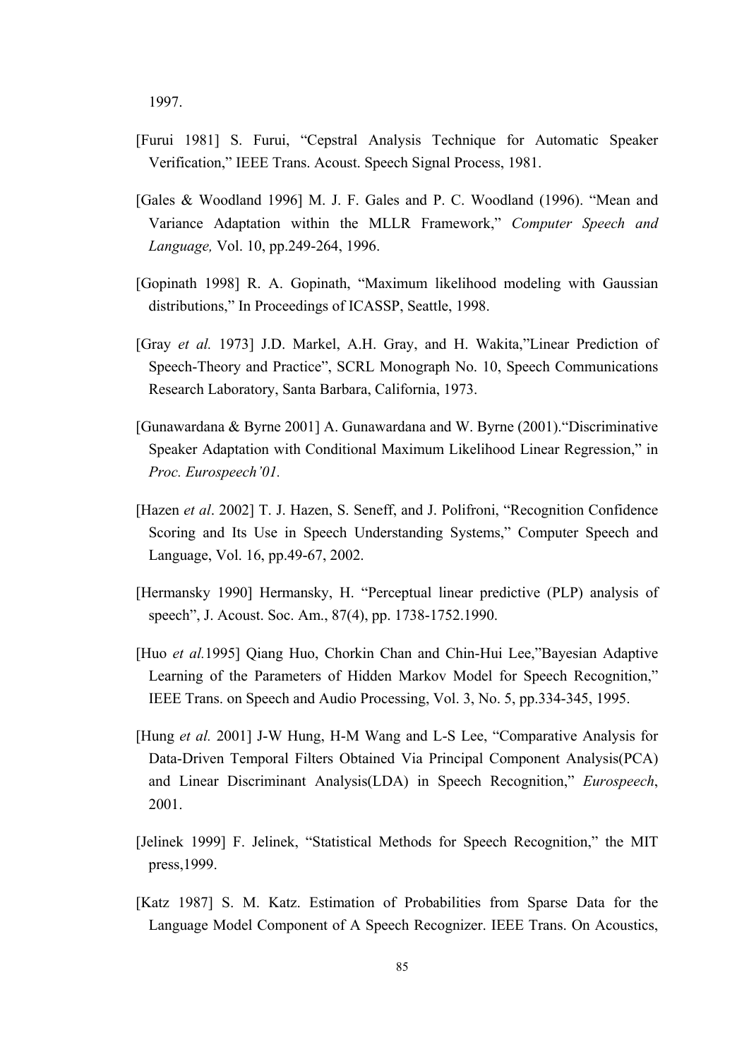1997.

[Furui 1981] S. Furui, "Cepstral Analysis Technique for Automatic Speaker Verification," IEEE Trans. Acoust. Speech Signal Process, 1981.

[Gales & Woodland 1996] M. J. F. Gales and P. C. Woodland (1996). "Mean and Variance Adaptation within the MLLR Framework," *Computer Speech and Language,* Vol. 10, pp.249-264, 1996.

[Gopinath 1998] R. A. Gopinath, "Maximum likelihood modeling with Gaussian distributions," In Proceedings of ICASSP, Seattle, 1998.

[Gray *et al.* 1973] J.D. Markel, A.H. Gray, and H. Wakita,"Linear Prediction of Speech-Theory and Practice", SCRL Monograph No. 10, Speech Communications Research Laboratory, Santa Barbara, California, 1973.

[Gunawardana & Byrne 2001] A. Gunawardana and W. Byrne (2001)."Discriminative Speaker Adaptation with Conditional Maximum Likelihood Linear Regression," in *Proc. Eurospeech'01.*

[Hazen *et al*. 2002] T. J. Hazen, S. Seneff, and J. Polifroni, "Recognition Confidence Scoring and Its Use in Speech Understanding Systems," Computer Speech and Language, Vol. 16, pp.49-67, 2002.

[Hermansky 1990] Hermansky, H. "Perceptual linear predictive (PLP) analysis of speech", J. Acoust. Soc. Am., 87(4), pp. 1738-1752.1990.

[Huo *et al.*1995] Qiang Huo, Chorkin Chan and Chin-Hui Lee,"Bayesian Adaptive Learning of the Parameters of Hidden Markov Model for Speech Recognition," IEEE Trans. on Speech and Audio Processing, Vol. 3, No. 5, pp.334-345, 1995.

[Hung *et al.* 2001] J-W Hung, H-M Wang and L-S Lee, "Comparative Analysis for Data-Driven Temporal Filters Obtained Via Principal Component Analysis(PCA) and Linear Discriminant Analysis(LDA) in Speech Recognition," *Eurospeech*, 2001.

[Jelinek 1999] F. Jelinek, "Statistical Methods for Speech Recognition," the MIT press,1999.

[Katz 1987] S. M. Katz. Estimation of Probabilities from Sparse Data for the Language Model Component of A Speech Recognizer. IEEE Trans. On Acoustics,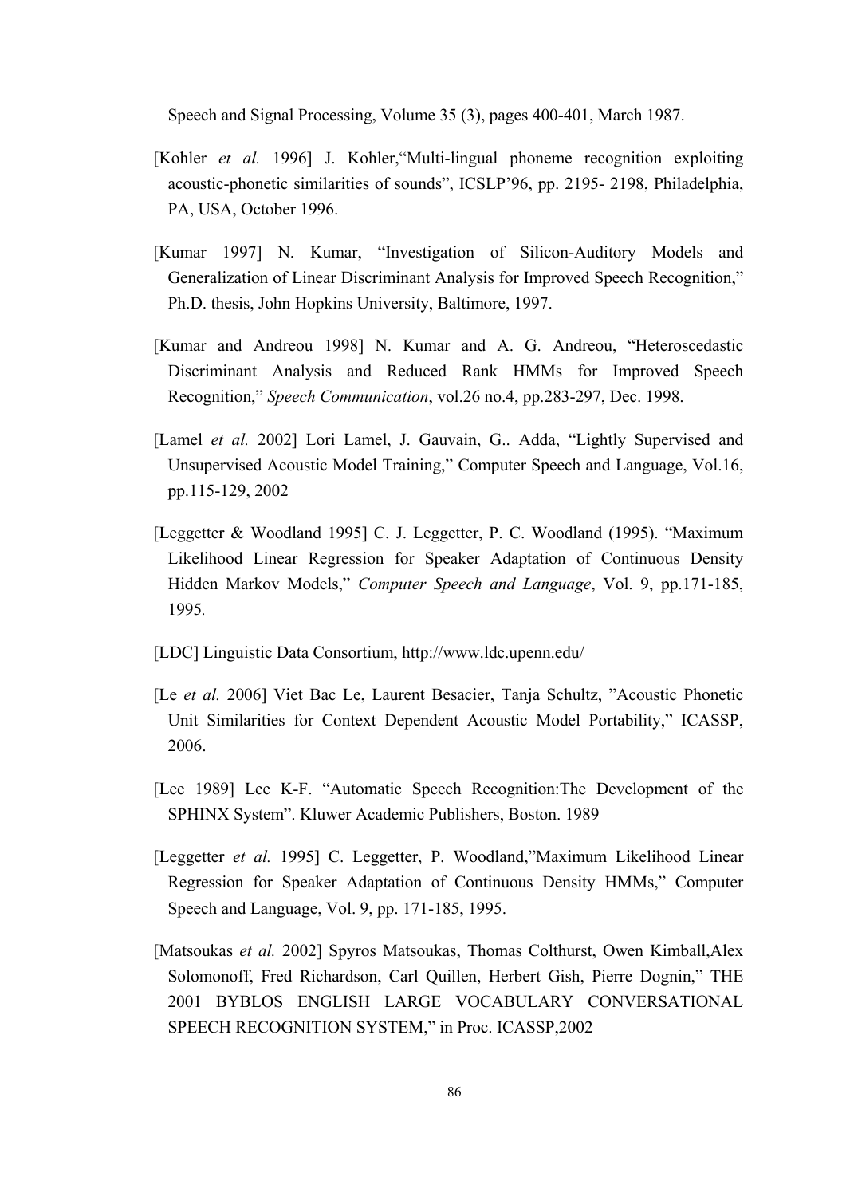Speech and Signal Processing, Volume 35 (3), pages 400-401, March 1987.

[Kohler *et al.* 1996] J. Kohler,“Multi-lingual phoneme recognition exploiting acoustic-phonetic similarities of sounds”, ICSLP’96, pp. 2195- 2198, Philadelphia, PA, USA, October 1996.

[Kumar 1997] N. Kumar, “Investigation of Silicon-Auditory Models and Generalization of Linear Discriminant Analysis for Improved Speech Recognition,” Ph.D. thesis, John Hopkins University, Baltimore, 1997.

[Kumar and Andreou 1998] N. Kumar and A. G. Andreou, “Heteroscedastic Discriminant Analysis and Reduced Rank HMMs for Improved Speech Recognition,” *Speech Communication*, vol.26 no.4, pp.283-297, Dec. 1998.

[Lamel *et al.* 2002] Lori Lamel, J. Gauvain, G.. Adda, “Lightly Supervised and Unsupervised Acoustic Model Training,” Computer Speech and Language, Vol.16, pp.115-129, 2002

[Leggetter & Woodland 1995] C. J. Leggetter, P. C. Woodland (1995). “Maximum Likelihood Linear Regression for Speaker Adaptation of Continuous Density Hidden Markov Models,” *Computer Speech and Language*, Vol. 9, pp.171-185, 1995.

[LDC] Linguistic Data Consortium, http://www.ldc.upenn.edu/

[Le *et al.* 2006] Viet Bac Le, Laurent Besacier, Tanja Schultz, ”Acoustic Phonetic Unit Similarities for Context Dependent Acoustic Model Portability,” ICASSP, 2006.

[Lee 1989] Lee K-F. “Automatic Speech Recognition:The Development of the SPHINX System”. Kluwer Academic Publishers, Boston. 1989

[Leggetter *et al.* 1995] C. Leggetter, P. Woodland,”Maximum Likelihood Linear Regression for Speaker Adaptation of Continuous Density HMMs,” Computer Speech and Language, Vol. 9, pp. 171-185, 1995.

[Matsoukas *et al.* 2002] Spyros Matsoukas, Thomas Colthurst, Owen Kimball,Alex Solomonoff, Fred Richardson, Carl Quillen, Herbert Gish, Pierre Dognin,” THE 2001 BYBLOS ENGLISH LARGE VOCABULARY CONVERSATIONAL SPEECH RECOGNITION SYSTEM,” in Proc. ICASSP,2002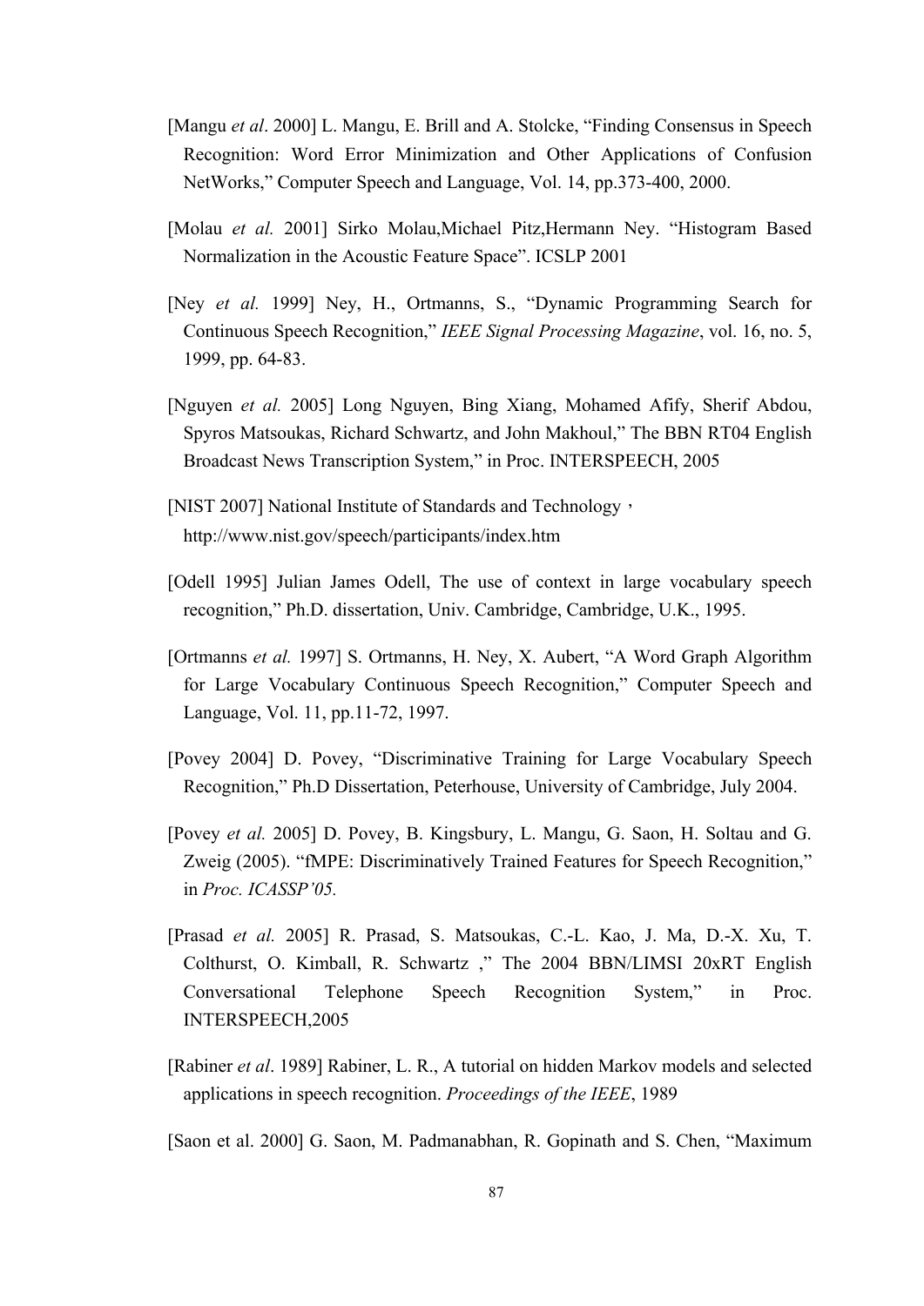[Mangu *et al*. 2000] L. Mangu, E. Brill and A. Stolcke, "Finding Consensus in Speech Recognition: Word Error Minimization and Other Applications of Confusion NetWorks," Computer Speech and Language, Vol. 14, pp.373-400, 2000.

[Molau *et al.* 2001] Sirko Molau,Michael Pitz,Hermann Ney. "Histogram Based Normalization in the Acoustic Feature Space". ICSLP 2001

[Ney *et al.* 1999] Ney, H., Ortmanns, S., "Dynamic Programming Search for Continuous Speech Recognition," *IEEE Signal Processing Magazine*, vol. 16, no. 5, 1999, pp. 64-83.

[Nguyen *et al.* 2005] Long Nguyen, Bing Xiang, Mohamed Afify, Sherif Abdou, Spyros Matsoukas, Richard Schwartz, and John Makhoul," The BBN RT04 English Broadcast News Transcription System," in Proc. INTERSPEECH, 2005

[NIST 2007] National Institute of Standards and Technology，http://www.nist.gov/speech/participants/index.htm

[Odell 1995] Julian James Odell, The use of context in large vocabulary speech recognition," Ph.D. dissertation, Univ. Cambridge, Cambridge, U.K., 1995.

[Ortmanns *et al.* 1997] S. Ortmanns, H. Ney, X. Aubert, "A Word Graph Algorithm for Large Vocabulary Continuous Speech Recognition," Computer Speech and Language, Vol. 11, pp.11-72, 1997.

[Povey 2004] D. Povey, "Discriminative Training for Large Vocabulary Speech Recognition," Ph.D Dissertation, Peterhouse, University of Cambridge, July 2004.

[Povey *et al.* 2005] D. Povey, B. Kingsbury, L. Mangu, G. Saon, H. Soltau and G. Zweig (2005). "fMPE: Discriminatively Trained Features for Speech Recognition," in *Proc. ICASSP'05.*

[Prasad *et al.* 2005] R. Prasad, S. Matsoukas, C.-L. Kao, J. Ma, D.-X. Xu, T. Colthurst, O. Kimball, R. Schwartz ," The 2004 BBN/LIMSI 20xRT English Conversational Telephone Speech Recognition System," in Proc. INTERSPEECH,2005

[Rabiner *et al*. 1989] Rabiner, L. R., A tutorial on hidden Markov models and selected applications in speech recognition. *Proceedings of the IEEE*, 1989

[Saon et al. 2000] G. Saon, M. Padmanabhan, R. Gopinath and S. Chen, "Maximum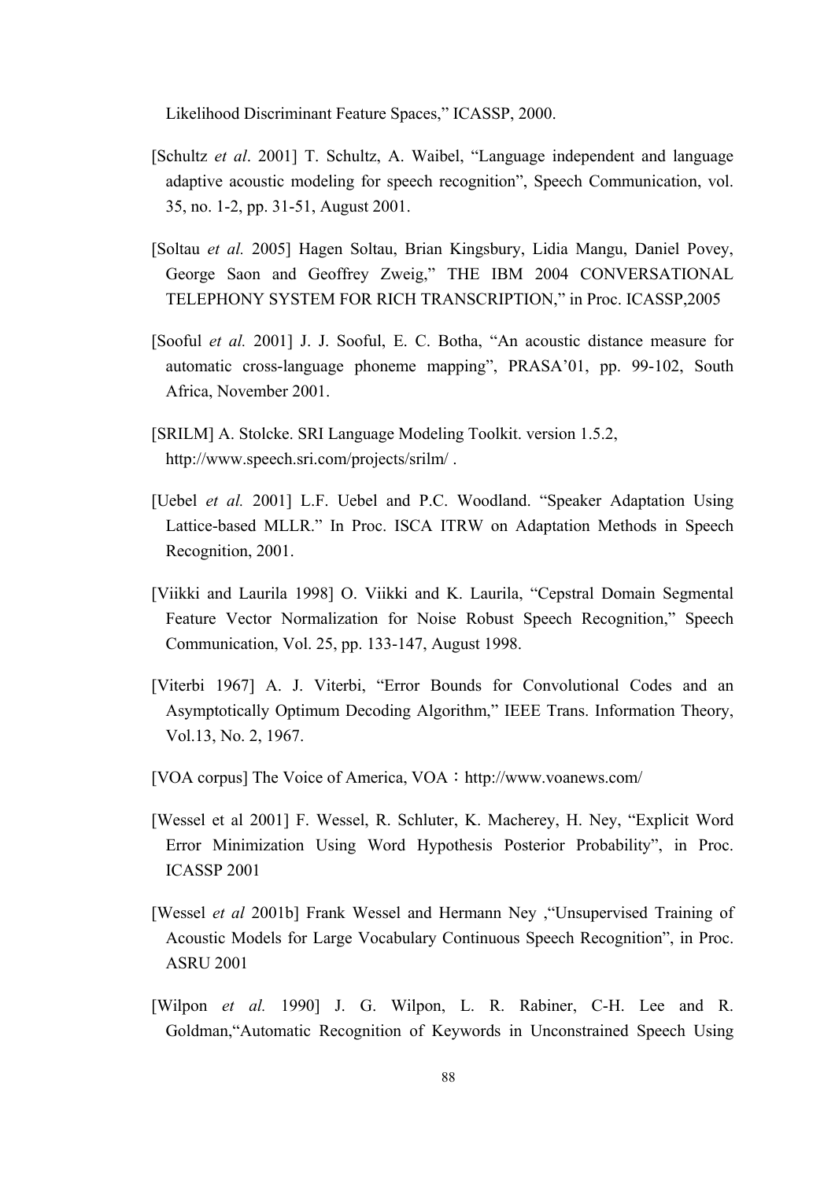Likelihood Discriminant Feature Spaces," ICASSP, 2000.

[Schultz *et al*. 2001] T. Schultz, A. Waibel, "Language independent and language adaptive acoustic modeling for speech recognition", Speech Communication, vol. 35, no. 1-2, pp. 31-51, August 2001.

[Soltau *et al.* 2005] Hagen Soltau, Brian Kingsbury, Lidia Mangu, Daniel Povey, George Saon and Geoffrey Zweig," THE IBM 2004 CONVERSATIONAL TELEPHONY SYSTEM FOR RICH TRANSCRIPTION," in Proc. ICASSP,2005

[Sooful *et al.* 2001] J. J. Sooful, E. C. Botha, "An acoustic distance measure for automatic cross-language phoneme mapping", PRASA'01, pp. 99-102, South Africa, November 2001.

[SRILM] A. Stolcke. SRI Language Modeling Toolkit. version 1.5.2, http://www.speech.sri.com/projects/srilm/ .

[Uebel *et al.* 2001] L.F. Uebel and P.C. Woodland. "Speaker Adaptation Using Lattice-based MLLR." In Proc. ISCA ITRW on Adaptation Methods in Speech Recognition, 2001.

[Viikki and Laurila 1998] O. Viikki and K. Laurila, "Cepstral Domain Segmental Feature Vector Normalization for Noise Robust Speech Recognition," Speech Communication, Vol. 25, pp. 133-147, August 1998.

[Viterbi 1967] A. J. Viterbi, "Error Bounds for Convolutional Codes and an Asymptotically Optimum Decoding Algorithm," IEEE Trans. Information Theory, Vol.13, No. 2, 1967.

[VOA corpus] The Voice of America, VOA：http://www.voanews.com/

[Wessel et al 2001] F. Wessel, R. Schluter, K. Macherey, H. Ney, "Explicit Word Error Minimization Using Word Hypothesis Posterior Probability", in Proc. ICASSP 2001

[Wessel *et al* 2001b] Frank Wessel and Hermann Ney ,"Unsupervised Training of Acoustic Models for Large Vocabulary Continuous Speech Recognition", in Proc. ASRU 2001

[Wilpon *et al.* 1990] J. G. Wilpon, L. R. Rabiner, C-H. Lee and R. Goldman,"Automatic Recognition of Keywords in Unconstrained Speech Using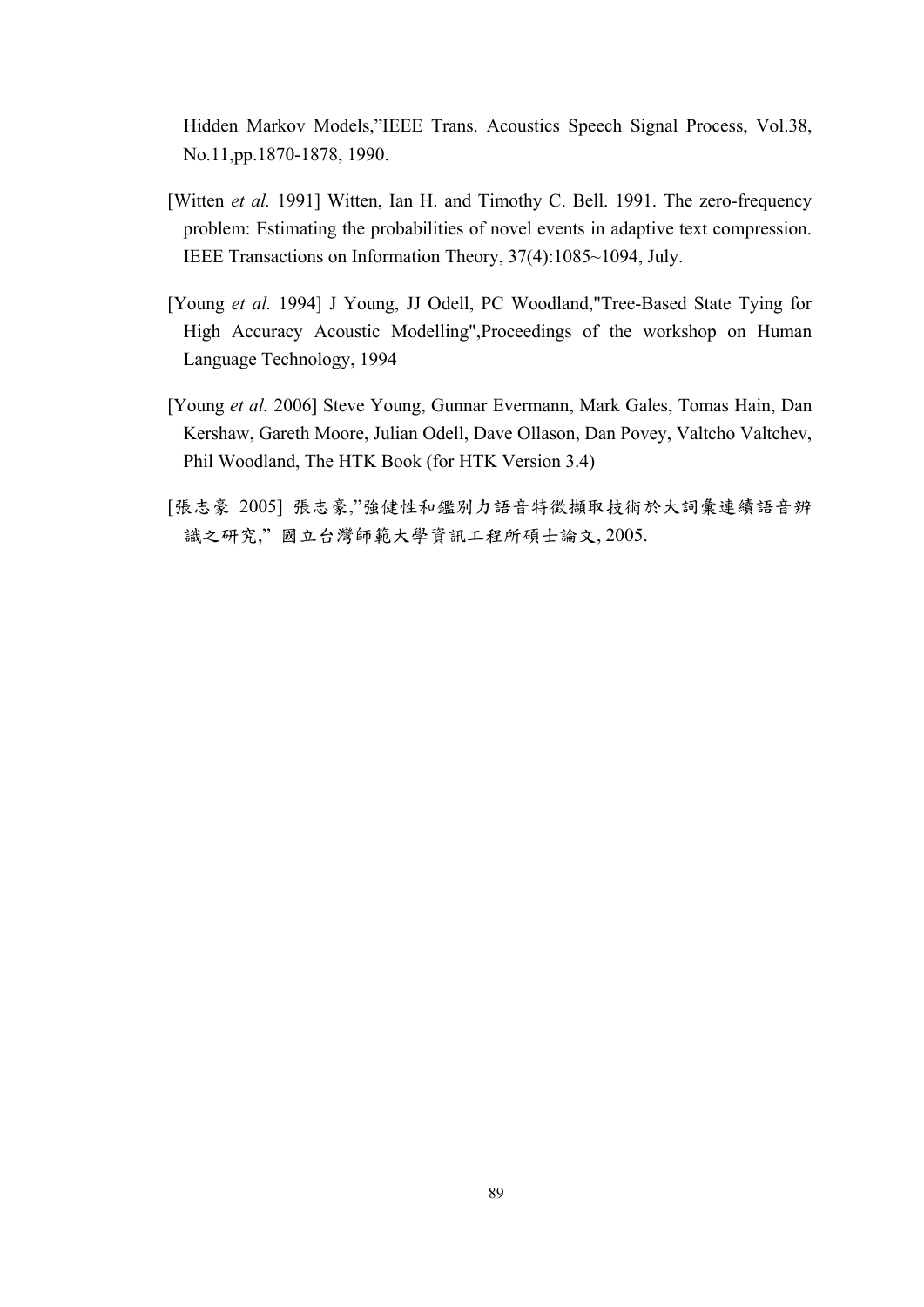Hidden Markov Models,"IEEE Trans. Acoustics Speech Signal Process, Vol.38, No.11,pp.1870-1878, 1990.

[Witten *et al.* 1991] Witten, Ian H. and Timothy C. Bell. 1991. The zero-frequency problem: Estimating the probabilities of novel events in adaptive text compression. IEEE Transactions on Information Theory, 37(4):1085~1094, July.

[Young *et al.* 1994] J Young, JJ Odell, PC Woodland,"Tree-Based State Tying for High Accuracy Acoustic Modelling",Proceedings of the workshop on Human Language Technology, 1994

[Young *et al.* 2006] Steve Young, Gunnar Evermann, Mark Gales, Tomas Hain, Dan Kershaw, Gareth Moore, Julian Odell, Dave Ollason, Dan Povey, Valtcho Valtchev, Phil Woodland, The HTK Book (for HTK Version 3.4)

[張志豪 2005] 張志豪,"強健性和鑑別力語音特徵擷取技術於大詞彙連續語音辨識之研究," 國立台灣師範大學資訊工程所碩士論文, 2005.